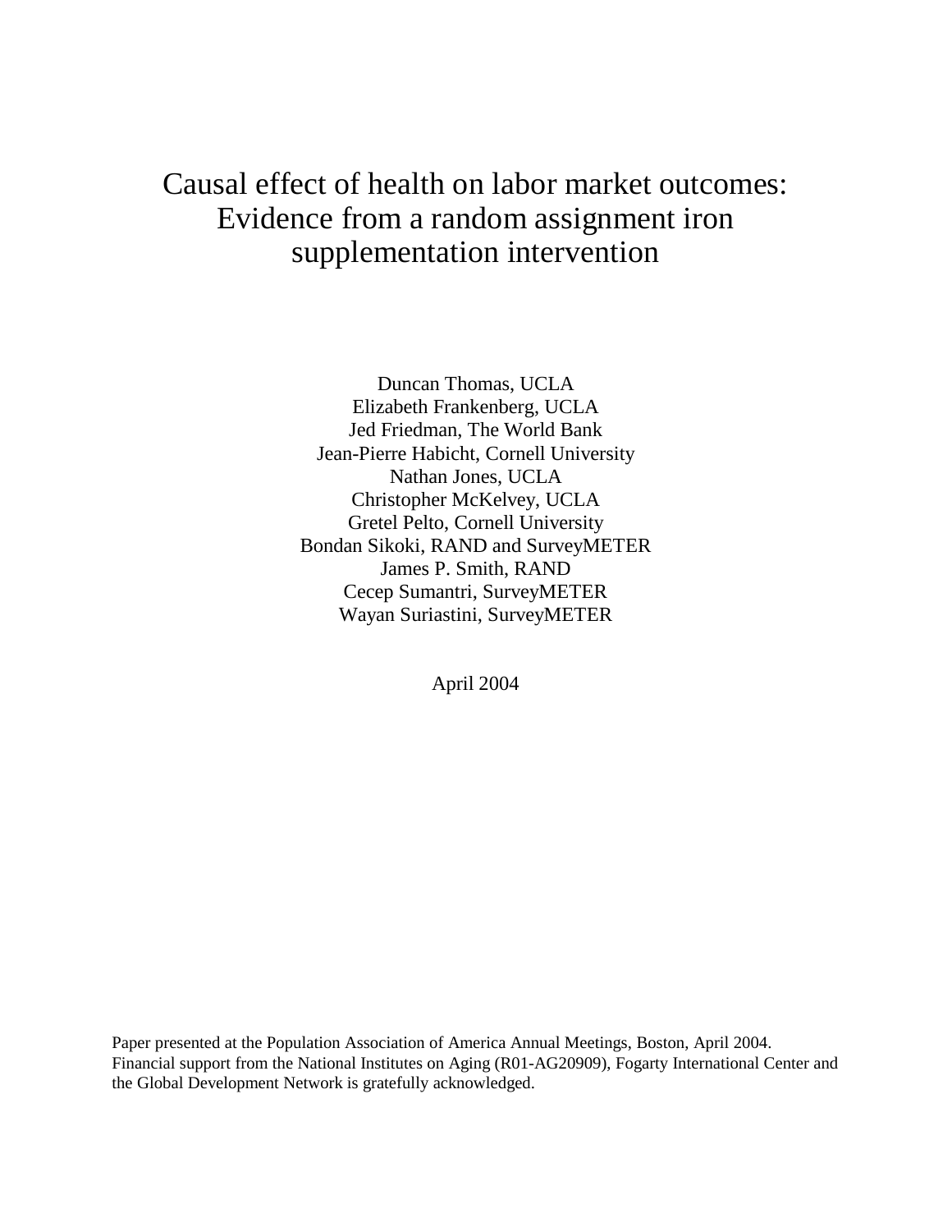# Causal effect of health on labor market outcomes: Evidence from a random assignment iron supplementation intervention

Duncan Thomas, UCLA  
Elizabeth Frankenberg, UCLA  
Jed Friedman, The World Bank  
Jean-Pierre Habicht, Cornell University  
Nathan Jones, UCLA  
Christopher McKelvey, UCLA  
Gretel Pelto, Cornell University  
Bondan Sikoki, RAND and SurveyMETER  
James P. Smith, RAND  
Cecep Sumantri, SurveyMETER  
Wayan Suriastini, SurveyMETER

April 2004

Paper presented at the Population Association of America Annual Meetings, Boston, April 2004.  
Financial support from the National Institutes on Aging (R01-AG20909), Fogarty International Center and the Global Development Network is gratefully acknowledged.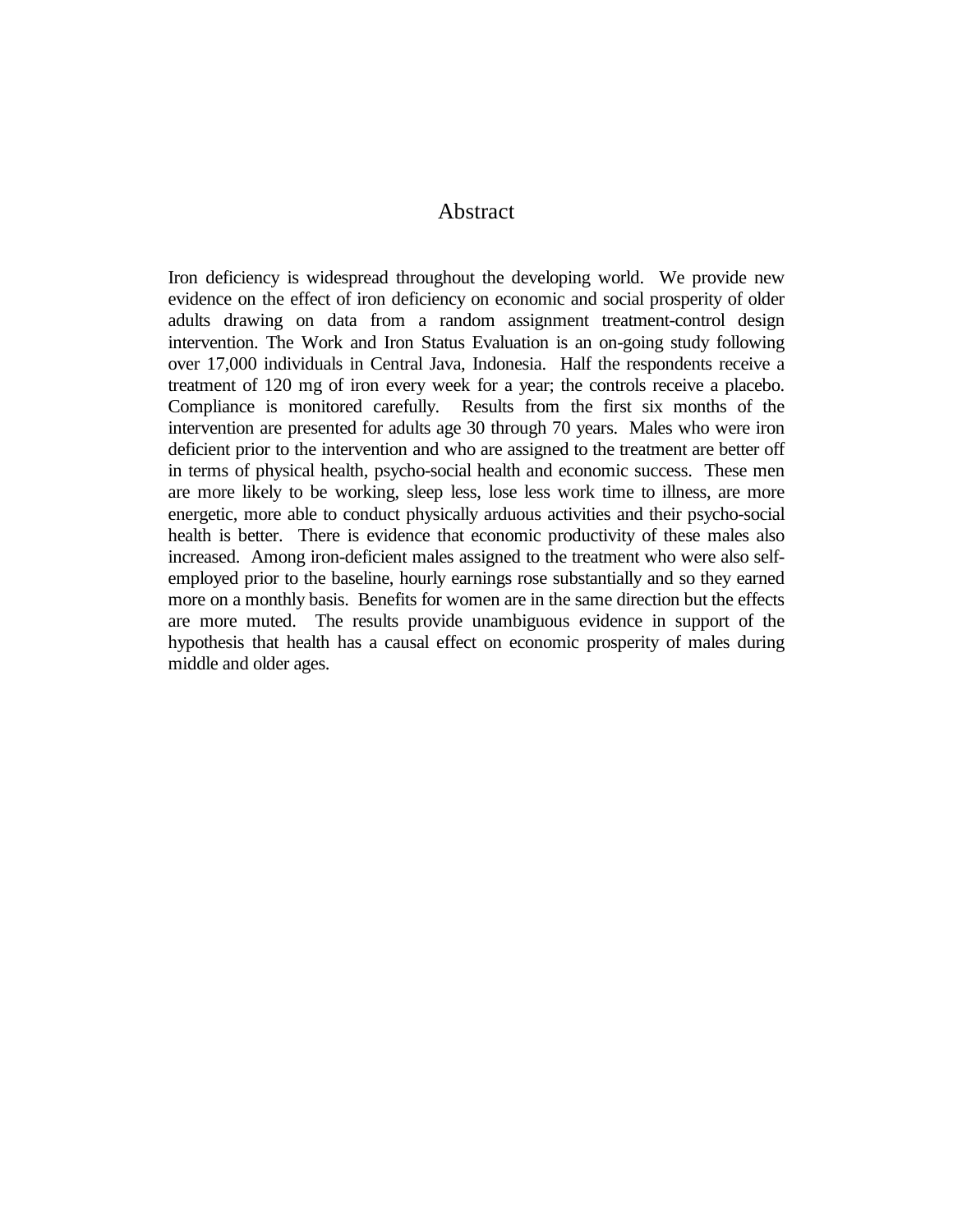## Abstract

Iron deficiency is widespread throughout the developing world. We provide new evidence on the effect of iron deficiency on economic and social prosperity of older adults drawing on data from a random assignment treatment-control design intervention. The Work and Iron Status Evaluation is an on-going study following over 17,000 individuals in Central Java, Indonesia. Half the respondents receive a treatment of 120 mg of iron every week for a year; the controls receive a placebo. Compliance is monitored carefully. Results from the first six months of the intervention are presented for adults age 30 through 70 years. Males who were iron deficient prior to the intervention and who are assigned to the treatment are better off in terms of physical health, psycho-social health and economic success. These men are more likely to be working, sleep less, lose less work time to illness, are more energetic, more able to conduct physically arduous activities and their psycho-social health is better. There is evidence that economic productivity of these males also increased. Among iron-deficient males assigned to the treatment who were also self-employed prior to the baseline, hourly earnings rose substantially and so they earned more on a monthly basis. Benefits for women are in the same direction but the effects are more muted. The results provide unambiguous evidence in support of the hypothesis that health has a causal effect on economic prosperity of males during middle and older ages.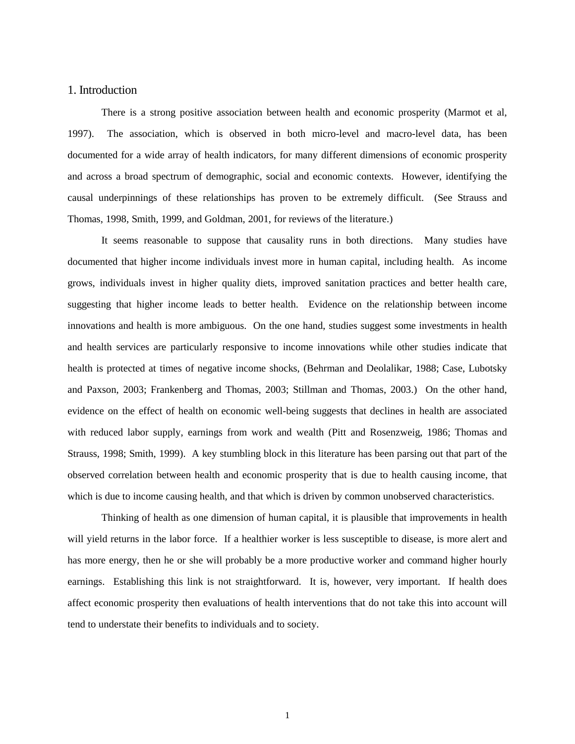## 1. Introduction

There is a strong positive association between health and economic prosperity (Marmot et al, 1997). The association, which is observed in both micro-level and macro-level data, has been documented for a wide array of health indicators, for many different dimensions of economic prosperity and across a broad spectrum of demographic, social and economic contexts. However, identifying the causal underpinnings of these relationships has proven to be extremely difficult. (See Strauss and Thomas, 1998, Smith, 1999, and Goldman, 2001, for reviews of the literature.)

It seems reasonable to suppose that causality runs in both directions. Many studies have documented that higher income individuals invest more in human capital, including health. As income grows, individuals invest in higher quality diets, improved sanitation practices and better health care, suggesting that higher income leads to better health. Evidence on the relationship between income innovations and health is more ambiguous. On the one hand, studies suggest some investments in health and health services are particularly responsive to income innovations while other studies indicate that health is protected at times of negative income shocks, (Behrman and Deolalikar, 1988; Case, Lubotsky and Paxson, 2003; Frankenberg and Thomas, 2003; Stillman and Thomas, 2003.) On the other hand, evidence on the effect of health on economic well-being suggests that declines in health are associated with reduced labor supply, earnings from work and wealth (Pitt and Rosenzweig, 1986; Thomas and Strauss, 1998; Smith, 1999). A key stumbling block in this literature has been parsing out that part of the observed correlation between health and economic prosperity that is due to health causing income, that which is due to income causing health, and that which is driven by common unobserved characteristics.

Thinking of health as one dimension of human capital, it is plausible that improvements in health will yield returns in the labor force. If a healthier worker is less susceptible to disease, is more alert and has more energy, then he or she will probably be a more productive worker and command higher hourly earnings. Establishing this link is not straightforward. It is, however, very important. If health does affect economic prosperity then evaluations of health interventions that do not take this into account will tend to understate their benefits to individuals and to society.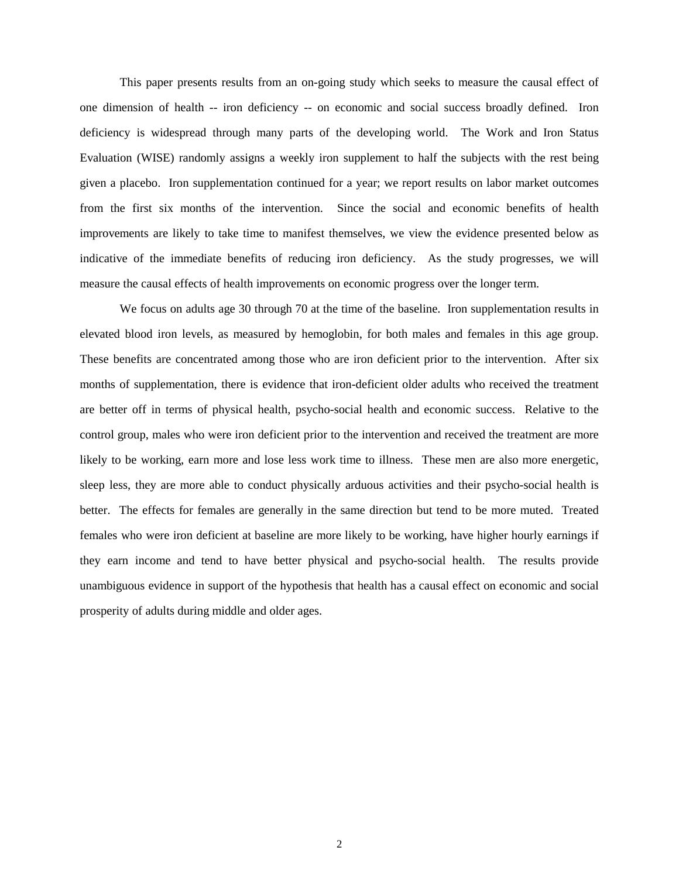This paper presents results from an on-going study which seeks to measure the causal effect of one dimension of health -- iron deficiency -- on economic and social success broadly defined. Iron deficiency is widespread through many parts of the developing world. The Work and Iron Status Evaluation (WISE) randomly assigns a weekly iron supplement to half the subjects with the rest being given a placebo. Iron supplementation continued for a year; we report results on labor market outcomes from the first six months of the intervention. Since the social and economic benefits of health improvements are likely to take time to manifest themselves, we view the evidence presented below as indicative of the immediate benefits of reducing iron deficiency. As the study progresses, we will measure the causal effects of health improvements on economic progress over the longer term.

We focus on adults age 30 through 70 at the time of the baseline. Iron supplementation results in elevated blood iron levels, as measured by hemoglobin, for both males and females in this age group. These benefits are concentrated among those who are iron deficient prior to the intervention. After six months of supplementation, there is evidence that iron-deficient older adults who received the treatment are better off in terms of physical health, psycho-social health and economic success. Relative to the control group, males who were iron deficient prior to the intervention and received the treatment are more likely to be working, earn more and lose less work time to illness. These men are also more energetic, sleep less, they are more able to conduct physically arduous activities and their psycho-social health is better. The effects for females are generally in the same direction but tend to be more muted. Treated females who were iron deficient at baseline are more likely to be working, have higher hourly earnings if they earn income and tend to have better physical and psycho-social health. The results provide unambiguous evidence in support of the hypothesis that health has a causal effect on economic and social prosperity of adults during middle and older ages.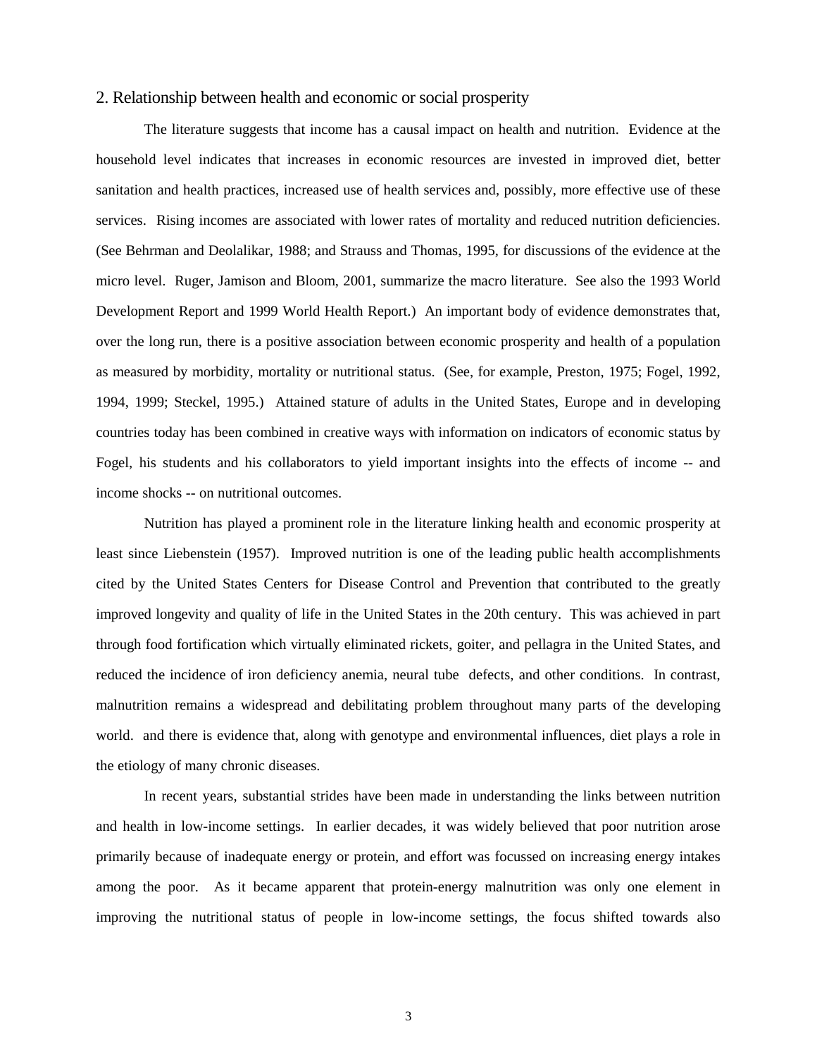## 2. Relationship between health and economic or social prosperity

The literature suggests that income has a causal impact on health and nutrition. Evidence at the household level indicates that increases in economic resources are invested in improved diet, better sanitation and health practices, increased use of health services and, possibly, more effective use of these services. Rising incomes are associated with lower rates of mortality and reduced nutrition deficiencies. (See Behrman and Deolalikar, 1988; and Strauss and Thomas, 1995, for discussions of the evidence at the micro level. Ruger, Jamison and Bloom, 2001, summarize the macro literature. See also the 1993 World Development Report and 1999 World Health Report.) An important body of evidence demonstrates that, over the long run, there is a positive association between economic prosperity and health of a population as measured by morbidity, mortality or nutritional status. (See, for example, Preston, 1975; Fogel, 1992, 1994, 1999; Steckel, 1995.) Attained stature of adults in the United States, Europe and in developing countries today has been combined in creative ways with information on indicators of economic status by Fogel, his students and his collaborators to yield important insights into the effects of income -- and income shocks -- on nutritional outcomes.

Nutrition has played a prominent role in the literature linking health and economic prosperity at least since Liebenstein (1957). Improved nutrition is one of the leading public health accomplishments cited by the United States Centers for Disease Control and Prevention that contributed to the greatly improved longevity and quality of life in the United States in the 20th century. This was achieved in part through food fortification which virtually eliminated rickets, goiter, and pellagra in the United States, and reduced the incidence of iron deficiency anemia, neural tube defects, and other conditions. In contrast, malnutrition remains a widespread and debilitating problem throughout many parts of the developing world. and there is evidence that, along with genotype and environmental influences, diet plays a role in the etiology of many chronic diseases.

In recent years, substantial strides have been made in understanding the links between nutrition and health in low-income settings. In earlier decades, it was widely believed that poor nutrition arose primarily because of inadequate energy or protein, and effort was focussed on increasing energy intakes among the poor. As it became apparent that protein-energy malnutrition was only one element in improving the nutritional status of people in low-income settings, the focus shifted towards also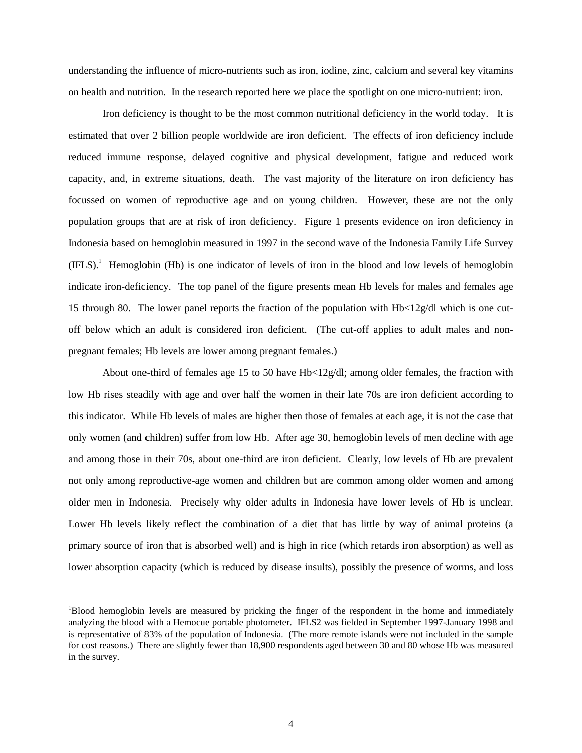understanding the influence of micro-nutrients such as iron, iodine, zinc, calcium and several key vitamins on health and nutrition. In the research reported here we place the spotlight on one micro-nutrient: iron.

Iron deficiency is thought to be the most common nutritional deficiency in the world today. It is estimated that over 2 billion people worldwide are iron deficient. The effects of iron deficiency include reduced immune response, delayed cognitive and physical development, fatigue and reduced work capacity, and, in extreme situations, death. The vast majority of the literature on iron deficiency has focussed on women of reproductive age and on young children. However, these are not the only population groups that are at risk of iron deficiency. Figure 1 presents evidence on iron deficiency in Indonesia based on hemoglobin measured in 1997 in the second wave of the Indonesia Family Life Survey (IFLS).[1] Hemoglobin (Hb) is one indicator of levels of iron in the blood and low levels of hemoglobin indicate iron-deficiency. The top panel of the figure presents mean Hb levels for males and females age 15 through 80. The lower panel reports the fraction of the population with Hb<12g/dl which is one cut-off below which an adult is considered iron deficient. (The cut-off applies to adult males and non-pregnant females; Hb levels are lower among pregnant females.)

About one-third of females age 15 to 50 have Hb<12g/dl; among older females, the fraction with low Hb rises steadily with age and over half the women in their late 70s are iron deficient according to this indicator. While Hb levels of males are higher then those of females at each age, it is not the case that only women (and children) suffer from low Hb. After age 30, hemoglobin levels of men decline with age and among those in their 70s, about one-third are iron deficient. Clearly, low levels of Hb are prevalent not only among reproductive-age women and children but are common among older women and among older men in Indonesia. Precisely why older adults in Indonesia have lower levels of Hb is unclear. Lower Hb levels likely reflect the combination of a diet that has little by way of animal proteins (a primary source of iron that is absorbed well) and is high in rice (which retards iron absorption) as well as lower absorption capacity (which is reduced by disease insults), possibly the presence of worms, and loss

---

[1] Blood hemoglobin levels are measured by pricking the finger of the respondent in the home and immediately analyzing the blood with a Hemocue portable photometer. IFLS2 was fielded in September 1997-January 1998 and is representative of 83% of the population of Indonesia. (The more remote islands were not included in the sample for cost reasons.) There are slightly fewer than 18,900 respondents aged between 30 and 80 whose Hb was measured in the survey.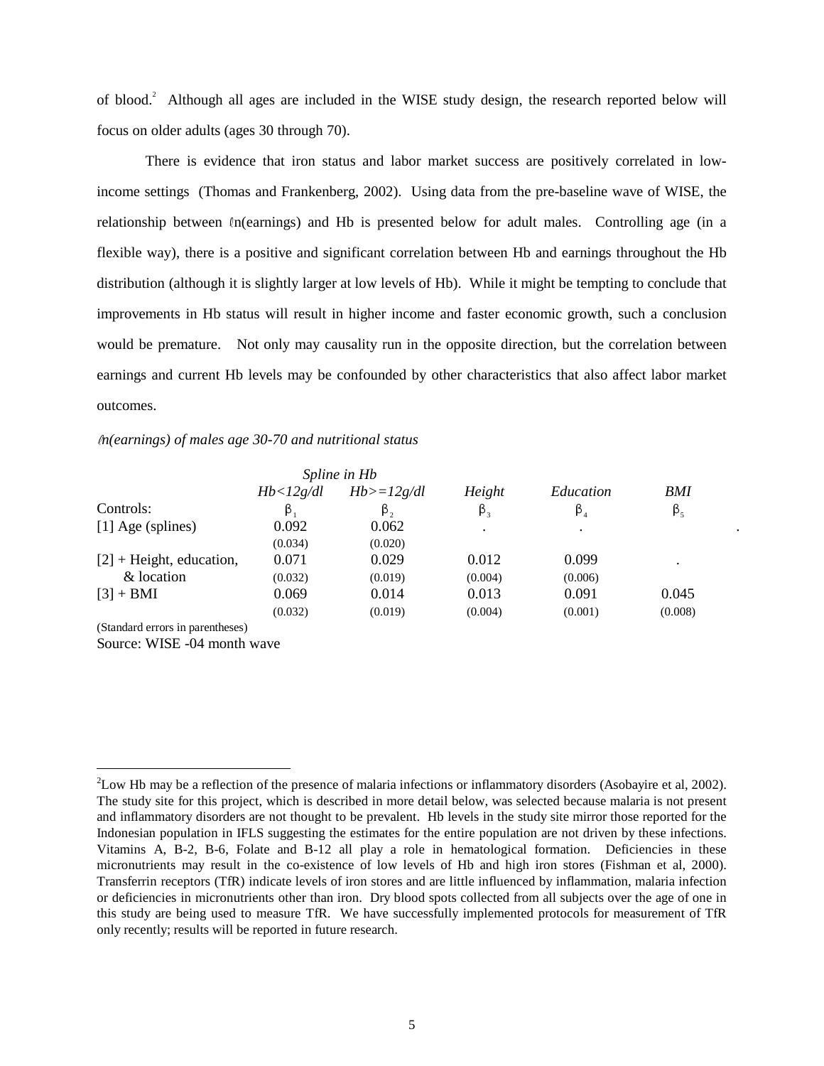of blood.[2] Although all ages are included in the WISE study design, the research reported below will focus on older adults (ages 30 through 70).

There is evidence that iron status and labor market success are positively correlated in low-income settings (Thomas and Frankenberg, 2002). Using data from the pre-baseline wave of WISE, the relationship between ℓn(earnings) and Hb is presented below for adult males. Controlling age (in a flexible way), there is a positive and significant correlation between Hb and earnings throughout the Hb distribution (although it is slightly larger at low levels of Hb). While it might be tempting to conclude that improvements in Hb status will result in higher income and faster economic growth, such a conclusion would be premature. Not only may causality run in the opposite direction, but the correlation between earnings and current Hb levels may be confounded by other characteristics that also affect labor market outcomes.

*ℓn(earnings) of males age 30-70 and nutritional status*

| | *Spline in Hb* | | | | |
|---|---|---|---|---|---|
| | *Hb<12g/dl* | *Hb>=12g/dl* | *Height* | *Education* | *BMI* |
| Controls: | $\beta_1$ | $\beta_2$ | $\beta_3$ | $\beta_4$ | $\beta_5$ |
| [1] Age (splines) | 0.092 | 0.062 | . | . | . |
| | (0.034) | (0.020) | | | |
| [2] + Height, education, & location | 0.071 | 0.029 | 0.012 | 0.099 | . |
| | (0.032) | (0.019) | (0.004) | (0.006) | |
| [3] + BMI | 0.069 | 0.014 | 0.013 | 0.091 | 0.045 |
| | (0.032) | (0.019) | (0.004) | (0.001) | (0.008) |

(Standard errors in parentheses)
Source: WISE -04 month wave

---

[2]Low Hb may be a reflection of the presence of malaria infections or inflammatory disorders (Asobayire et al, 2002). The study site for this project, which is described in more detail below, was selected because malaria is not present and inflammatory disorders are not thought to be prevalent. Hb levels in the study site mirror those reported for the Indonesian population in IFLS suggesting the estimates for the entire population are not driven by these infections. Vitamins A, B-2, B-6, Folate and B-12 all play a role in hematological formation. Deficiencies in these micronutrients may result in the co-existence of low levels of Hb and high iron stores (Fishman et al, 2000). Transferrin receptors (TfR) indicate levels of iron stores and are little influenced by inflammation, malaria infection or deficiencies in micronutrients other than iron. Dry blood spots collected from all subjects over the age of one in this study are being used to measure TfR. We have successfully implemented protocols for measurement of TfR only recently; results will be reported in future research.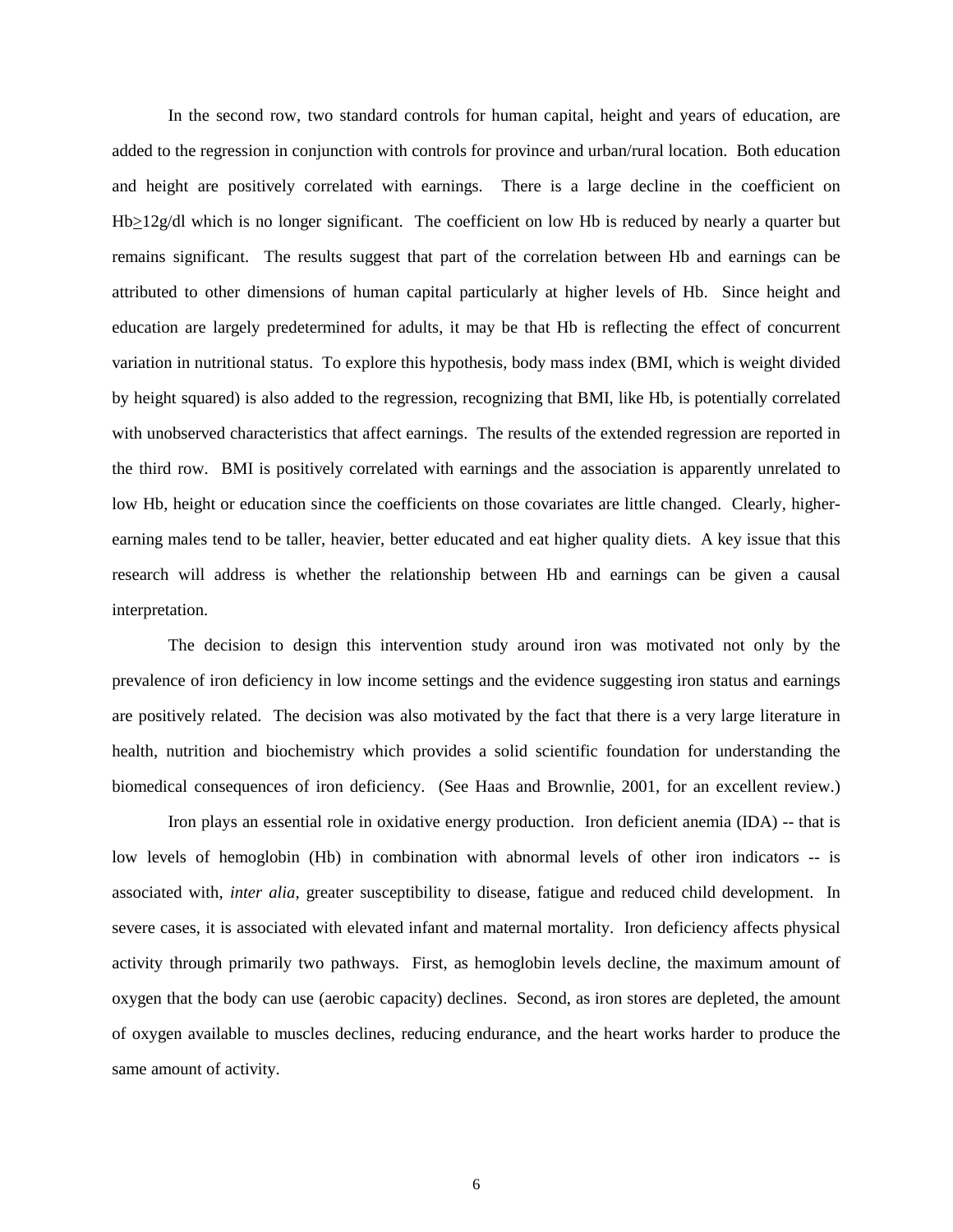In the second row, two standard controls for human capital, height and years of education, are added to the regression in conjunction with controls for province and urban/rural location. Both education and height are positively correlated with earnings. There is a large decline in the coefficient on Hb$\geq$12g/dl which is no longer significant. The coefficient on low Hb is reduced by nearly a quarter but remains significant. The results suggest that part of the correlation between Hb and earnings can be attributed to other dimensions of human capital particularly at higher levels of Hb. Since height and education are largely predetermined for adults, it may be that Hb is reflecting the effect of concurrent variation in nutritional status. To explore this hypothesis, body mass index (BMI, which is weight divided by height squared) is also added to the regression, recognizing that BMI, like Hb, is potentially correlated with unobserved characteristics that affect earnings. The results of the extended regression are reported in the third row. BMI is positively correlated with earnings and the association is apparently unrelated to low Hb, height or education since the coefficients on those covariates are little changed. Clearly, higher-earning males tend to be taller, heavier, better educated and eat higher quality diets. A key issue that this research will address is whether the relationship between Hb and earnings can be given a causal interpretation.

The decision to design this intervention study around iron was motivated not only by the prevalence of iron deficiency in low income settings and the evidence suggesting iron status and earnings are positively related. The decision was also motivated by the fact that there is a very large literature in health, nutrition and biochemistry which provides a solid scientific foundation for understanding the biomedical consequences of iron deficiency. (See Haas and Brownlie, 2001, for an excellent review.)

Iron plays an essential role in oxidative energy production. Iron deficient anemia (IDA) -- that is low levels of hemoglobin (Hb) in combination with abnormal levels of other iron indicators -- is associated with, *inter alia,* greater susceptibility to disease, fatigue and reduced child development. In severe cases, it is associated with elevated infant and maternal mortality. Iron deficiency affects physical activity through primarily two pathways. First, as hemoglobin levels decline, the maximum amount of oxygen that the body can use (aerobic capacity) declines. Second, as iron stores are depleted, the amount of oxygen available to muscles declines, reducing endurance, and the heart works harder to produce the same amount of activity.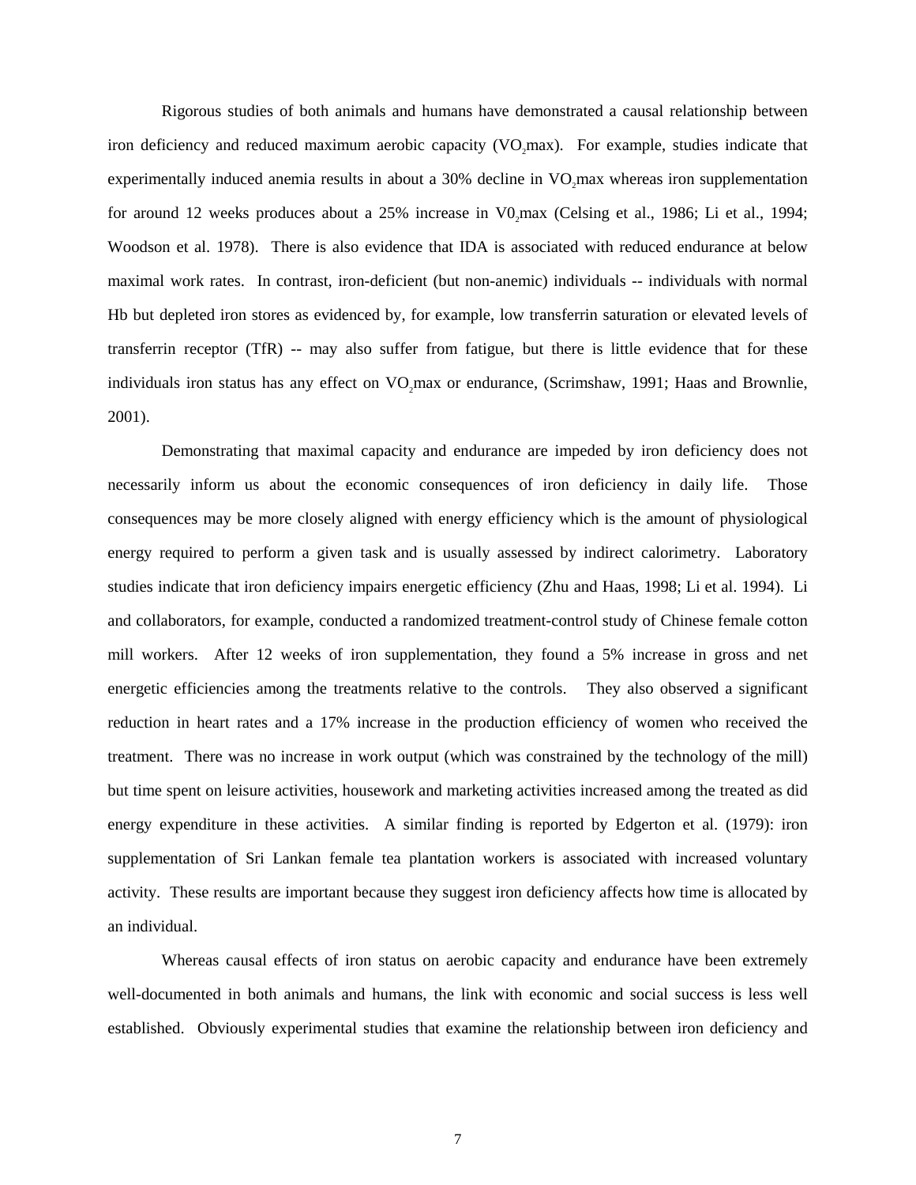Rigorous studies of both animals and humans have demonstrated a causal relationship between iron deficiency and reduced maximum aerobic capacity ($VO_2max$). For example, studies indicate that experimentally induced anemia results in about a 30% decline in $VO_2max$ whereas iron supplementation for around 12 weeks produces about a 25% increase in $V0_2max$ (Celsing et al., 1986; Li et al., 1994; Woodson et al. 1978). There is also evidence that IDA is associated with reduced endurance at below maximal work rates. In contrast, iron-deficient (but non-anemic) individuals -- individuals with normal Hb but depleted iron stores as evidenced by, for example, low transferrin saturation or elevated levels of transferrin receptor (TfR) -- may also suffer from fatigue, but there is little evidence that for these individuals iron status has any effect on $VO_2max$ or endurance, (Scrimshaw, 1991; Haas and Brownlie, 2001).

Demonstrating that maximal capacity and endurance are impeded by iron deficiency does not necessarily inform us about the economic consequences of iron deficiency in daily life. Those consequences may be more closely aligned with energy efficiency which is the amount of physiological energy required to perform a given task and is usually assessed by indirect calorimetry. Laboratory studies indicate that iron deficiency impairs energetic efficiency (Zhu and Haas, 1998; Li et al. 1994). Li and collaborators, for example, conducted a randomized treatment-control study of Chinese female cotton mill workers. After 12 weeks of iron supplementation, they found a 5% increase in gross and net energetic efficiencies among the treatments relative to the controls. They also observed a significant reduction in heart rates and a 17% increase in the production efficiency of women who received the treatment. There was no increase in work output (which was constrained by the technology of the mill) but time spent on leisure activities, housework and marketing activities increased among the treated as did energy expenditure in these activities. A similar finding is reported by Edgerton et al. (1979): iron supplementation of Sri Lankan female tea plantation workers is associated with increased voluntary activity. These results are important because they suggest iron deficiency affects how time is allocated by an individual.

Whereas causal effects of iron status on aerobic capacity and endurance have been extremely well-documented in both animals and humans, the link with economic and social success is less well established. Obviously experimental studies that examine the relationship between iron deficiency and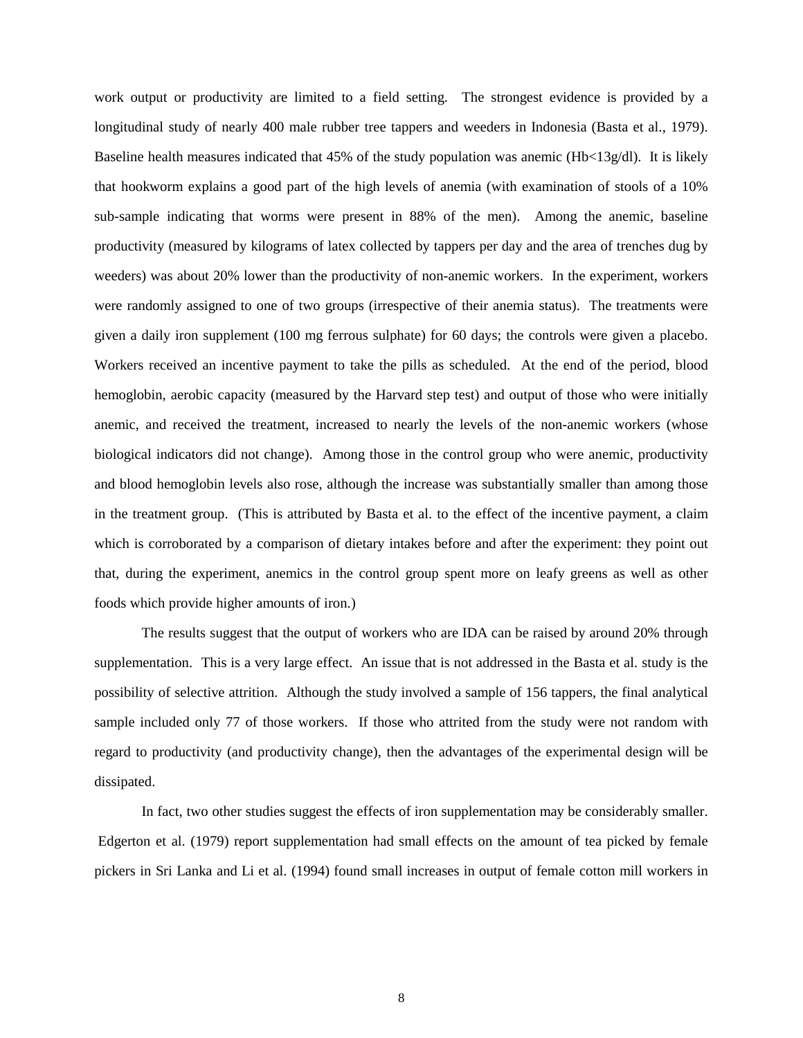work output or productivity are limited to a field setting. The strongest evidence is provided by a longitudinal study of nearly 400 male rubber tree tappers and weeders in Indonesia (Basta et al., 1979). Baseline health measures indicated that 45% of the study population was anemic (Hb<13g/dl). It is likely that hookworm explains a good part of the high levels of anemia (with examination of stools of a 10% sub-sample indicating that worms were present in 88% of the men). Among the anemic, baseline productivity (measured by kilograms of latex collected by tappers per day and the area of trenches dug by weeders) was about 20% lower than the productivity of non-anemic workers. In the experiment, workers were randomly assigned to one of two groups (irrespective of their anemia status). The treatments were given a daily iron supplement (100 mg ferrous sulphate) for 60 days; the controls were given a placebo. Workers received an incentive payment to take the pills as scheduled. At the end of the period, blood hemoglobin, aerobic capacity (measured by the Harvard step test) and output of those who were initially anemic, and received the treatment, increased to nearly the levels of the non-anemic workers (whose biological indicators did not change). Among those in the control group who were anemic, productivity and blood hemoglobin levels also rose, although the increase was substantially smaller than among those in the treatment group. (This is attributed by Basta et al. to the effect of the incentive payment, a claim which is corroborated by a comparison of dietary intakes before and after the experiment: they point out that, during the experiment, anemics in the control group spent more on leafy greens as well as other foods which provide higher amounts of iron.)

The results suggest that the output of workers who are IDA can be raised by around 20% through supplementation. This is a very large effect. An issue that is not addressed in the Basta et al. study is the possibility of selective attrition. Although the study involved a sample of 156 tappers, the final analytical sample included only 77 of those workers. If those who attrited from the study were not random with regard to productivity (and productivity change), then the advantages of the experimental design will be dissipated.

In fact, two other studies suggest the effects of iron supplementation may be considerably smaller. Edgerton et al. (1979) report supplementation had small effects on the amount of tea picked by female pickers in Sri Lanka and Li et al. (1994) found small increases in output of female cotton mill workers in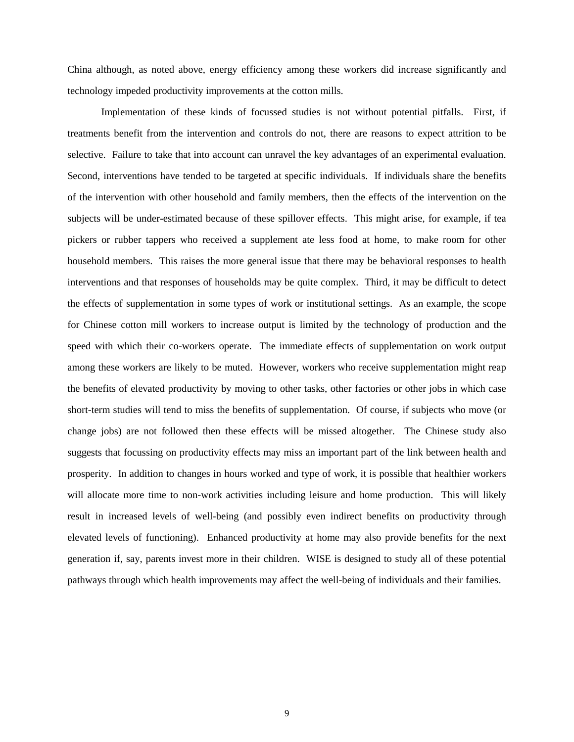China although, as noted above, energy efficiency among these workers did increase significantly and technology impeded productivity improvements at the cotton mills.

Implementation of these kinds of focussed studies is not without potential pitfalls. First, if treatments benefit from the intervention and controls do not, there are reasons to expect attrition to be selective. Failure to take that into account can unravel the key advantages of an experimental evaluation. Second, interventions have tended to be targeted at specific individuals. If individuals share the benefits of the intervention with other household and family members, then the effects of the intervention on the subjects will be under-estimated because of these spillover effects. This might arise, for example, if tea pickers or rubber tappers who received a supplement ate less food at home, to make room for other household members. This raises the more general issue that there may be behavioral responses to health interventions and that responses of households may be quite complex. Third, it may be difficult to detect the effects of supplementation in some types of work or institutional settings. As an example, the scope for Chinese cotton mill workers to increase output is limited by the technology of production and the speed with which their co-workers operate. The immediate effects of supplementation on work output among these workers are likely to be muted. However, workers who receive supplementation might reap the benefits of elevated productivity by moving to other tasks, other factories or other jobs in which case short-term studies will tend to miss the benefits of supplementation. Of course, if subjects who move (or change jobs) are not followed then these effects will be missed altogether. The Chinese study also suggests that focussing on productivity effects may miss an important part of the link between health and prosperity. In addition to changes in hours worked and type of work, it is possible that healthier workers will allocate more time to non-work activities including leisure and home production. This will likely result in increased levels of well-being (and possibly even indirect benefits on productivity through elevated levels of functioning). Enhanced productivity at home may also provide benefits for the next generation if, say, parents invest more in their children. WISE is designed to study all of these potential pathways through which health improvements may affect the well-being of individuals and their families.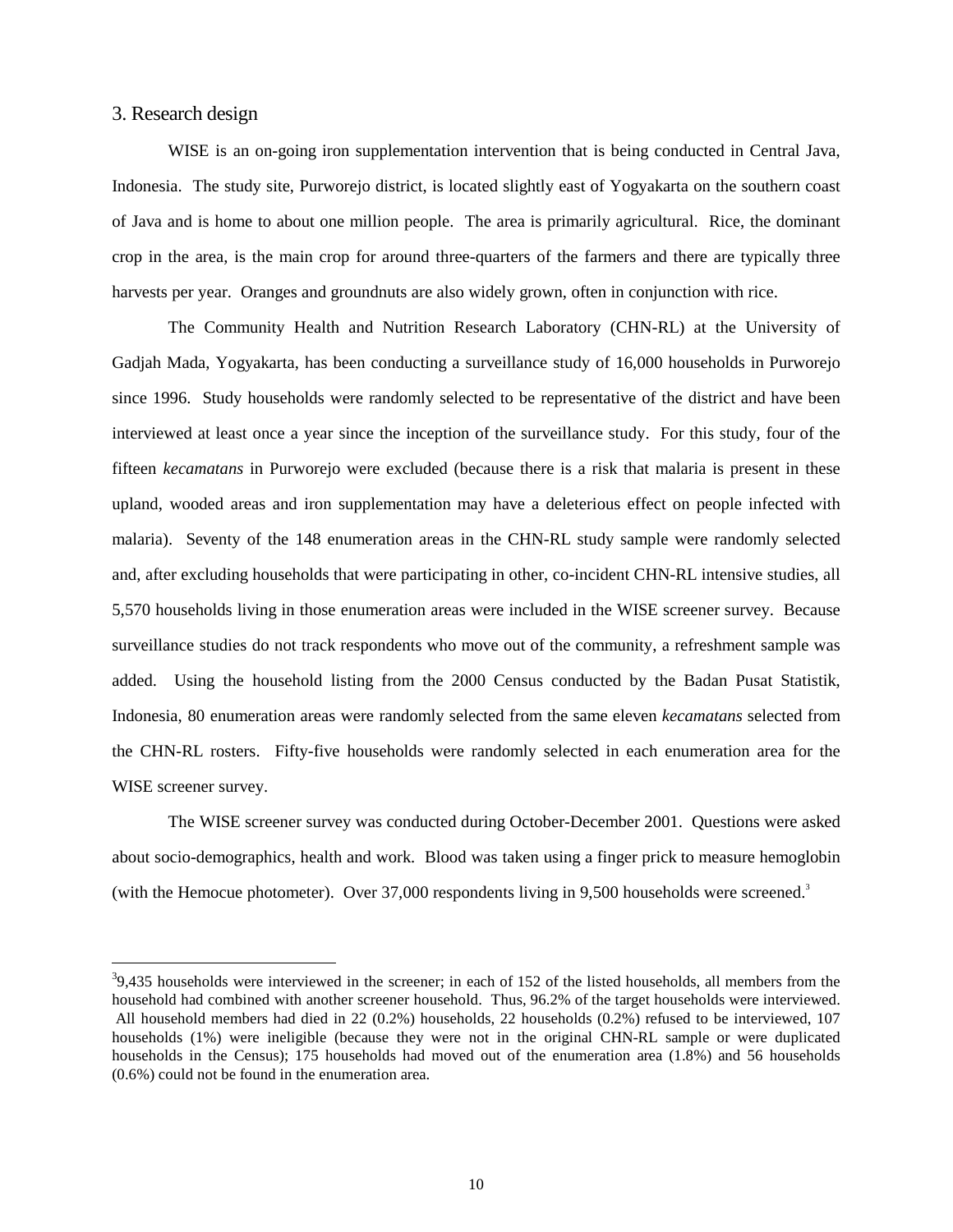## 3. Research design

WISE is an on-going iron supplementation intervention that is being conducted in Central Java, Indonesia. The study site, Purworejo district, is located slightly east of Yogyakarta on the southern coast of Java and is home to about one million people. The area is primarily agricultural. Rice, the dominant crop in the area, is the main crop for around three-quarters of the farmers and there are typically three harvests per year. Oranges and groundnuts are also widely grown, often in conjunction with rice.

The Community Health and Nutrition Research Laboratory (CHN-RL) at the University of Gadjah Mada, Yogyakarta, has been conducting a surveillance study of 16,000 households in Purworejo since 1996. Study households were randomly selected to be representative of the district and have been interviewed at least once a year since the inception of the surveillance study. For this study, four of the fifteen *kecamatans* in Purworejo were excluded (because there is a risk that malaria is present in these upland, wooded areas and iron supplementation may have a deleterious effect on people infected with malaria). Seventy of the 148 enumeration areas in the CHN-RL study sample were randomly selected and, after excluding households that were participating in other, co-incident CHN-RL intensive studies, all 5,570 households living in those enumeration areas were included in the WISE screener survey. Because surveillance studies do not track respondents who move out of the community, a refreshment sample was added. Using the household listing from the 2000 Census conducted by the Badan Pusat Statistik, Indonesia, 80 enumeration areas were randomly selected from the same eleven *kecamatans* selected from the CHN-RL rosters. Fifty-five households were randomly selected in each enumeration area for the WISE screener survey.

The WISE screener survey was conducted during October-December 2001. Questions were asked about socio-demographics, health and work. Blood was taken using a finger prick to measure hemoglobin (with the Hemocue photometer). Over 37,000 respondents living in 9,500 households were screened.[3]

[3] 9,435 households were interviewed in the screener; in each of 152 of the listed households, all members from the household had combined with another screener household. Thus, 96.2% of the target households were interviewed. All household members had died in 22 (0.2%) households, 22 households (0.2%) refused to be interviewed, 107 households (1%) were ineligible (because they were not in the original CHN-RL sample or were duplicated households in the Census); 175 households had moved out of the enumeration area (1.8%) and 56 households (0.6%) could not be found in the enumeration area.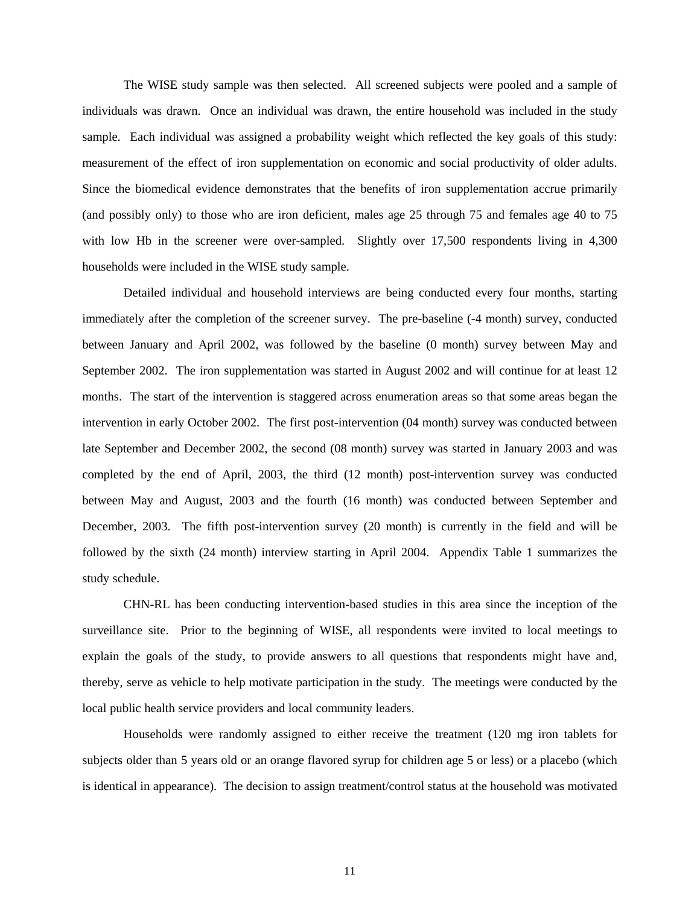The WISE study sample was then selected. All screened subjects were pooled and a sample of individuals was drawn. Once an individual was drawn, the entire household was included in the study sample. Each individual was assigned a probability weight which reflected the key goals of this study: measurement of the effect of iron supplementation on economic and social productivity of older adults. Since the biomedical evidence demonstrates that the benefits of iron supplementation accrue primarily (and possibly only) to those who are iron deficient, males age 25 through 75 and females age 40 to 75 with low Hb in the screener were over-sampled. Slightly over 17,500 respondents living in 4,300 households were included in the WISE study sample.

Detailed individual and household interviews are being conducted every four months, starting immediately after the completion of the screener survey. The pre-baseline (-4 month) survey, conducted between January and April 2002, was followed by the baseline (0 month) survey between May and September 2002. The iron supplementation was started in August 2002 and will continue for at least 12 months. The start of the intervention is staggered across enumeration areas so that some areas began the intervention in early October 2002. The first post-intervention (04 month) survey was conducted between late September and December 2002, the second (08 month) survey was started in January 2003 and was completed by the end of April, 2003, the third (12 month) post-intervention survey was conducted between May and August, 2003 and the fourth (16 month) was conducted between September and December, 2003. The fifth post-intervention survey (20 month) is currently in the field and will be followed by the sixth (24 month) interview starting in April 2004. Appendix Table 1 summarizes the study schedule.

CHN-RL has been conducting intervention-based studies in this area since the inception of the surveillance site. Prior to the beginning of WISE, all respondents were invited to local meetings to explain the goals of the study, to provide answers to all questions that respondents might have and, thereby, serve as vehicle to help motivate participation in the study. The meetings were conducted by the local public health service providers and local community leaders.

Households were randomly assigned to either receive the treatment (120 mg iron tablets for subjects older than 5 years old or an orange flavored syrup for children age 5 or less) or a placebo (which is identical in appearance). The decision to assign treatment/control status at the household was motivated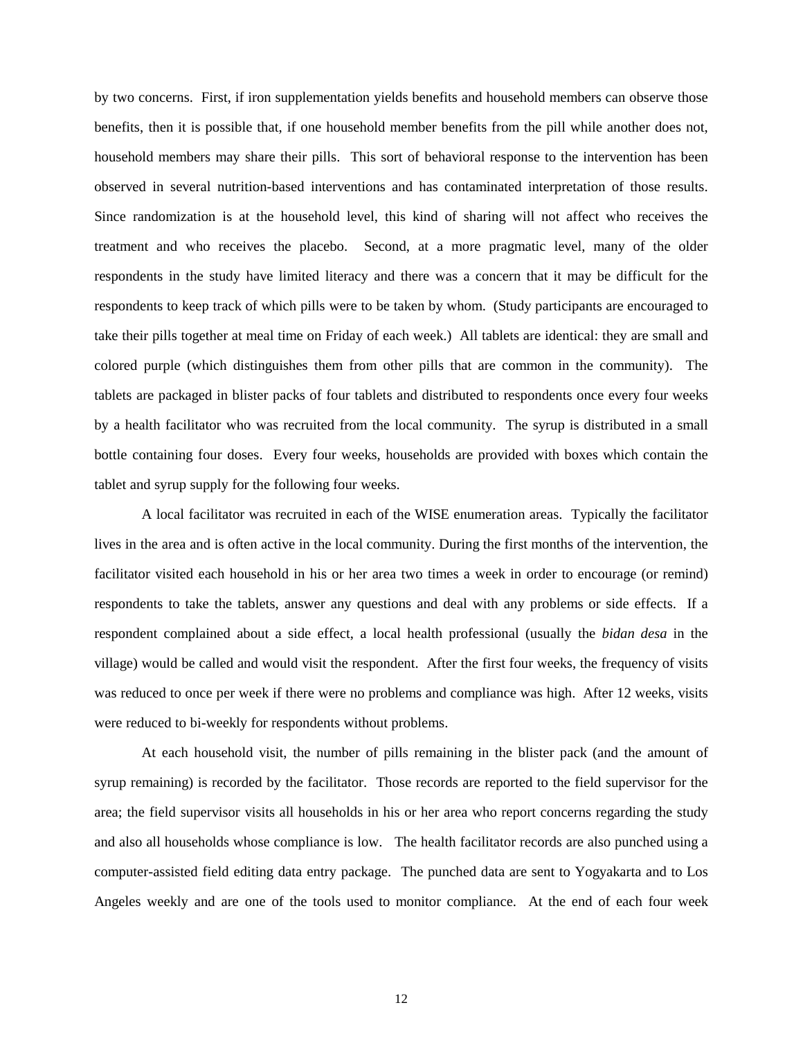by two concerns. First, if iron supplementation yields benefits and household members can observe those benefits, then it is possible that, if one household member benefits from the pill while another does not, household members may share their pills. This sort of behavioral response to the intervention has been observed in several nutrition-based interventions and has contaminated interpretation of those results. Since randomization is at the household level, this kind of sharing will not affect who receives the treatment and who receives the placebo. Second, at a more pragmatic level, many of the older respondents in the study have limited literacy and there was a concern that it may be difficult for the respondents to keep track of which pills were to be taken by whom. (Study participants are encouraged to take their pills together at meal time on Friday of each week.) All tablets are identical: they are small and colored purple (which distinguishes them from other pills that are common in the community). The tablets are packaged in blister packs of four tablets and distributed to respondents once every four weeks by a health facilitator who was recruited from the local community. The syrup is distributed in a small bottle containing four doses. Every four weeks, households are provided with boxes which contain the tablet and syrup supply for the following four weeks.

A local facilitator was recruited in each of the WISE enumeration areas. Typically the facilitator lives in the area and is often active in the local community. During the first months of the intervention, the facilitator visited each household in his or her area two times a week in order to encourage (or remind) respondents to take the tablets, answer any questions and deal with any problems or side effects. If a respondent complained about a side effect, a local health professional (usually the *bidan desa* in the village) would be called and would visit the respondent. After the first four weeks, the frequency of visits was reduced to once per week if there were no problems and compliance was high. After 12 weeks, visits were reduced to bi-weekly for respondents without problems.

At each household visit, the number of pills remaining in the blister pack (and the amount of syrup remaining) is recorded by the facilitator. Those records are reported to the field supervisor for the area; the field supervisor visits all households in his or her area who report concerns regarding the study and also all households whose compliance is low. The health facilitator records are also punched using a computer-assisted field editing data entry package. The punched data are sent to Yogyakarta and to Los Angeles weekly and are one of the tools used to monitor compliance. At the end of each four week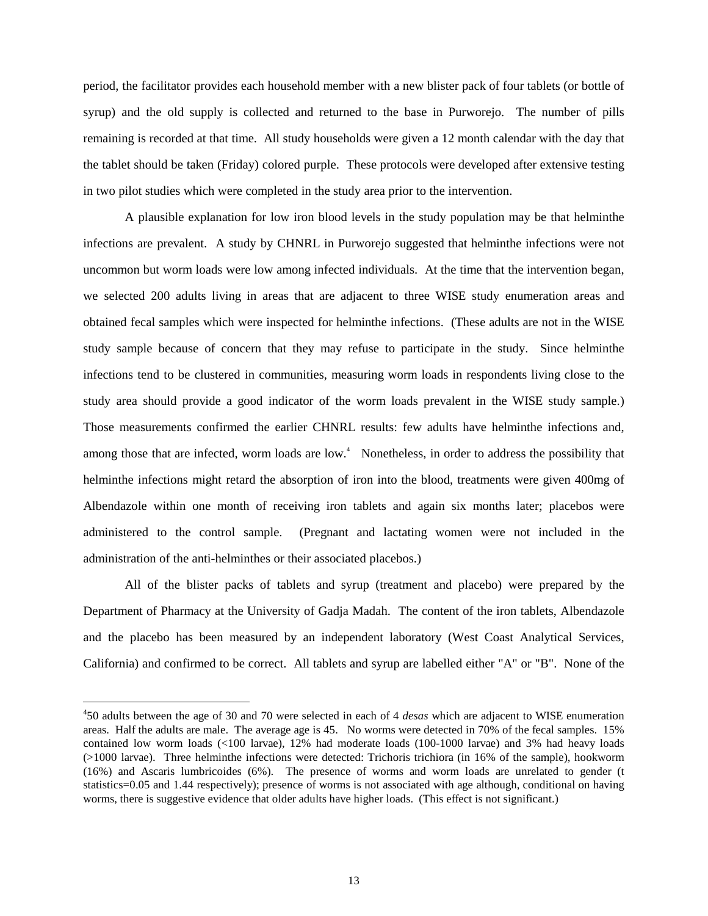period, the facilitator provides each household member with a new blister pack of four tablets (or bottle of syrup) and the old supply is collected and returned to the base in Purworejo. The number of pills remaining is recorded at that time. All study households were given a 12 month calendar with the day that the tablet should be taken (Friday) colored purple. These protocols were developed after extensive testing in two pilot studies which were completed in the study area prior to the intervention.

A plausible explanation for low iron blood levels in the study population may be that helminthe infections are prevalent. A study by CHNRL in Purworejo suggested that helminthe infections were not uncommon but worm loads were low among infected individuals. At the time that the intervention began, we selected 200 adults living in areas that are adjacent to three WISE study enumeration areas and obtained fecal samples which were inspected for helminthe infections. (These adults are not in the WISE study sample because of concern that they may refuse to participate in the study. Since helminthe infections tend to be clustered in communities, measuring worm loads in respondents living close to the study area should provide a good indicator of the worm loads prevalent in the WISE study sample.) Those measurements confirmed the earlier CHNRL results: few adults have helminthe infections and, among those that are infected, worm loads are low.[4] Nonetheless, in order to address the possibility that helminthe infections might retard the absorption of iron into the blood, treatments were given 400mg of Albendazole within one month of receiving iron tablets and again six months later; placebos were administered to the control sample. (Pregnant and lactating women were not included in the administration of the anti-helminthes or their associated placebos.)

All of the blister packs of tablets and syrup (treatment and placebo) were prepared by the Department of Pharmacy at the University of Gadja Madah. The content of the iron tablets, Albendazole and the placebo has been measured by an independent laboratory (West Coast Analytical Services, California) and confirmed to be correct. All tablets and syrup are labelled either "A" or "B". None of the

---

[4] 50 adults between the age of 30 and 70 were selected in each of 4 *desas* which are adjacent to WISE enumeration areas. Half the adults are male. The average age is 45. No worms were detected in 70% of the fecal samples. 15% contained low worm loads (<100 larvae), 12% had moderate loads (100-1000 larvae) and 3% had heavy loads (>1000 larvae). Three helminthe infections were detected: Trichoris trichiora (in 16% of the sample), hookworm (16%) and Ascaris lumbricoides (6%). The presence of worms and worm loads are unrelated to gender (t statistics=0.05 and 1.44 respectively); presence of worms is not associated with age although, conditional on having worms, there is suggestive evidence that older adults have higher loads. (This effect is not significant.)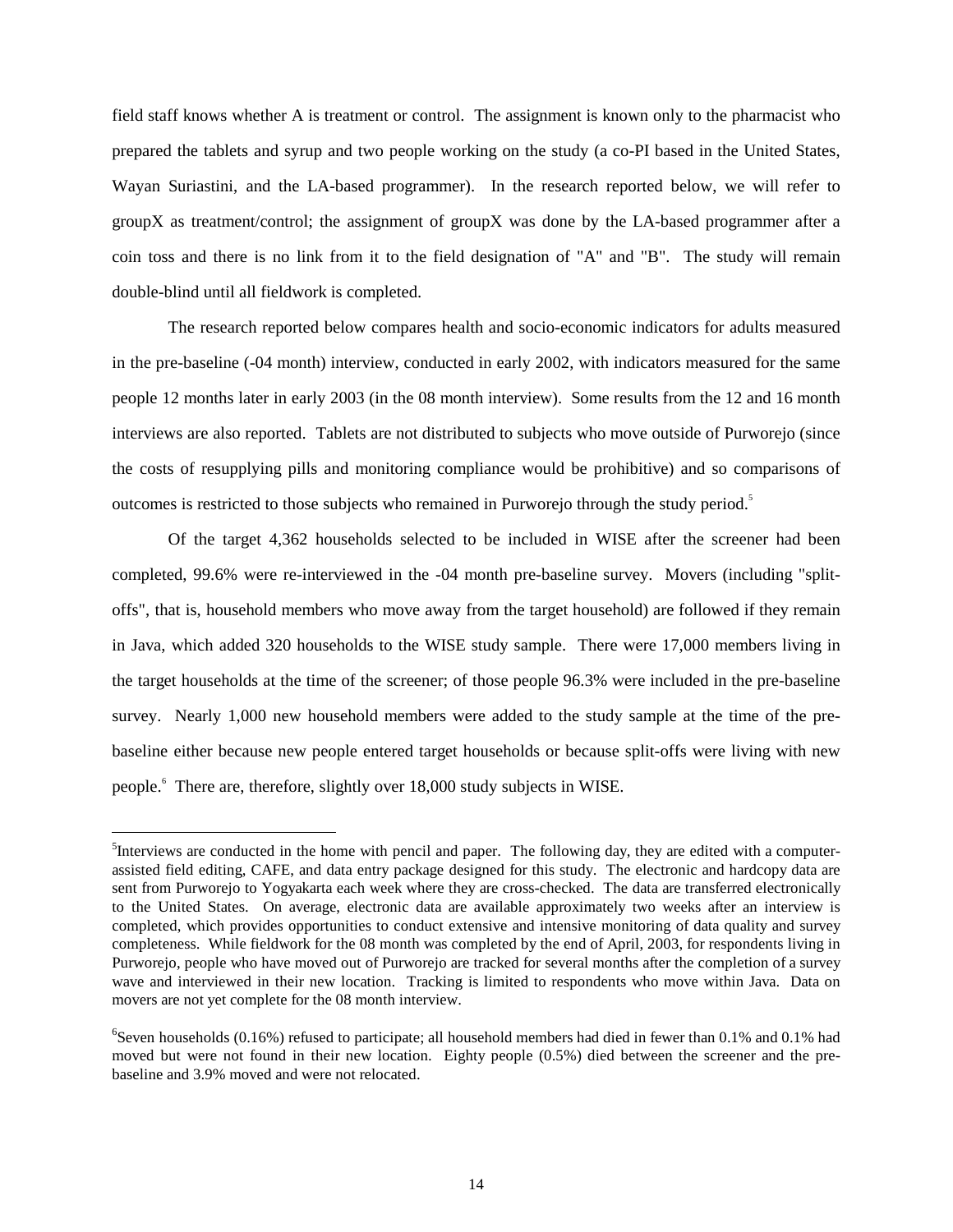field staff knows whether A is treatment or control. The assignment is known only to the pharmacist who prepared the tablets and syrup and two people working on the study (a co-PI based in the United States, Wayan Suriastini, and the LA-based programmer). In the research reported below, we will refer to groupX as treatment/control; the assignment of groupX was done by the LA-based programmer after a coin toss and there is no link from it to the field designation of "A" and "B". The study will remain double-blind until all fieldwork is completed.

The research reported below compares health and socio-economic indicators for adults measured in the pre-baseline (-04 month) interview, conducted in early 2002, with indicators measured for the same people 12 months later in early 2003 (in the 08 month interview). Some results from the 12 and 16 month interviews are also reported. Tablets are not distributed to subjects who move outside of Purworejo (since the costs of resupplying pills and monitoring compliance would be prohibitive) and so comparisons of outcomes is restricted to those subjects who remained in Purworejo through the study period.[5]

Of the target 4,362 households selected to be included in WISE after the screener had been completed, 99.6% were re-interviewed in the -04 month pre-baseline survey. Movers (including "split-offs", that is, household members who move away from the target household) are followed if they remain in Java, which added 320 households to the WISE study sample. There were 17,000 members living in the target households at the time of the screener; of those people 96.3% were included in the pre-baseline survey. Nearly 1,000 new household members were added to the study sample at the time of the pre-baseline either because new people entered target households or because split-offs were living with new people.[6] There are, therefore, slightly over 18,000 study subjects in WISE.

[5]Interviews are conducted in the home with pencil and paper. The following day, they are edited with a computer-assisted field editing, CAFE, and data entry package designed for this study. The electronic and hardcopy data are sent from Purworejo to Yogyakarta each week where they are cross-checked. The data are transferred electronically to the United States. On average, electronic data are available approximately two weeks after an interview is completed, which provides opportunities to conduct extensive and intensive monitoring of data quality and survey completeness. While fieldwork for the 08 month was completed by the end of April, 2003, for respondents living in Purworejo, people who have moved out of Purworejo are tracked for several months after the completion of a survey wave and interviewed in their new location. Tracking is limited to respondents who move within Java. Data on movers are not yet complete for the 08 month interview.

[6]Seven households (0.16%) refused to participate; all household members had died in fewer than 0.1% and 0.1% had moved but were not found in their new location. Eighty people (0.5%) died between the screener and the pre-baseline and 3.9% moved and were not relocated.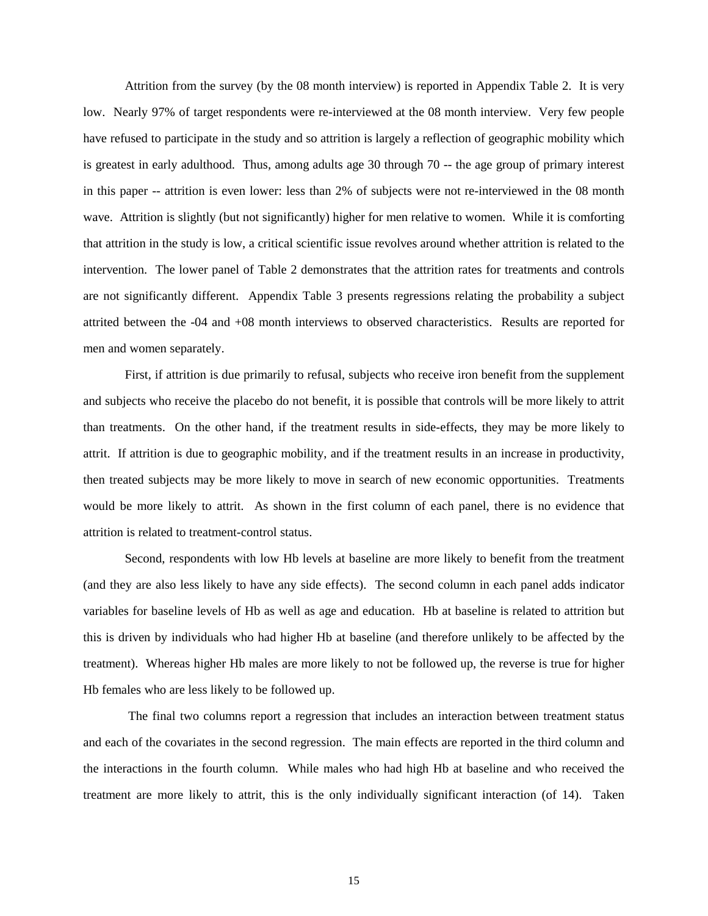Attrition from the survey (by the 08 month interview) is reported in Appendix Table 2. It is very low. Nearly 97% of target respondents were re-interviewed at the 08 month interview. Very few people have refused to participate in the study and so attrition is largely a reflection of geographic mobility which is greatest in early adulthood. Thus, among adults age 30 through 70 -- the age group of primary interest in this paper -- attrition is even lower: less than 2% of subjects were not re-interviewed in the 08 month wave. Attrition is slightly (but not significantly) higher for men relative to women. While it is comforting that attrition in the study is low, a critical scientific issue revolves around whether attrition is related to the intervention. The lower panel of Table 2 demonstrates that the attrition rates for treatments and controls are not significantly different. Appendix Table 3 presents regressions relating the probability a subject attrited between the -04 and +08 month interviews to observed characteristics. Results are reported for men and women separately.

First, if attrition is due primarily to refusal, subjects who receive iron benefit from the supplement and subjects who receive the placebo do not benefit, it is possible that controls will be more likely to attrit than treatments. On the other hand, if the treatment results in side-effects, they may be more likely to attrit. If attrition is due to geographic mobility, and if the treatment results in an increase in productivity, then treated subjects may be more likely to move in search of new economic opportunities. Treatments would be more likely to attrit. As shown in the first column of each panel, there is no evidence that attrition is related to treatment-control status.

Second, respondents with low Hb levels at baseline are more likely to benefit from the treatment (and they are also less likely to have any side effects). The second column in each panel adds indicator variables for baseline levels of Hb as well as age and education. Hb at baseline is related to attrition but this is driven by individuals who had higher Hb at baseline (and therefore unlikely to be affected by the treatment). Whereas higher Hb males are more likely to not be followed up, the reverse is true for higher Hb females who are less likely to be followed up.

The final two columns report a regression that includes an interaction between treatment status and each of the covariates in the second regression. The main effects are reported in the third column and the interactions in the fourth column. While males who had high Hb at baseline and who received the treatment are more likely to attrit, this is the only individually significant interaction (of 14). Taken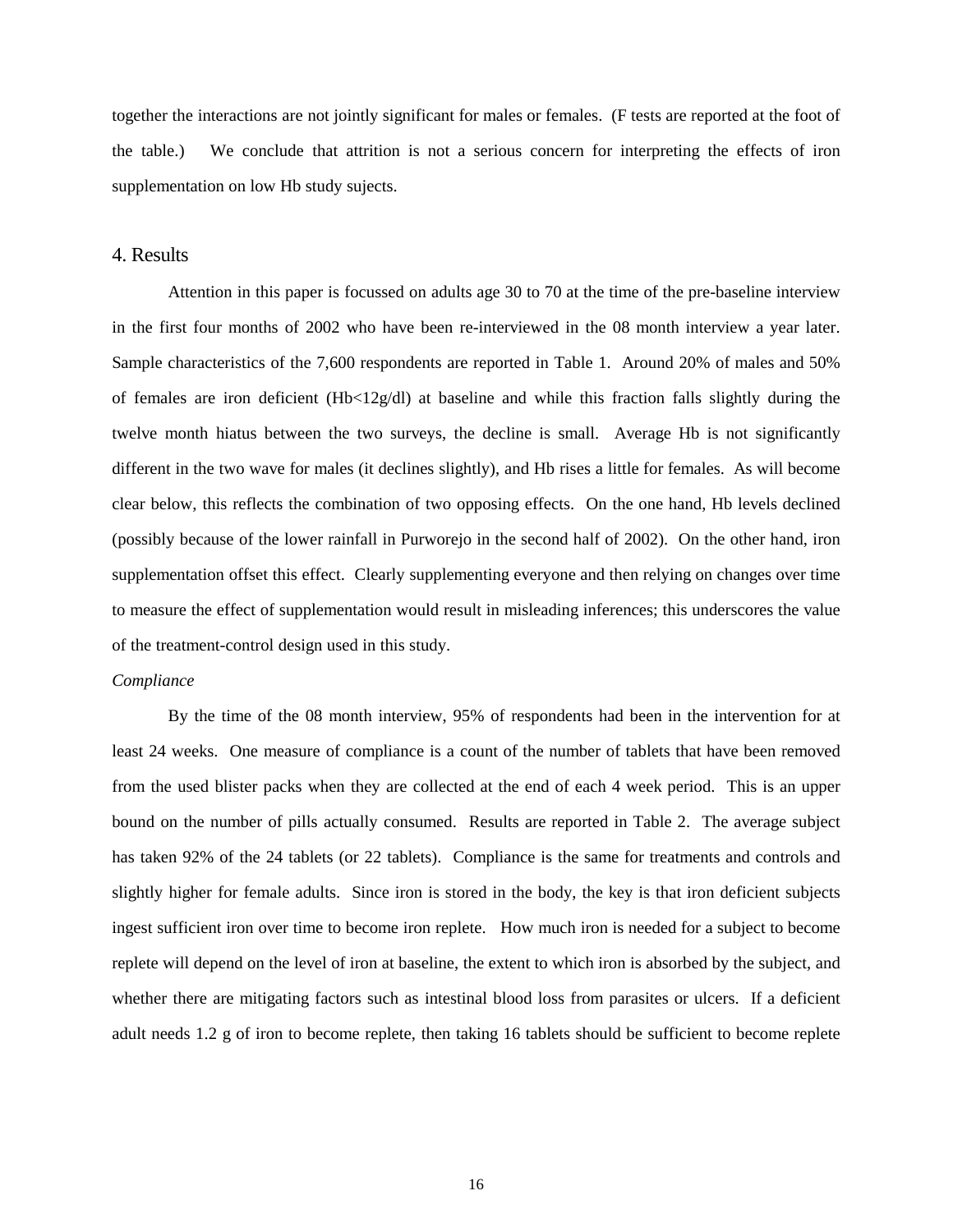together the interactions are not jointly significant for males or females. (F tests are reported at the foot of the table.) We conclude that attrition is not a serious concern for interpreting the effects of iron supplementation on low Hb study sujects.

## 4. Results

Attention in this paper is focussed on adults age 30 to 70 at the time of the pre-baseline interview in the first four months of 2002 who have been re-interviewed in the 08 month interview a year later. Sample characteristics of the 7,600 respondents are reported in Table 1. Around 20% of males and 50% of females are iron deficient (Hb<12g/dl) at baseline and while this fraction falls slightly during the twelve month hiatus between the two surveys, the decline is small. Average Hb is not significantly different in the two wave for males (it declines slightly), and Hb rises a little for females. As will become clear below, this reflects the combination of two opposing effects. On the one hand, Hb levels declined (possibly because of the lower rainfall in Purworejo in the second half of 2002). On the other hand, iron supplementation offset this effect. Clearly supplementing everyone and then relying on changes over time to measure the effect of supplementation would result in misleading inferences; this underscores the value of the treatment-control design used in this study.

*Compliance*

By the time of the 08 month interview, 95% of respondents had been in the intervention for at least 24 weeks. One measure of compliance is a count of the number of tablets that have been removed from the used blister packs when they are collected at the end of each 4 week period. This is an upper bound on the number of pills actually consumed. Results are reported in Table 2. The average subject has taken 92% of the 24 tablets (or 22 tablets). Compliance is the same for treatments and controls and slightly higher for female adults. Since iron is stored in the body, the key is that iron deficient subjects ingest sufficient iron over time to become iron replete. How much iron is needed for a subject to become replete will depend on the level of iron at baseline, the extent to which iron is absorbed by the subject, and whether there are mitigating factors such as intestinal blood loss from parasites or ulcers. If a deficient adult needs 1.2 g of iron to become replete, then taking 16 tablets should be sufficient to become replete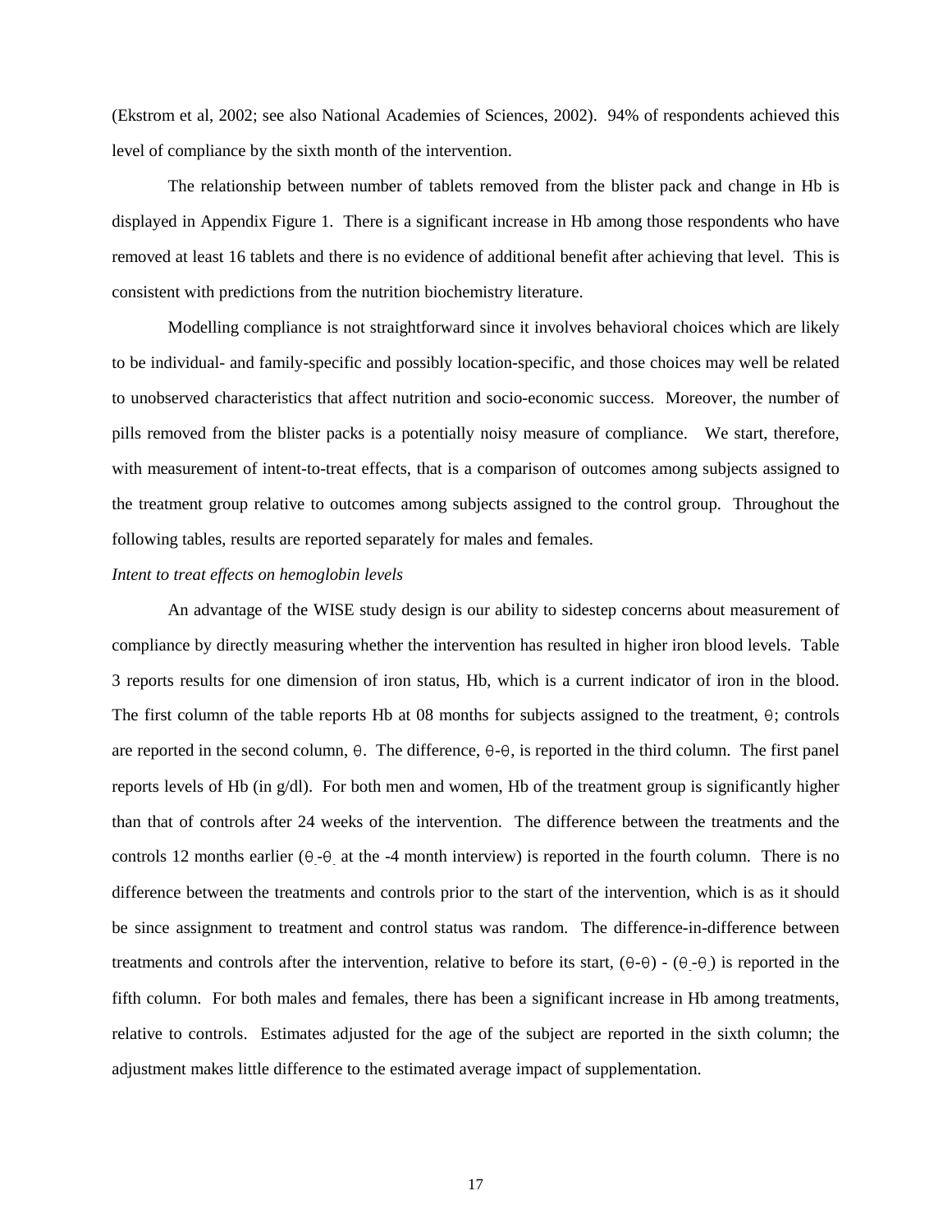(Ekstrom et al, 2002; see also National Academies of Sciences, 2002). 94% of respondents achieved this level of compliance by the sixth month of the intervention.

The relationship between number of tablets removed from the blister pack and change in Hb is displayed in Appendix Figure 1. There is a significant increase in Hb among those respondents who have removed at least 16 tablets and there is no evidence of additional benefit after achieving that level. This is consistent with predictions from the nutrition biochemistry literature.

Modelling compliance is not straightforward since it involves behavioral choices which are likely to be individual- and family-specific and possibly location-specific, and those choices may well be related to unobserved characteristics that affect nutrition and socio-economic success. Moreover, the number of pills removed from the blister packs is a potentially noisy measure of compliance. We start, therefore, with measurement of intent-to-treat effects, that is a comparison of outcomes among subjects assigned to the treatment group relative to outcomes among subjects assigned to the control group. Throughout the following tables, results are reported separately for males and females.

*Intent to treat effects on hemoglobin levels*

An advantage of the WISE study design is our ability to sidestep concerns about measurement of compliance by directly measuring whether the intervention has resulted in higher iron blood levels. Table 3 reports results for one dimension of iron status, Hb, which is a current indicator of iron in the blood. The first column of the table reports Hb at 08 months for subjects assigned to the treatment, $\theta$; controls are reported in the second column, $\theta$. The difference, $\theta$-$\theta$, is reported in the third column. The first panel reports levels of Hb (in g/dl). For both men and women, Hb of the treatment group is significantly higher than that of controls after 24 weeks of the intervention. The difference between the treatments and the controls 12 months earlier ($\theta$-$\theta$ at the -4 month interview) is reported in the fourth column. There is no difference between the treatments and controls prior to the start of the intervention, which is as it should be since assignment to treatment and control status was random. The difference-in-difference between treatments and controls after the intervention, relative to before its start, ($\theta$-$\theta$) - ($\theta$-$\theta$) is reported in the fifth column. For both males and females, there has been a significant increase in Hb among treatments, relative to controls. Estimates adjusted for the age of the subject are reported in the sixth column; the adjustment makes little difference to the estimated average impact of supplementation.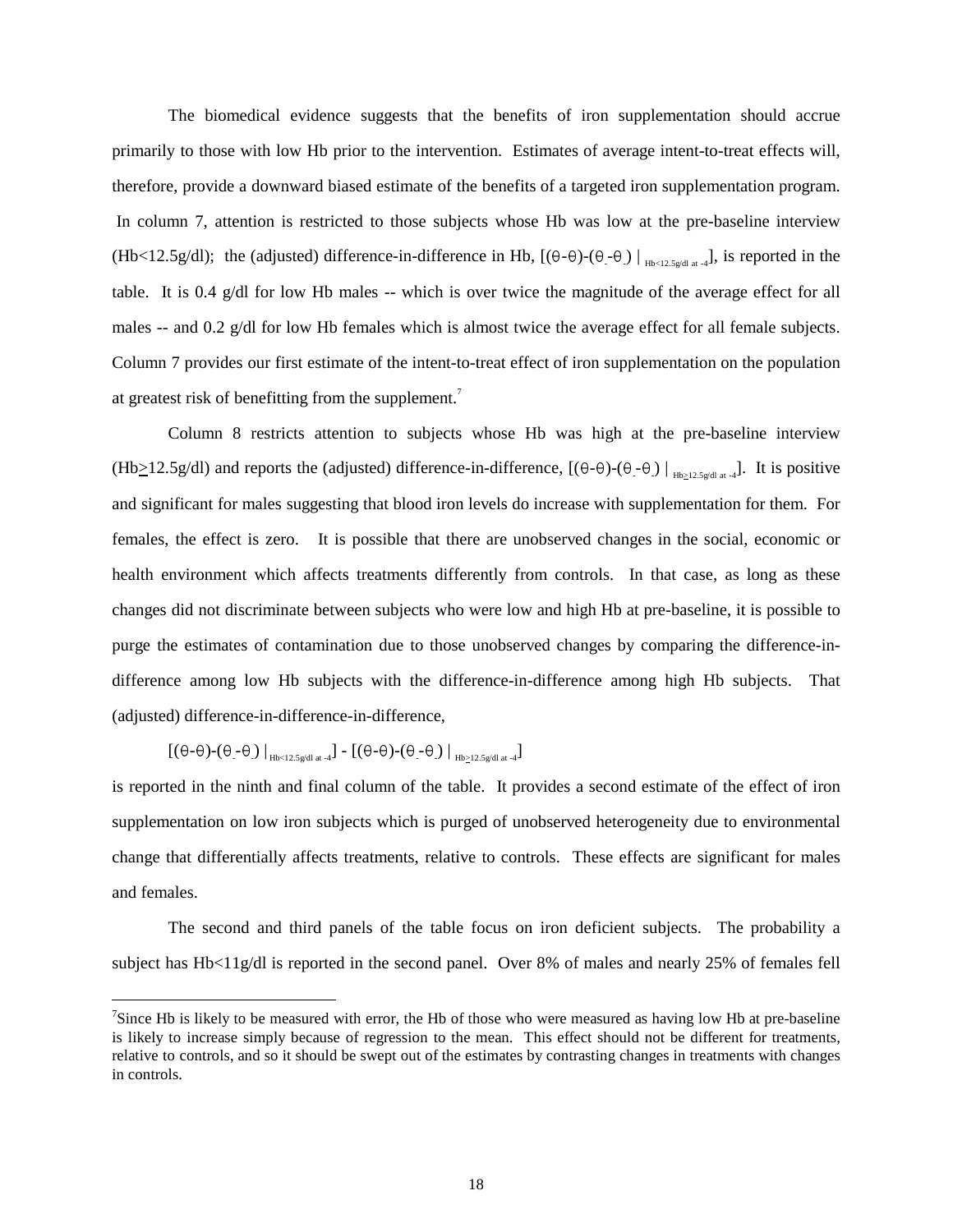The biomedical evidence suggests that the benefits of iron supplementation should accrue primarily to those with low Hb prior to the intervention. Estimates of average intent-to-treat effects will, therefore, provide a downward biased estimate of the benefits of a targeted iron supplementation program. In column 7, attention is restricted to those subjects whose Hb was low at the pre-baseline interview (Hb<12.5g/dl); the (adjusted) difference-in-difference in Hb, $[(\theta-\theta)-(\underline{\theta}-\underline{\theta}) \mid_{\text{Hb<12.5g/dl at -4}}]$, is reported in the table. It is 0.4 g/dl for low Hb males -- which is over twice the magnitude of the average effect for all males -- and 0.2 g/dl for low Hb females which is almost twice the average effect for all female subjects. Column 7 provides our first estimate of the intent-to-treat effect of iron supplementation on the population at greatest risk of benefitting from the supplement.[7]

Column 8 restricts attention to subjects whose Hb was high at the pre-baseline interview (Hb≥12.5g/dl) and reports the (adjusted) difference-in-difference, $[(\theta-\theta)-(\underline{\theta}-\underline{\theta}) \mid_{\text{Hb}\geq\text{12.5g/dl at -4}}]$. It is positive and significant for males suggesting that blood iron levels do increase with supplementation for them. For females, the effect is zero. It is possible that there are unobserved changes in the social, economic or health environment which affects treatments differently from controls. In that case, as long as these changes did not discriminate between subjects who were low and high Hb at pre-baseline, it is possible to purge the estimates of contamination due to those unobserved changes by comparing the difference-in-difference among low Hb subjects with the difference-in-difference among high Hb subjects. That (adjusted) difference-in-difference-in-difference,

$$[(\theta-\theta)-(\underline{\theta}-\underline{\theta}) \mid_{\text{Hb<12.5g/dl at -4}}] - [(\theta-\theta)-(\underline{\theta}-\underline{\theta}) \mid_{\text{Hb}\geq\text{12.5g/dl at -4}}]$$

is reported in the ninth and final column of the table. It provides a second estimate of the effect of iron supplementation on low iron subjects which is purged of unobserved heterogeneity due to environmental change that differentially affects treatments, relative to controls. These effects are significant for males and females.

The second and third panels of the table focus on iron deficient subjects. The probability a subject has Hb<11g/dl is reported in the second panel. Over 8% of males and nearly 25% of females fell

[7] Since Hb is likely to be measured with error, the Hb of those who were measured as having low Hb at pre-baseline is likely to increase simply because of regression to the mean. This effect should not be different for treatments, relative to controls, and so it should be swept out of the estimates by contrasting changes in treatments with changes in controls.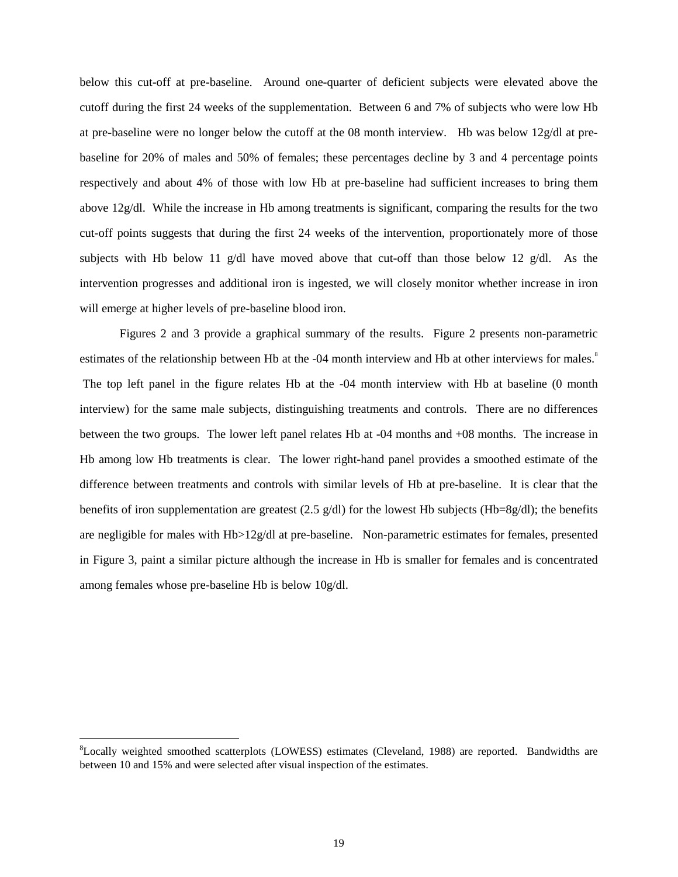below this cut-off at pre-baseline. Around one-quarter of deficient subjects were elevated above the cutoff during the first 24 weeks of the supplementation. Between 6 and 7% of subjects who were low Hb at pre-baseline were no longer below the cutoff at the 08 month interview. Hb was below 12g/dl at pre-baseline for 20% of males and 50% of females; these percentages decline by 3 and 4 percentage points respectively and about 4% of those with low Hb at pre-baseline had sufficient increases to bring them above 12g/dl. While the increase in Hb among treatments is significant, comparing the results for the two cut-off points suggests that during the first 24 weeks of the intervention, proportionately more of those subjects with Hb below 11 g/dl have moved above that cut-off than those below 12 g/dl. As the intervention progresses and additional iron is ingested, we will closely monitor whether increase in iron will emerge at higher levels of pre-baseline blood iron.

Figures 2 and 3 provide a graphical summary of the results. Figure 2 presents non-parametric estimates of the relationship between Hb at the -04 month interview and Hb at other interviews for males.[8] The top left panel in the figure relates Hb at the -04 month interview with Hb at baseline (0 month interview) for the same male subjects, distinguishing treatments and controls. There are no differences between the two groups. The lower left panel relates Hb at -04 months and +08 months. The increase in Hb among low Hb treatments is clear. The lower right-hand panel provides a smoothed estimate of the difference between treatments and controls with similar levels of Hb at pre-baseline. It is clear that the benefits of iron supplementation are greatest (2.5 g/dl) for the lowest Hb subjects (Hb=8g/dl); the benefits are negligible for males with Hb>12g/dl at pre-baseline. Non-parametric estimates for females, presented in Figure 3, paint a similar picture although the increase in Hb is smaller for females and is concentrated among females whose pre-baseline Hb is below 10g/dl.

[8]Locally weighted smoothed scatterplots (LOWESS) estimates (Cleveland, 1988) are reported. Bandwidths are between 10 and 15% and were selected after visual inspection of the estimates.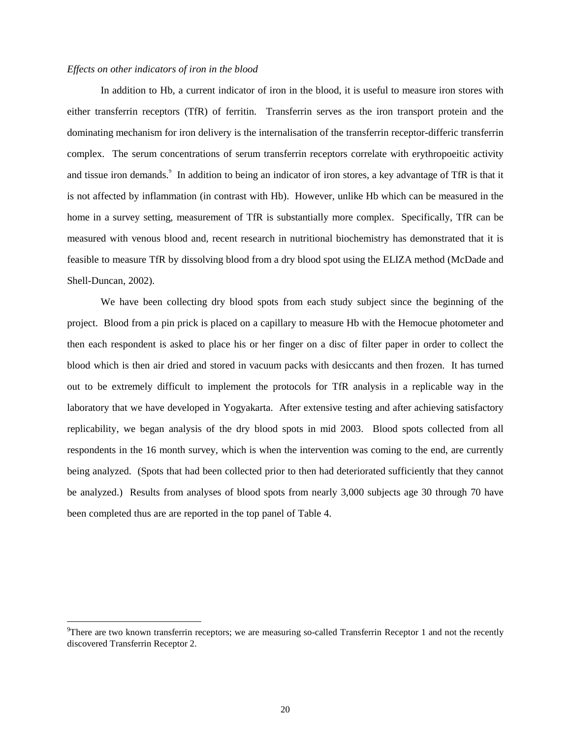*Effects on other indicators of iron in the blood*

In addition to Hb, a current indicator of iron in the blood, it is useful to measure iron stores with either transferrin receptors (TfR) of ferritin. Transferrin serves as the iron transport protein and the dominating mechanism for iron delivery is the internalisation of the transferrin receptor-differic transferrin complex. The serum concentrations of serum transferrin receptors correlate with erythropoeitic activity and tissue iron demands.[9] In addition to being an indicator of iron stores, a key advantage of TfR is that it is not affected by inflammation (in contrast with Hb). However, unlike Hb which can be measured in the home in a survey setting, measurement of TfR is substantially more complex. Specifically, TfR can be measured with venous blood and, recent research in nutritional biochemistry has demonstrated that it is feasible to measure TfR by dissolving blood from a dry blood spot using the ELIZA method (McDade and Shell-Duncan, 2002).

We have been collecting dry blood spots from each study subject since the beginning of the project. Blood from a pin prick is placed on a capillary to measure Hb with the Hemocue photometer and then each respondent is asked to place his or her finger on a disc of filter paper in order to collect the blood which is then air dried and stored in vacuum packs with desiccants and then frozen. It has turned out to be extremely difficult to implement the protocols for TfR analysis in a replicable way in the laboratory that we have developed in Yogyakarta. After extensive testing and after achieving satisfactory replicability, we began analysis of the dry blood spots in mid 2003. Blood spots collected from all respondents in the 16 month survey, which is when the intervention was coming to the end, are currently being analyzed. (Spots that had been collected prior to then had deteriorated sufficiently that they cannot be analyzed.) Results from analyses of blood spots from nearly 3,000 subjects age 30 through 70 have been completed thus are are reported in the top panel of Table 4.

---

[9]There are two known transferrin receptors; we are measuring so-called Transferrin Receptor 1 and not the recently discovered Transferrin Receptor 2.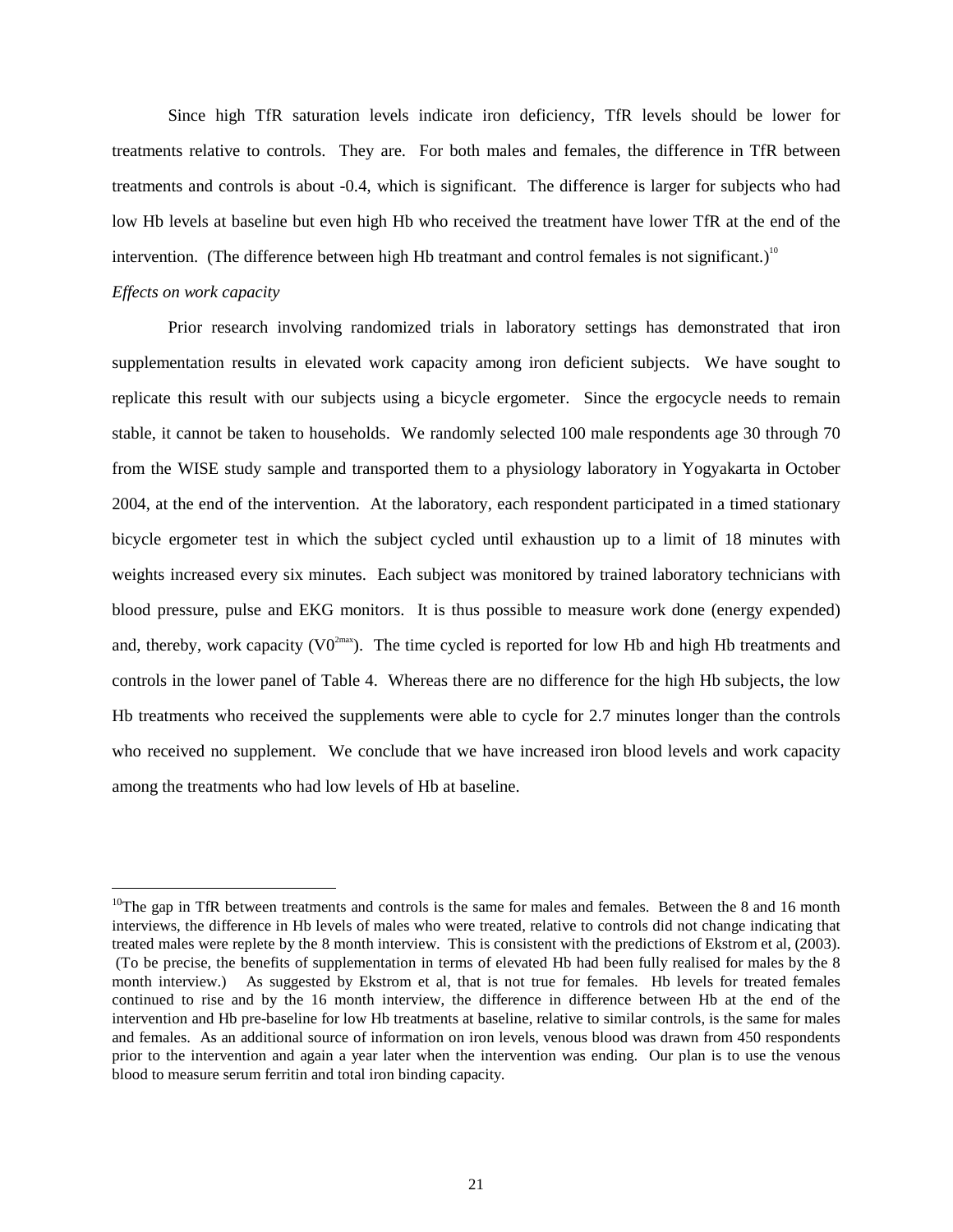Since high TfR saturation levels indicate iron deficiency, TfR levels should be lower for treatments relative to controls. They are. For both males and females, the difference in TfR between treatments and controls is about -0.4, which is significant. The difference is larger for subjects who had low Hb levels at baseline but even high Hb who received the treatment have lower TfR at the end of the intervention. (The difference between high Hb treatmant and control females is not significant.)[10]

*Effects on work capacity*

Prior research involving randomized trials in laboratory settings has demonstrated that iron supplementation results in elevated work capacity among iron deficient subjects. We have sought to replicate this result with our subjects using a bicycle ergometer. Since the ergocycle needs to remain stable, it cannot be taken to households. We randomly selected 100 male respondents age 30 through 70 from the WISE study sample and transported them to a physiology laboratory in Yogyakarta in October 2004, at the end of the intervention. At the laboratory, each respondent participated in a timed stationary bicycle ergometer test in which the subject cycled until exhaustion up to a limit of 18 minutes with weights increased every six minutes. Each subject was monitored by trained laboratory technicians with blood pressure, pulse and EKG monitors. It is thus possible to measure work done (energy expended) and, thereby, work capacity ($V0^{2max}$). The time cycled is reported for low Hb and high Hb treatments and controls in the lower panel of Table 4. Whereas there are no difference for the high Hb subjects, the low Hb treatments who received the supplements were able to cycle for 2.7 minutes longer than the controls who received no supplement. We conclude that we have increased iron blood levels and work capacity among the treatments who had low levels of Hb at baseline.

---

[10]The gap in TfR between treatments and controls is the same for males and females. Between the 8 and 16 month interviews, the difference in Hb levels of males who were treated, relative to controls did not change indicating that treated males were replete by the 8 month interview. This is consistent with the predictions of Ekstrom et al, (2003). (To be precise, the benefits of supplementation in terms of elevated Hb had been fully realised for males by the 8 month interview.) As suggested by Ekstrom et al, that is not true for females. Hb levels for treated females continued to rise and by the 16 month interview, the difference in difference between Hb at the end of the intervention and Hb pre-baseline for low Hb treatments at baseline, relative to similar controls, is the same for males and females. As an additional source of information on iron levels, venous blood was drawn from 450 respondents prior to the intervention and again a year later when the intervention was ending. Our plan is to use the venous blood to measure serum ferritin and total iron binding capacity.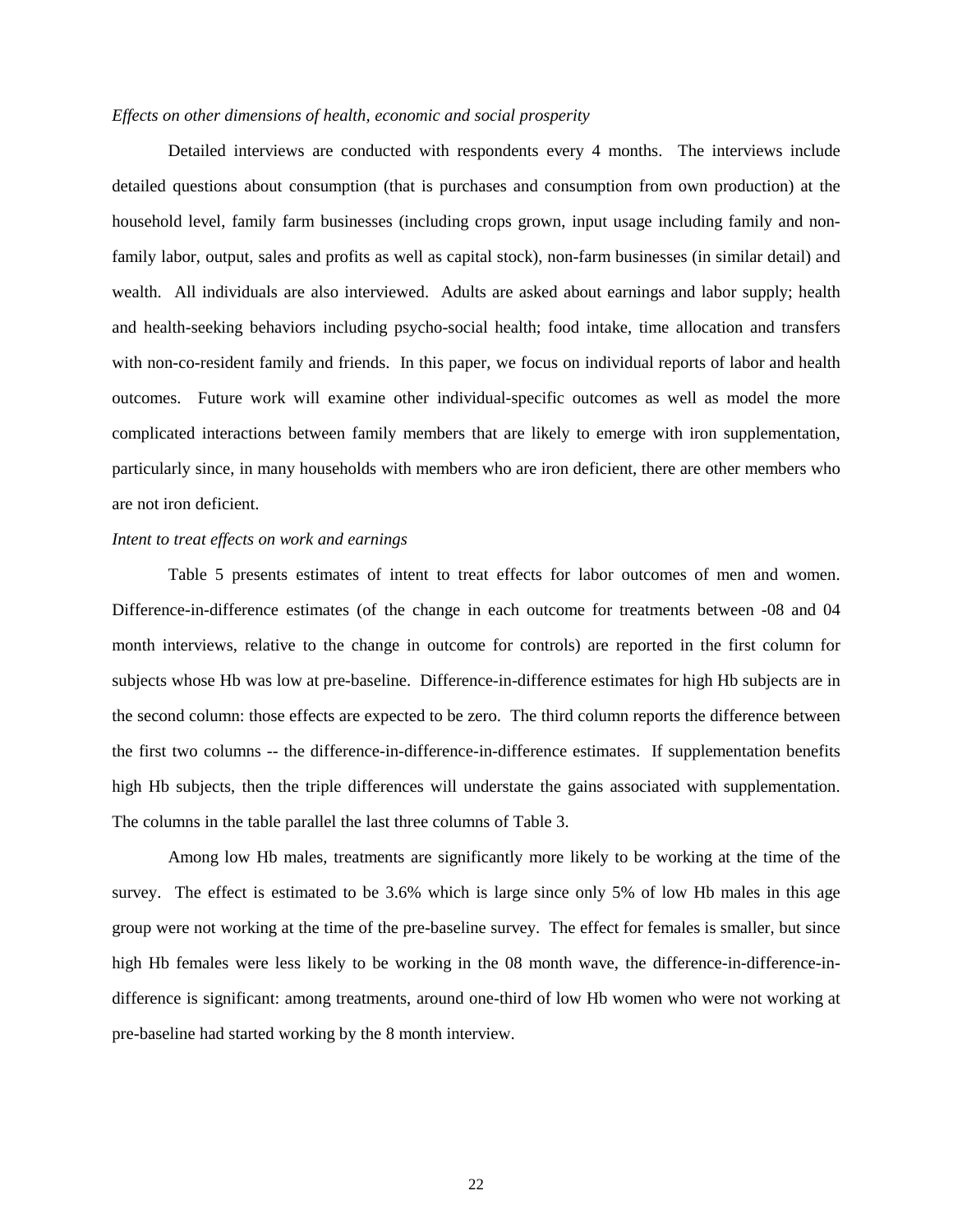*Effects on other dimensions of health, economic and social prosperity*

Detailed interviews are conducted with respondents every 4 months. The interviews include detailed questions about consumption (that is purchases and consumption from own production) at the household level, family farm businesses (including crops grown, input usage including family and non-family labor, output, sales and profits as well as capital stock), non-farm businesses (in similar detail) and wealth. All individuals are also interviewed. Adults are asked about earnings and labor supply; health and health-seeking behaviors including psycho-social health; food intake, time allocation and transfers with non-co-resident family and friends. In this paper, we focus on individual reports of labor and health outcomes. Future work will examine other individual-specific outcomes as well as model the more complicated interactions between family members that are likely to emerge with iron supplementation, particularly since, in many households with members who are iron deficient, there are other members who are not iron deficient.

*Intent to treat effects on work and earnings*

Table 5 presents estimates of intent to treat effects for labor outcomes of men and women. Difference-in-difference estimates (of the change in each outcome for treatments between -08 and 04 month interviews, relative to the change in outcome for controls) are reported in the first column for subjects whose Hb was low at pre-baseline. Difference-in-difference estimates for high Hb subjects are in the second column: those effects are expected to be zero. The third column reports the difference between the first two columns -- the difference-in-difference-in-difference estimates. If supplementation benefits high Hb subjects, then the triple differences will understate the gains associated with supplementation. The columns in the table parallel the last three columns of Table 3.

Among low Hb males, treatments are significantly more likely to be working at the time of the survey. The effect is estimated to be 3.6% which is large since only 5% of low Hb males in this age group were not working at the time of the pre-baseline survey. The effect for females is smaller, but since high Hb females were less likely to be working in the 08 month wave, the difference-in-difference-in-difference is significant: among treatments, around one-third of low Hb women who were not working at pre-baseline had started working by the 8 month interview.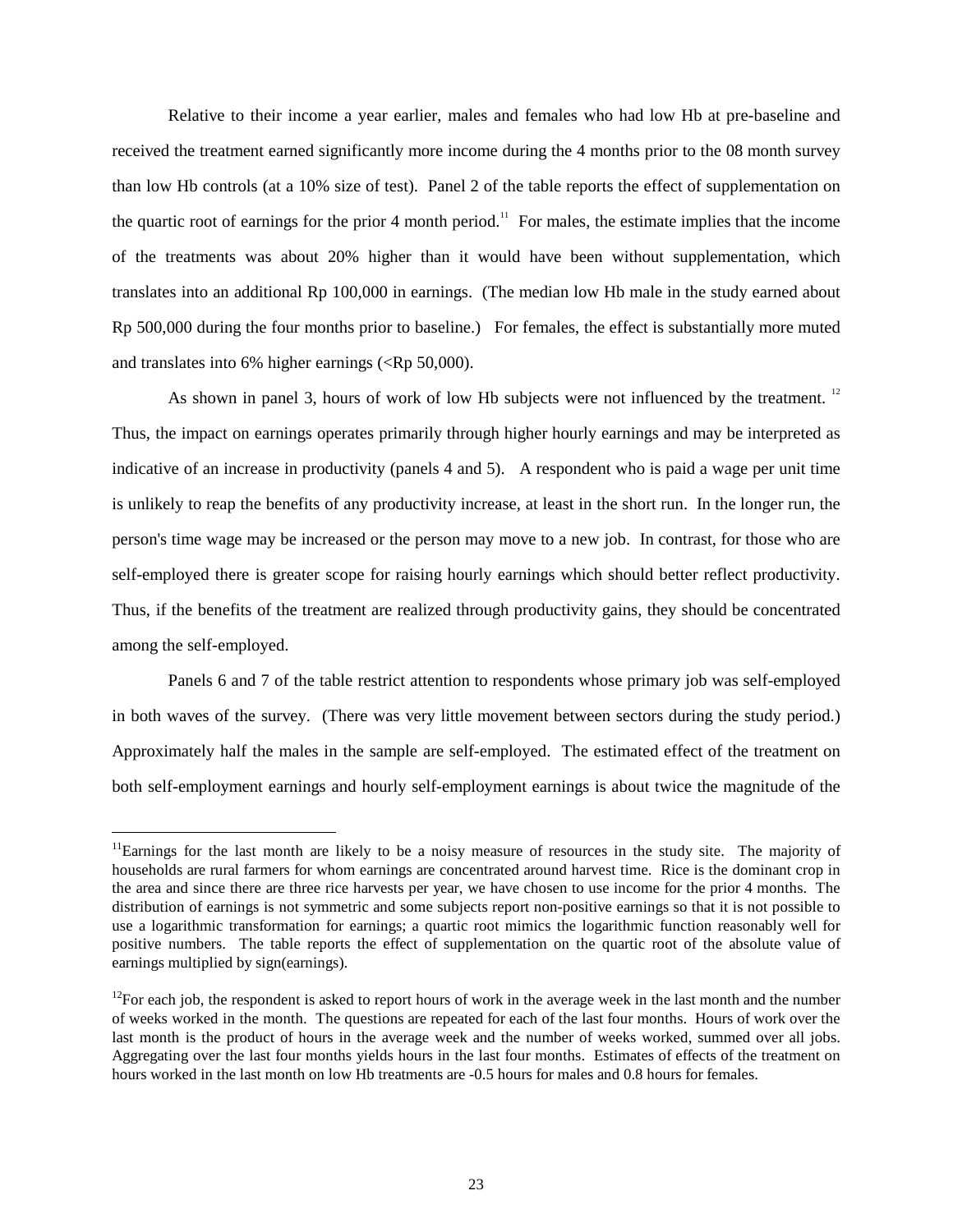Relative to their income a year earlier, males and females who had low Hb at pre-baseline and received the treatment earned significantly more income during the 4 months prior to the 08 month survey than low Hb controls (at a 10% size of test). Panel 2 of the table reports the effect of supplementation on the quartic root of earnings for the prior 4 month period.[11] For males, the estimate implies that the income of the treatments was about 20% higher than it would have been without supplementation, which translates into an additional Rp 100,000 in earnings. (The median low Hb male in the study earned about Rp 500,000 during the four months prior to baseline.) For females, the effect is substantially more muted and translates into 6% higher earnings (<Rp 50,000).

As shown in panel 3, hours of work of low Hb subjects were not influenced by the treatment.[12] Thus, the impact on earnings operates primarily through higher hourly earnings and may be interpreted as indicative of an increase in productivity (panels 4 and 5). A respondent who is paid a wage per unit time is unlikely to reap the benefits of any productivity increase, at least in the short run. In the longer run, the person's time wage may be increased or the person may move to a new job. In contrast, for those who are self-employed there is greater scope for raising hourly earnings which should better reflect productivity. Thus, if the benefits of the treatment are realized through productivity gains, they should be concentrated among the self-employed.

Panels 6 and 7 of the table restrict attention to respondents whose primary job was self-employed in both waves of the survey. (There was very little movement between sectors during the study period.) Approximately half the males in the sample are self-employed. The estimated effect of the treatment on both self-employment earnings and hourly self-employment earnings is about twice the magnitude of the

---

[11] Earnings for the last month are likely to be a noisy measure of resources in the study site. The majority of households are rural farmers for whom earnings are concentrated around harvest time. Rice is the dominant crop in the area and since there are three rice harvests per year, we have chosen to use income for the prior 4 months. The distribution of earnings is not symmetric and some subjects report non-positive earnings so that it is not possible to use a logarithmic transformation for earnings; a quartic root mimics the logarithmic function reasonably well for positive numbers. The table reports the effect of supplementation on the quartic root of the absolute value of earnings multiplied by sign(earnings).

[12] For each job, the respondent is asked to report hours of work in the average week in the last month and the number of weeks worked in the month. The questions are repeated for each of the last four months. Hours of work over the last month is the product of hours in the average week and the number of weeks worked, summed over all jobs. Aggregating over the last four months yields hours in the last four months. Estimates of effects of the treatment on hours worked in the last month on low Hb treatments are -0.5 hours for males and 0.8 hours for females.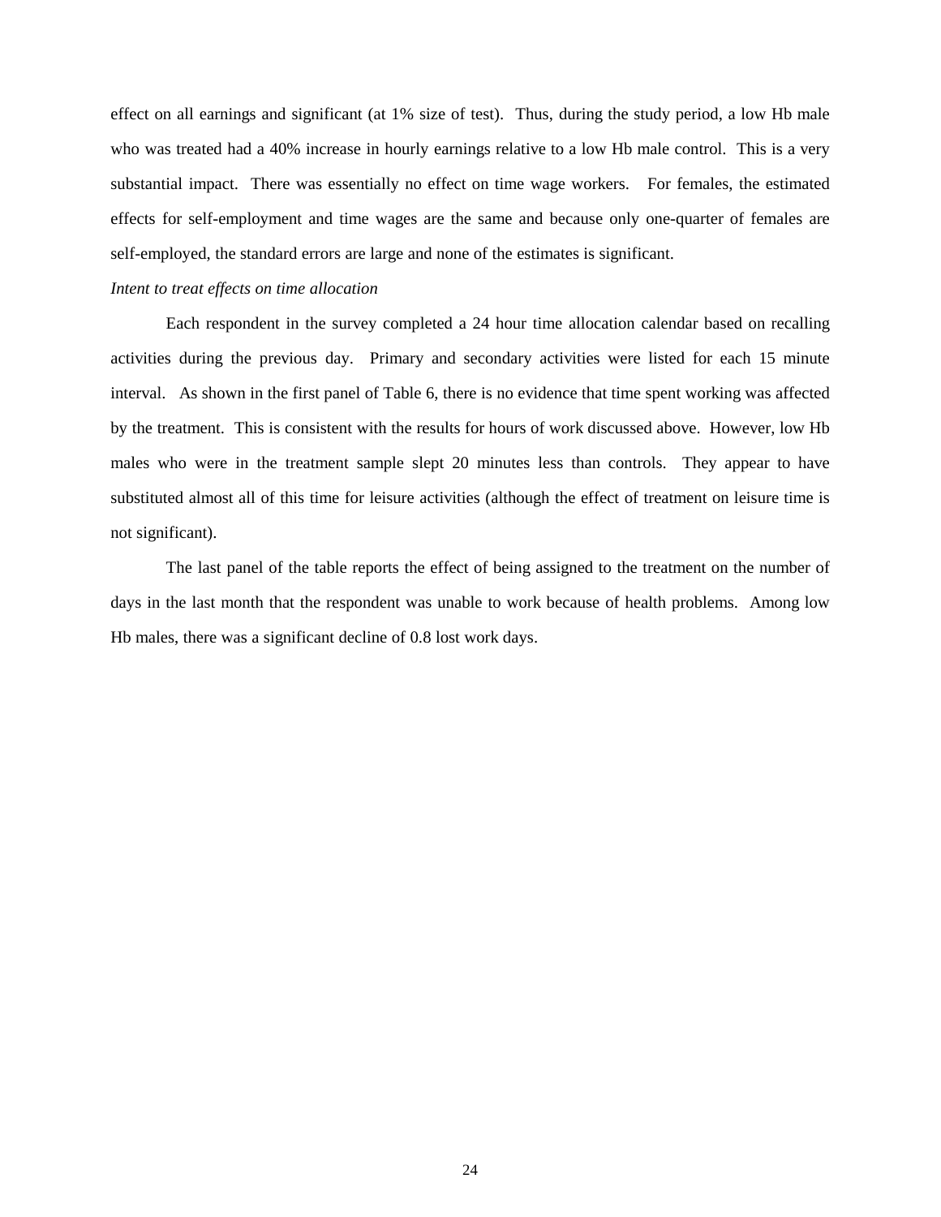effect on all earnings and significant (at 1% size of test). Thus, during the study period, a low Hb male who was treated had a 40% increase in hourly earnings relative to a low Hb male control. This is a very substantial impact. There was essentially no effect on time wage workers. For females, the estimated effects for self-employment and time wages are the same and because only one-quarter of females are self-employed, the standard errors are large and none of the estimates is significant.

*Intent to treat effects on time allocation*

Each respondent in the survey completed a 24 hour time allocation calendar based on recalling activities during the previous day. Primary and secondary activities were listed for each 15 minute interval. As shown in the first panel of Table 6, there is no evidence that time spent working was affected by the treatment. This is consistent with the results for hours of work discussed above. However, low Hb males who were in the treatment sample slept 20 minutes less than controls. They appear to have substituted almost all of this time for leisure activities (although the effect of treatment on leisure time is not significant).

The last panel of the table reports the effect of being assigned to the treatment on the number of days in the last month that the respondent was unable to work because of health problems. Among low Hb males, there was a significant decline of 0.8 lost work days.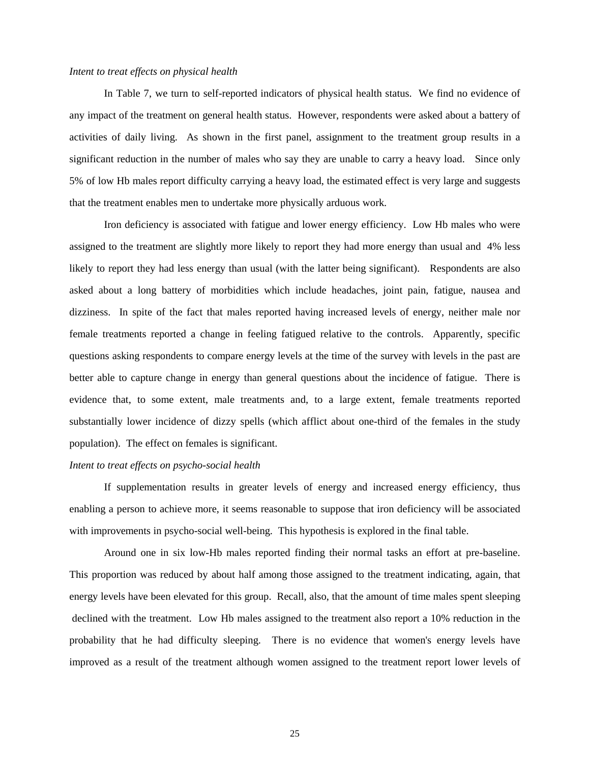*Intent to treat effects on physical health*

In Table 7, we turn to self-reported indicators of physical health status. We find no evidence of any impact of the treatment on general health status. However, respondents were asked about a battery of activities of daily living. As shown in the first panel, assignment to the treatment group results in a significant reduction in the number of males who say they are unable to carry a heavy load. Since only 5% of low Hb males report difficulty carrying a heavy load, the estimated effect is very large and suggests that the treatment enables men to undertake more physically arduous work.

Iron deficiency is associated with fatigue and lower energy efficiency. Low Hb males who were assigned to the treatment are slightly more likely to report they had more energy than usual and 4% less likely to report they had less energy than usual (with the latter being significant). Respondents are also asked about a long battery of morbidities which include headaches, joint pain, fatigue, nausea and dizziness. In spite of the fact that males reported having increased levels of energy, neither male nor female treatments reported a change in feeling fatigued relative to the controls. Apparently, specific questions asking respondents to compare energy levels at the time of the survey with levels in the past are better able to capture change in energy than general questions about the incidence of fatigue. There is evidence that, to some extent, male treatments and, to a large extent, female treatments reported substantially lower incidence of dizzy spells (which afflict about one-third of the females in the study population). The effect on females is significant.

*Intent to treat effects on psycho-social health*

If supplementation results in greater levels of energy and increased energy efficiency, thus enabling a person to achieve more, it seems reasonable to suppose that iron deficiency will be associated with improvements in psycho-social well-being. This hypothesis is explored in the final table.

Around one in six low-Hb males reported finding their normal tasks an effort at pre-baseline. This proportion was reduced by about half among those assigned to the treatment indicating, again, that energy levels have been elevated for this group. Recall, also, that the amount of time males spent sleeping declined with the treatment. Low Hb males assigned to the treatment also report a 10% reduction in the probability that he had difficulty sleeping. There is no evidence that women's energy levels have improved as a result of the treatment although women assigned to the treatment report lower levels of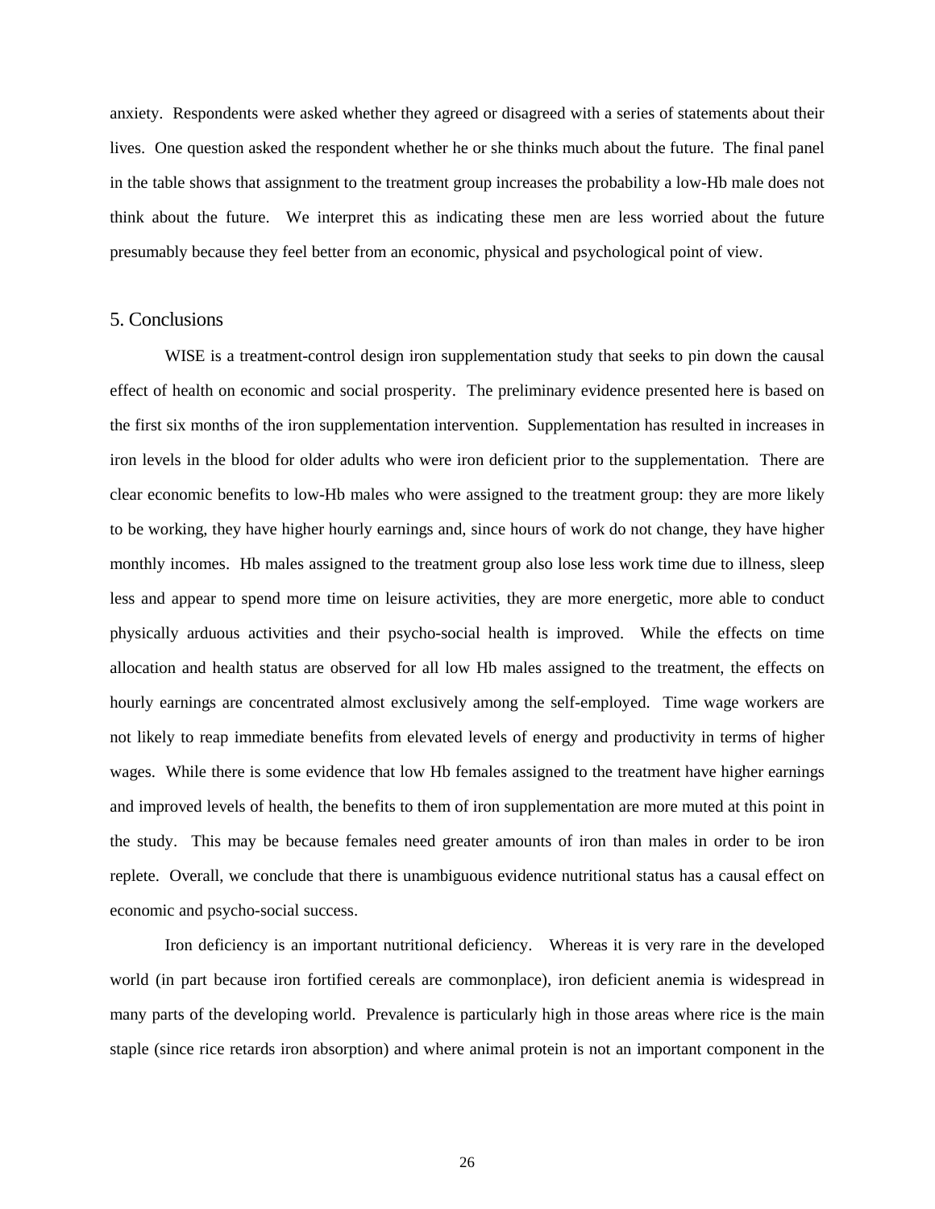anxiety. Respondents were asked whether they agreed or disagreed with a series of statements about their lives. One question asked the respondent whether he or she thinks much about the future. The final panel in the table shows that assignment to the treatment group increases the probability a low-Hb male does not think about the future. We interpret this as indicating these men are less worried about the future presumably because they feel better from an economic, physical and psychological point of view.

## 5. Conclusions

WISE is a treatment-control design iron supplementation study that seeks to pin down the causal effect of health on economic and social prosperity. The preliminary evidence presented here is based on the first six months of the iron supplementation intervention. Supplementation has resulted in increases in iron levels in the blood for older adults who were iron deficient prior to the supplementation. There are clear economic benefits to low-Hb males who were assigned to the treatment group: they are more likely to be working, they have higher hourly earnings and, since hours of work do not change, they have higher monthly incomes. Hb males assigned to the treatment group also lose less work time due to illness, sleep less and appear to spend more time on leisure activities, they are more energetic, more able to conduct physically arduous activities and their psycho-social health is improved. While the effects on time allocation and health status are observed for all low Hb males assigned to the treatment, the effects on hourly earnings are concentrated almost exclusively among the self-employed. Time wage workers are not likely to reap immediate benefits from elevated levels of energy and productivity in terms of higher wages. While there is some evidence that low Hb females assigned to the treatment have higher earnings and improved levels of health, the benefits to them of iron supplementation are more muted at this point in the study. This may be because females need greater amounts of iron than males in order to be iron replete. Overall, we conclude that there is unambiguous evidence nutritional status has a causal effect on economic and psycho-social success.

Iron deficiency is an important nutritional deficiency. Whereas it is very rare in the developed world (in part because iron fortified cereals are commonplace), iron deficient anemia is widespread in many parts of the developing world. Prevalence is particularly high in those areas where rice is the main staple (since rice retards iron absorption) and where animal protein is not an important component in the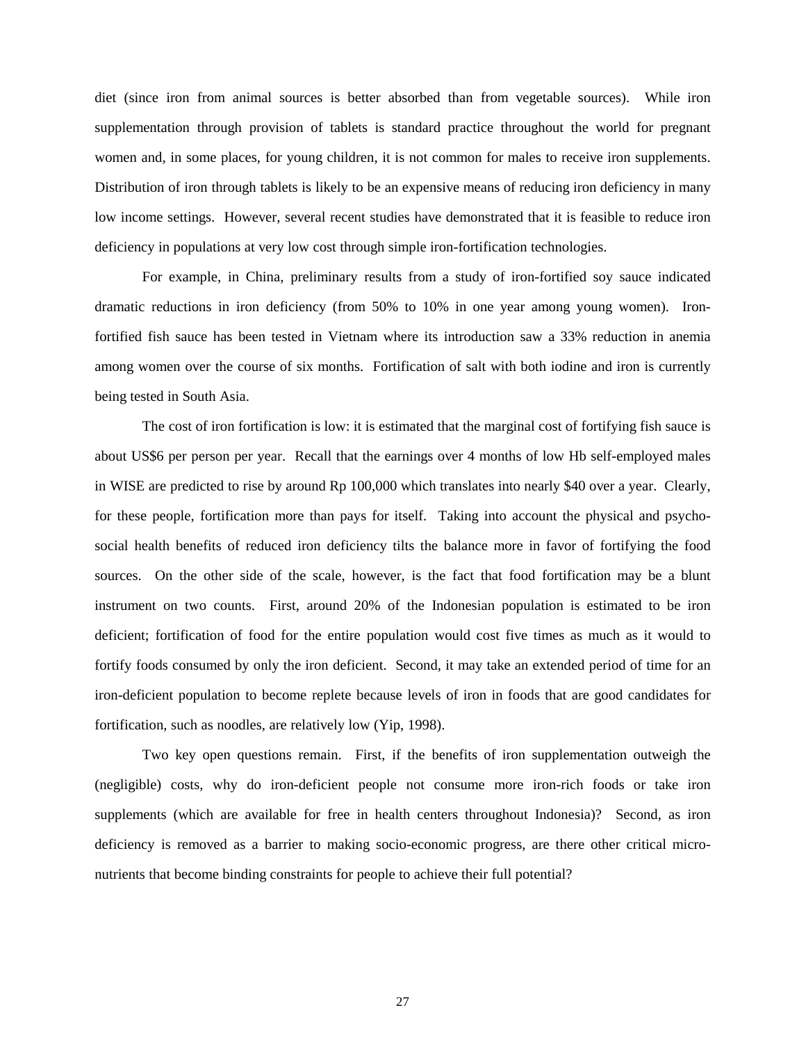diet (since iron from animal sources is better absorbed than from vegetable sources). While iron supplementation through provision of tablets is standard practice throughout the world for pregnant women and, in some places, for young children, it is not common for males to receive iron supplements. Distribution of iron through tablets is likely to be an expensive means of reducing iron deficiency in many low income settings. However, several recent studies have demonstrated that it is feasible to reduce iron deficiency in populations at very low cost through simple iron-fortification technologies.

For example, in China, preliminary results from a study of iron-fortified soy sauce indicated dramatic reductions in iron deficiency (from 50% to 10% in one year among young women). Iron-fortified fish sauce has been tested in Vietnam where its introduction saw a 33% reduction in anemia among women over the course of six months. Fortification of salt with both iodine and iron is currently being tested in South Asia.

The cost of iron fortification is low: it is estimated that the marginal cost of fortifying fish sauce is about US$6 per person per year. Recall that the earnings over 4 months of low Hb self-employed males in WISE are predicted to rise by around Rp 100,000 which translates into nearly $40 over a year. Clearly, for these people, fortification more than pays for itself. Taking into account the physical and psycho-social health benefits of reduced iron deficiency tilts the balance more in favor of fortifying the food sources. On the other side of the scale, however, is the fact that food fortification may be a blunt instrument on two counts. First, around 20% of the Indonesian population is estimated to be iron deficient; fortification of food for the entire population would cost five times as much as it would to fortify foods consumed by only the iron deficient. Second, it may take an extended period of time for an iron-deficient population to become replete because levels of iron in foods that are good candidates for fortification, such as noodles, are relatively low (Yip, 1998).

Two key open questions remain. First, if the benefits of iron supplementation outweigh the (negligible) costs, why do iron-deficient people not consume more iron-rich foods or take iron supplements (which are available for free in health centers throughout Indonesia)? Second, as iron deficiency is removed as a barrier to making socio-economic progress, are there other critical micro-nutrients that become binding constraints for people to achieve their full potential?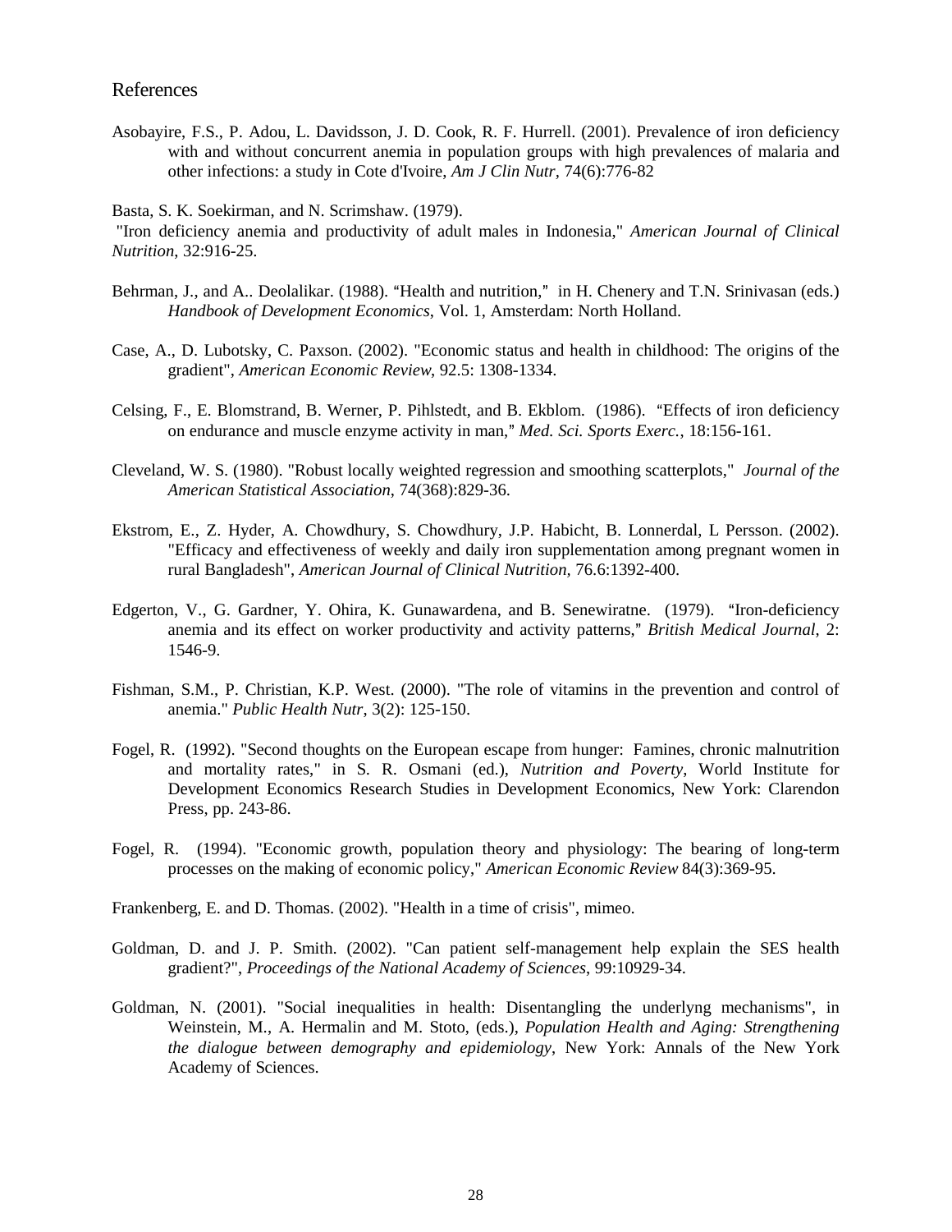## References

Asobayire, F.S., P. Adou, L. Davidsson, J. D. Cook, R. F. Hurrell. (2001). Prevalence of iron deficiency with and without concurrent anemia in population groups with high prevalences of malaria and other infections: a study in Cote d'Ivoire, *Am J Clin Nutr*, 74(6):776-82

Basta, S. K. Soekirman, and N. Scrimshaw. (1979). "Iron deficiency anemia and productivity of adult males in Indonesia," *American Journal of Clinical Nutrition*, 32:916-25.

Behrman, J., and A.. Deolalikar. (1988). "Health and nutrition," in H. Chenery and T.N. Srinivasan (eds.) *Handbook of Development Economics*, Vol. 1, Amsterdam: North Holland.

Case, A., D. Lubotsky, C. Paxson. (2002). "Economic status and health in childhood: The origins of the gradient", *American Economic Review*, 92.5: 1308-1334.

Celsing, F., E. Blomstrand, B. Werner, P. Pihlstedt, and B. Ekblom. (1986). "Effects of iron deficiency on endurance and muscle enzyme activity in man," *Med. Sci. Sports Exerc.*, 18:156-161.

Cleveland, W. S. (1980). "Robust locally weighted regression and smoothing scatterplots," *Journal of the American Statistical Association*, 74(368):829-36.

Ekstrom, E., Z. Hyder, A. Chowdhury, S. Chowdhury, J.P. Habicht, B. Lonnerdal, L Persson. (2002). "Efficacy and effectiveness of weekly and daily iron supplementation among pregnant women in rural Bangladesh", *American Journal of Clinical Nutrition,* 76.6:1392-400.

Edgerton, V., G. Gardner, Y. Ohira, K. Gunawardena, and B. Senewiratne. (1979). "Iron-deficiency anemia and its effect on worker productivity and activity patterns," *British Medical Journal*, 2: 1546-9.

Fishman, S.M., P. Christian, K.P. West. (2000). "The role of vitamins in the prevention and control of anemia." *Public Health Nutr*, 3(2): 125-150.

Fogel, R. (1992). "Second thoughts on the European escape from hunger: Famines, chronic malnutrition and mortality rates," in S. R. Osmani (ed.), *Nutrition and Poverty*, World Institute for Development Economics Research Studies in Development Economics, New York: Clarendon Press, pp. 243-86.

Fogel, R. (1994). "Economic growth, population theory and physiology: The bearing of long-term processes on the making of economic policy," *American Economic Review* 84(3):369-95.

Frankenberg, E. and D. Thomas. (2002). "Health in a time of crisis", mimeo.

Goldman, D. and J. P. Smith. (2002). "Can patient self-management help explain the SES health gradient?", *Proceedings of the National Academy of Sciences*, 99:10929-34.

Goldman, N. (2001). "Social inequalities in health: Disentangling the underlyng mechanisms", in Weinstein, M., A. Hermalin and M. Stoto, (eds.), *Population Health and Aging: Strengthening the dialogue between demography and epidemiology*, New York: Annals of the New York Academy of Sciences.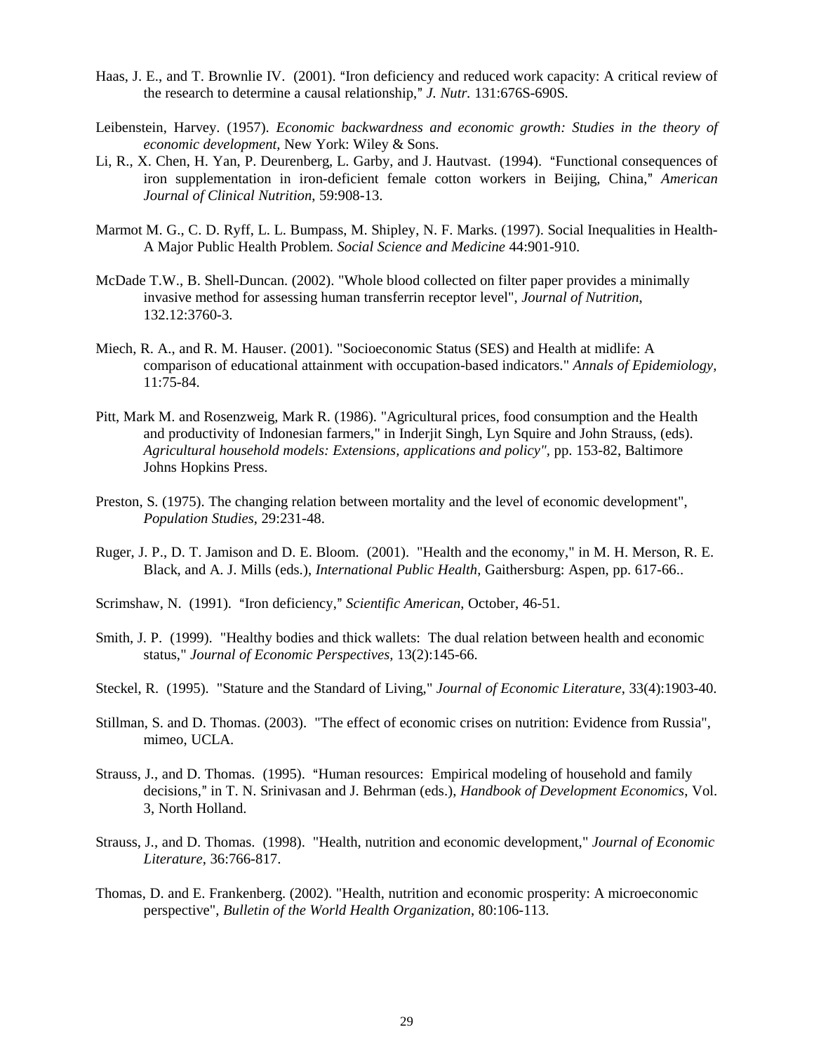Haas, J. E., and T. Brownlie IV. (2001). "Iron deficiency and reduced work capacity: A critical review of the research to determine a causal relationship," *J. Nutr.* 131:676S-690S.

Leibenstein, Harvey. (1957). *Economic backwardness and economic growth: Studies in the theory of economic development,* New York: Wiley & Sons.

Li, R., X. Chen, H. Yan, P. Deurenberg, L. Garby, and J. Hautvast. (1994). "Functional consequences of iron supplementation in iron-deficient female cotton workers in Beijing, China," *American Journal of Clinical Nutrition*, 59:908-13.

Marmot M. G., C. D. Ryff, L. L. Bumpass, M. Shipley, N. F. Marks. (1997). Social Inequalities in Health-A Major Public Health Problem. *Social Science and Medicine* 44:901-910.

McDade T.W., B. Shell-Duncan. (2002). "Whole blood collected on filter paper provides a minimally invasive method for assessing human transferrin receptor level", *Journal of Nutrition*, 132.12:3760-3.

Miech, R. A., and R. M. Hauser. (2001). "Socioeconomic Status (SES) and Health at midlife: A comparison of educational attainment with occupation-based indicators." *Annals of Epidemiology,* 11:75-84.

Pitt, Mark M. and Rosenzweig, Mark R. (1986). "Agricultural prices, food consumption and the Health and productivity of Indonesian farmers," in Inderjit Singh, Lyn Squire and John Strauss, (eds). *Agricultural household models: Extensions, applications and policy"*, pp. 153-82, Baltimore Johns Hopkins Press.

Preston, S. (1975). The changing relation between mortality and the level of economic development", *Population Studies*, 29:231-48.

Ruger, J. P., D. T. Jamison and D. E. Bloom. (2001). "Health and the economy," in M. H. Merson, R. E. Black, and A. J. Mills (eds.), *International Public Health*, Gaithersburg: Aspen, pp. 617-66..

Scrimshaw, N. (1991). "Iron deficiency," *Scientific American*, October, 46-51.

Smith, J. P. (1999). "Healthy bodies and thick wallets: The dual relation between health and economic status," *Journal of Economic Perspectives*, 13(2):145-66.

Steckel, R. (1995). "Stature and the Standard of Living," *Journal of Economic Literature*, 33(4):1903-40.

Stillman, S. and D. Thomas. (2003). "The effect of economic crises on nutrition: Evidence from Russia", mimeo, UCLA.

Strauss, J., and D. Thomas. (1995). "Human resources: Empirical modeling of household and family decisions," in T. N. Srinivasan and J. Behrman (eds.), *Handbook of Development Economics*, Vol. 3, North Holland.

Strauss, J., and D. Thomas. (1998). "Health, nutrition and economic development," *Journal of Economic Literature*, 36:766-817.

Thomas, D. and E. Frankenberg. (2002). "Health, nutrition and economic prosperity: A microeconomic perspective", *Bulletin of the World Health Organization*, 80:106-113.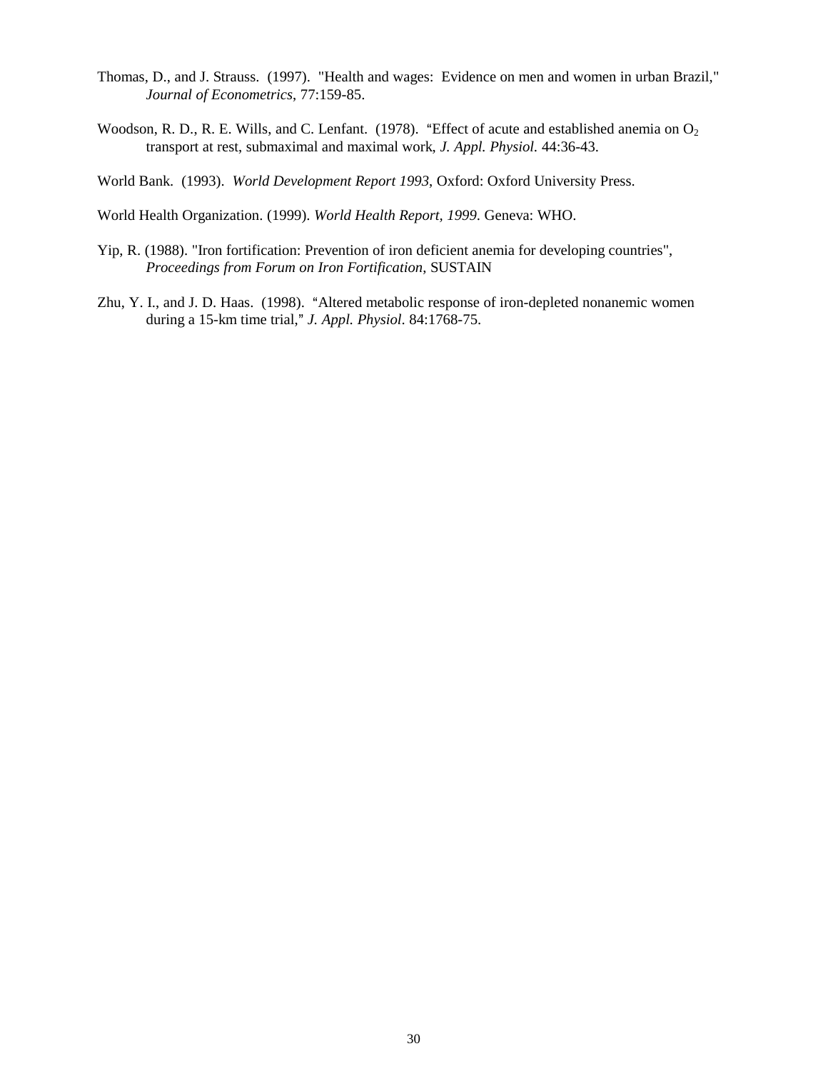Thomas, D., and J. Strauss. (1997). "Health and wages: Evidence on men and women in urban Brazil," *Journal of Econometrics*, 77:159-85.

Woodson, R. D., R. E. Wills, and C. Lenfant. (1978). "Effect of acute and established anemia on $O_2$ transport at rest, submaximal and maximal work, *J. Appl. Physiol.* 44:36-43.

World Bank. (1993). *World Development Report 1993*, Oxford: Oxford University Press.

World Health Organization. (1999). *World Health Report, 1999*. Geneva: WHO.

Yip, R. (1988). "Iron fortification: Prevention of iron deficient anemia for developing countries", *Proceedings from Forum on Iron Fortification*, SUSTAIN

Zhu, Y. I., and J. D. Haas. (1998). "Altered metabolic response of iron-depleted nonanemic women during a 15-km time trial," *J. Appl. Physiol*. 84:1768-75.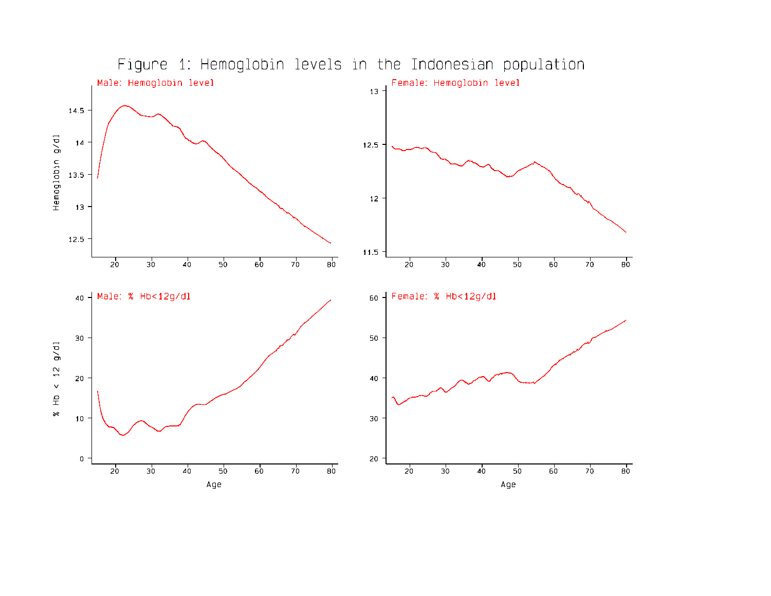Figure 1: Hemoglobin levels in the Indonesian population

Male: Hemoglobin level

Female: Hemoglobin level

Male: % Hb<12g/dl

Female: % Hb<12g/dl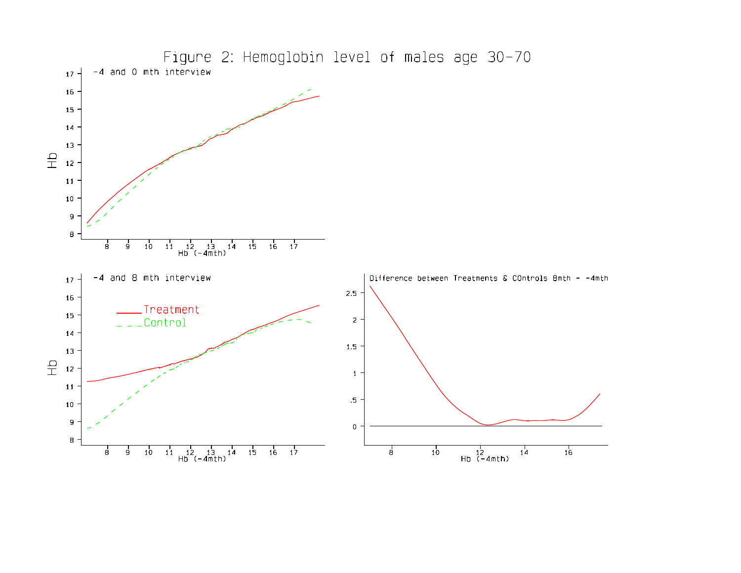# Figure 2: Hemoglobin level of males age 30-70

-4 and 0 mth interview

-4 and 8 mth interview

Treatment

Control

Difference between Treatments & COntrols 8mth - -4mth

Hb

Hb (-4mth)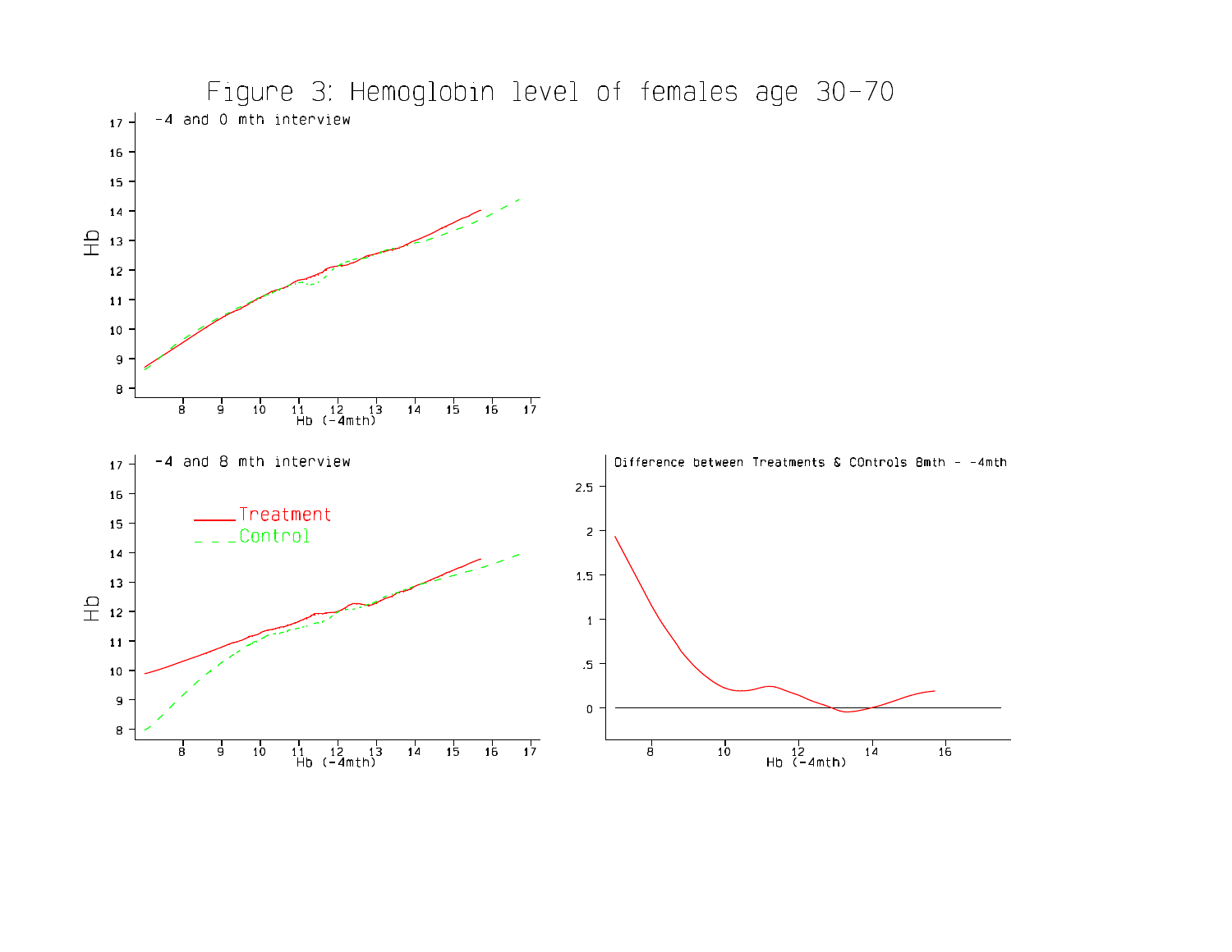# Figure 3: Hemoglobin level of females age 30-70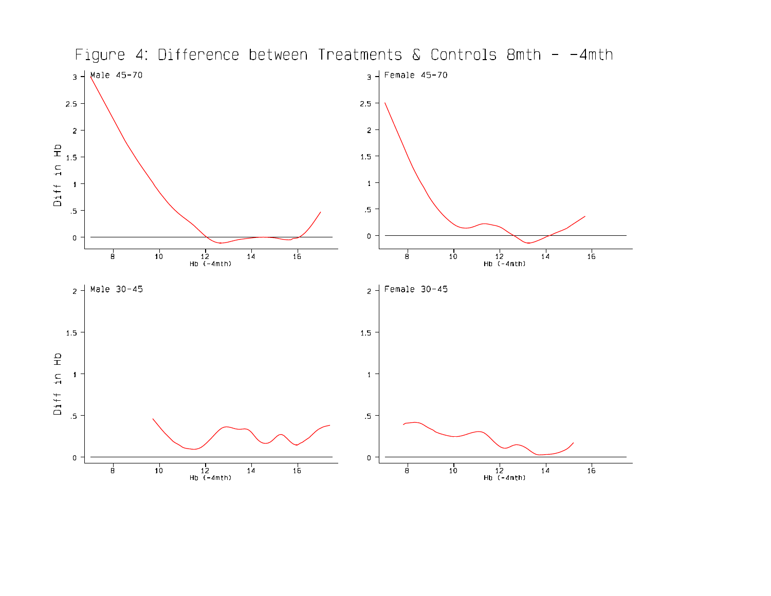# Figure 4: Difference between Treatments & Controls 8mth - -4mth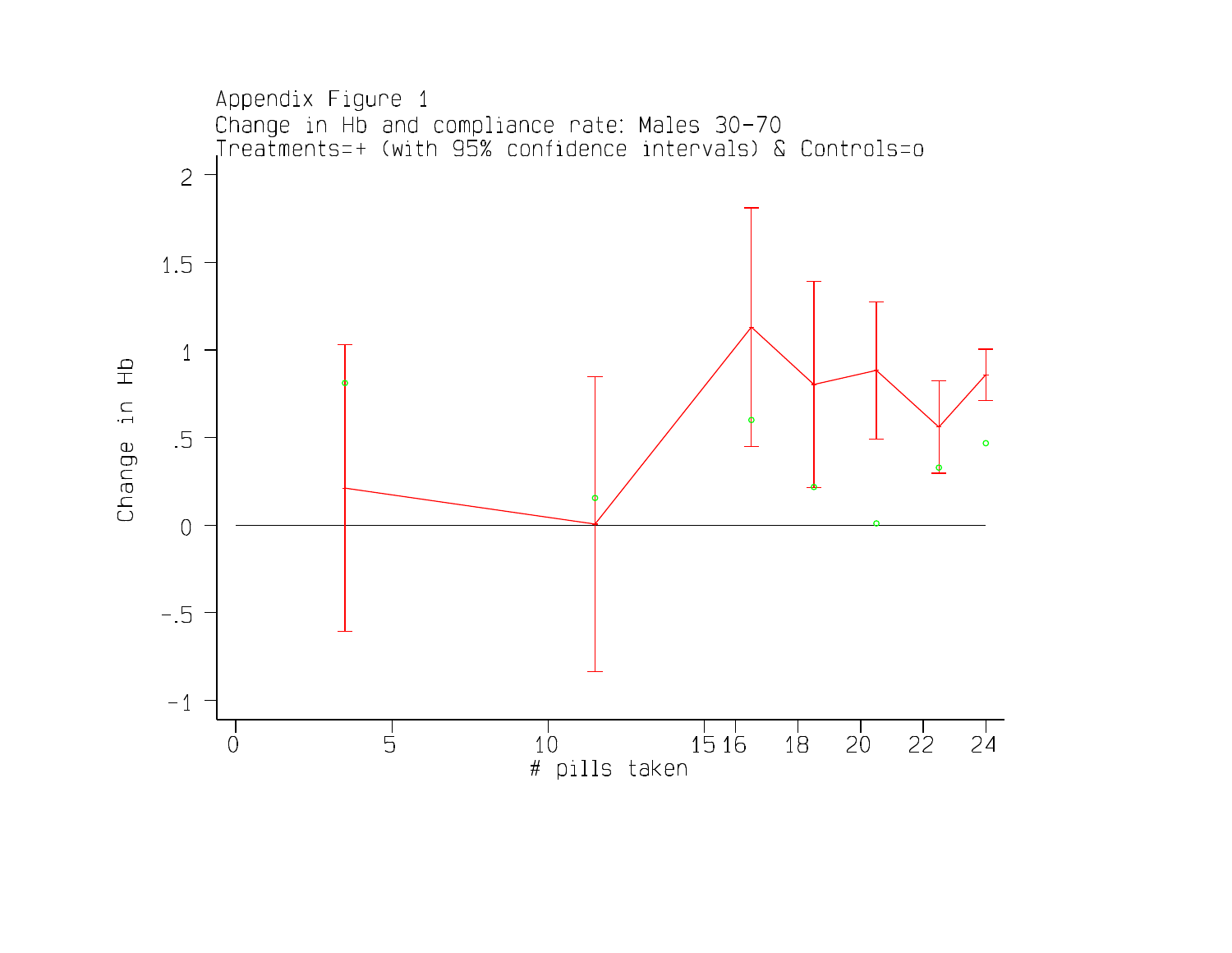Appendix Figure 1
Change in Hb and compliance rate: Males 30-70
Treatments=+ (with 95% confidence intervals) & Controls=o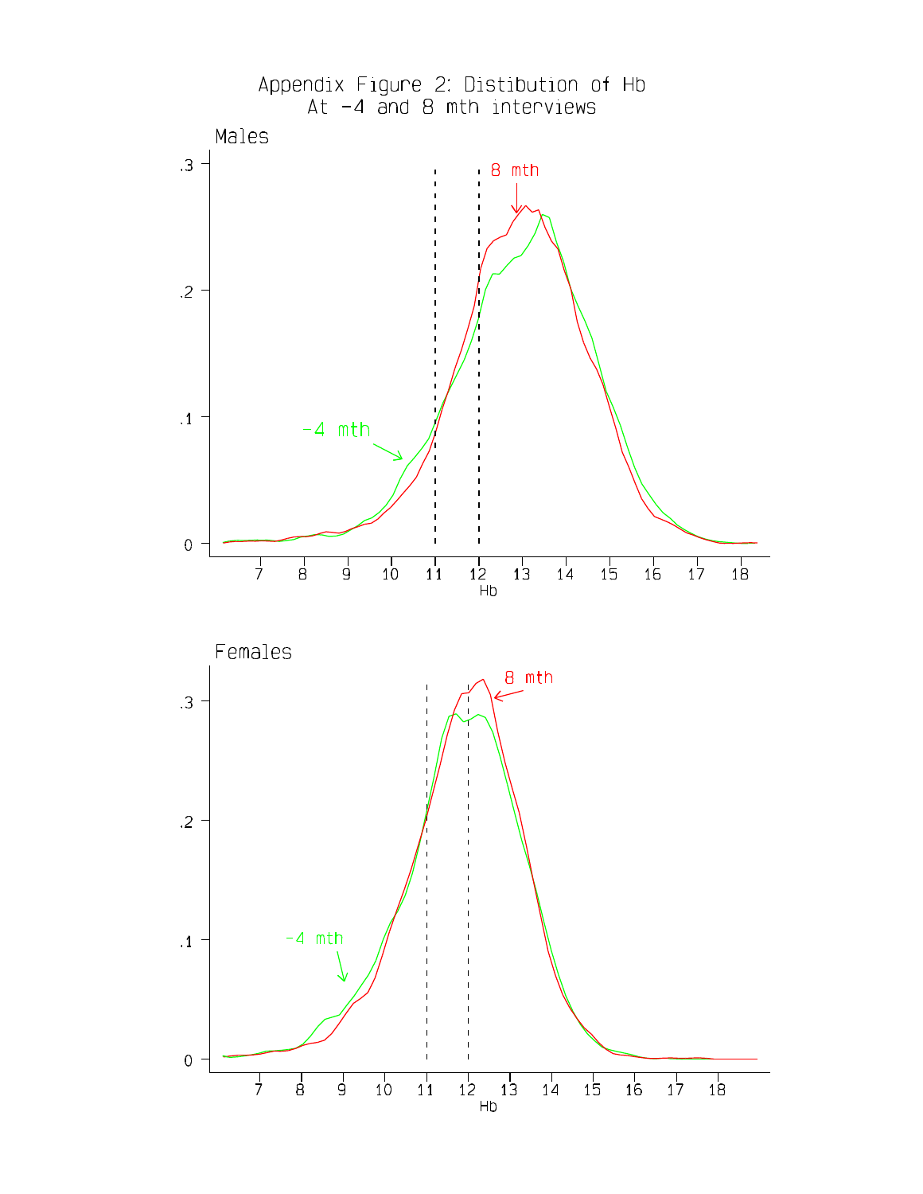Appendix Figure 2: Distibution of Hb
At -4 and 8 mth interviews

Males

Females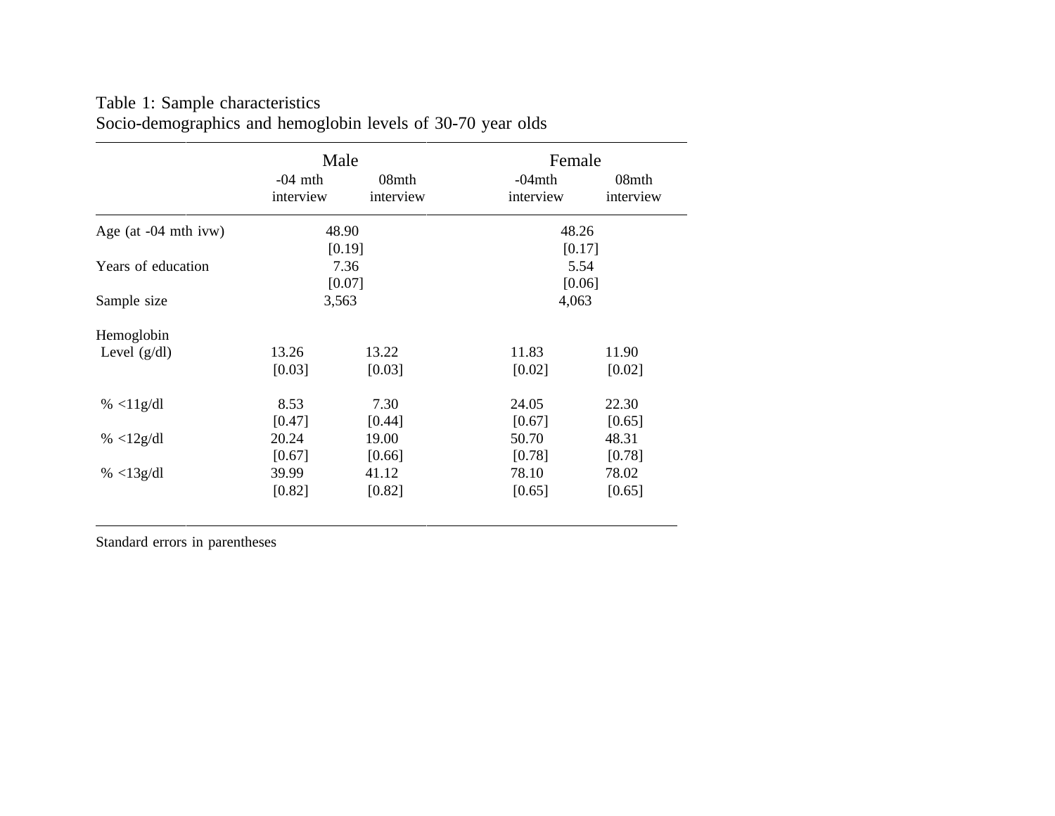Table 1: Sample characteristics
Socio-demographics and hemoglobin levels of 30-70 year olds

| | Male | | Female | |
|---|---|---|---|---|
| | -04 mth interview | 08mth interview | -04mth interview | 08mth interview |
| Age (at -04 mth ivw) | 48.90 | | 48.26 | |
| | [0.19] | | [0.17] | |
| Years of education | 7.36 | | 5.54 | |
| | [0.07] | | [0.06] | |
| Sample size | 3,563 | | 4,063 | |
| Hemoglobin | | | | |
| Level (g/dl) | 13.26 | 13.22 | 11.83 | 11.90 |
| | [0.03] | [0.03] | [0.02] | [0.02] |
| % <11g/dl | 8.53 | 7.30 | 24.05 | 22.30 |
| | [0.47] | [0.44] | [0.67] | [0.65] |
| % <12g/dl | 20.24 | 19.00 | 50.70 | 48.31 |
| | [0.67] | [0.66] | [0.78] | [0.78] |
| % <13g/dl | 39.99 | 41.12 | 78.10 | 78.02 |
| | [0.82] | [0.82] | [0.65] | [0.65] |

Standard errors in parentheses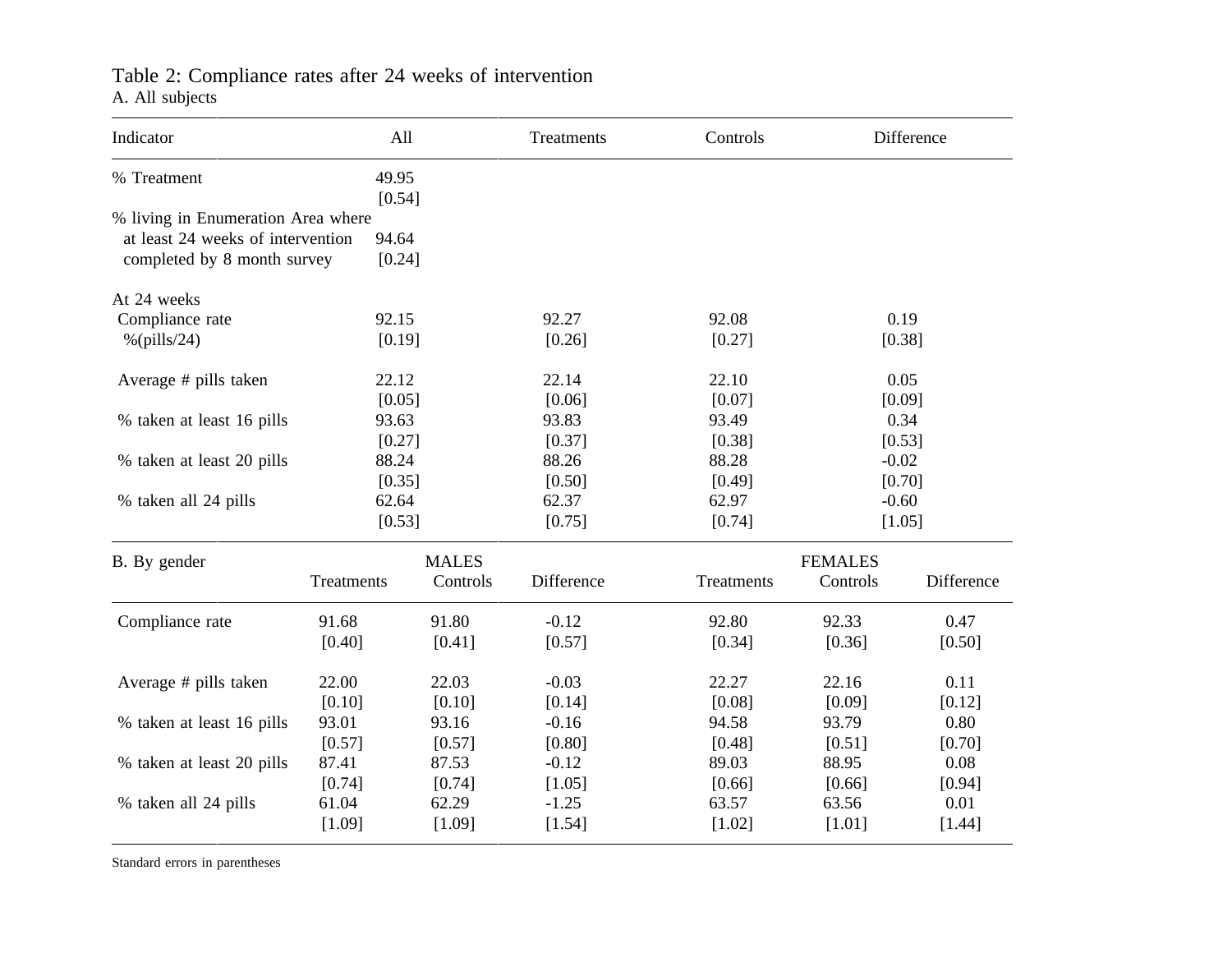Table 2: Compliance rates after 24 weeks of intervention

A. All subjects

| Indicator | All | Treatments | Controls | Difference |
|---|---|---|---|---|
| % Treatment | 49.95 | | | |
| | [0.54] | | | |
| % living in Enumeration Area where at least 24 weeks of intervention completed by 8 month survey | 94.64 | | | |
| | [0.24] | | | |
| At 24 weeks | | | | |
| Compliance rate %(pills/24) | 92.15 | 92.27 | 92.08 | 0.19 |
| | [0.19] | [0.26] | [0.27] | [0.38] |
| Average # pills taken | 22.12 | 22.14 | 22.10 | 0.05 |
| | [0.05] | [0.06] | [0.07] | [0.09] |
| % taken at least 16 pills | 93.63 | 93.83 | 93.49 | 0.34 |
| | [0.27] | [0.37] | [0.38] | [0.53] |
| % taken at least 20 pills | 88.24 | 88.26 | 88.28 | -0.02 |
| | [0.35] | [0.50] | [0.49] | [0.70] |
| % taken all 24 pills | 62.64 | 62.37 | 62.97 | -0.60 |
| | [0.53] | [0.75] | [0.74] | [1.05] |

| B. By gender | MALES | | | FEMALES | | |
|---|---|---|---|---|---|---|
| | Treatments | Controls | Difference | Treatments | Controls | Difference |
| Compliance rate | 91.68 | 91.80 | -0.12 | 92.80 | 92.33 | 0.47 |
| | [0.40] | [0.41] | [0.57] | [0.34] | [0.36] | [0.50] |
| Average # pills taken | 22.00 | 22.03 | -0.03 | 22.27 | 22.16 | 0.11 |
| | [0.10] | [0.10] | [0.14] | [0.08] | [0.09] | [0.12] |
| % taken at least 16 pills | 93.01 | 93.16 | -0.16 | 94.58 | 93.79 | 0.80 |
| | [0.57] | [0.57] | [0.80] | [0.48] | [0.51] | [0.70] |
| % taken at least 20 pills | 87.41 | 87.53 | -0.12 | 89.03 | 88.95 | 0.08 |
| | [0.74] | [0.74] | [1.05] | [0.66] | [0.66] | [0.94] |
| % taken all 24 pills | 61.04 | 62.29 | -1.25 | 63.57 | 63.56 | 0.01 |
| | [1.09] | [1.09] | [1.54] | [1.02] | [1.01] | [1.44] |

Standard errors in parentheses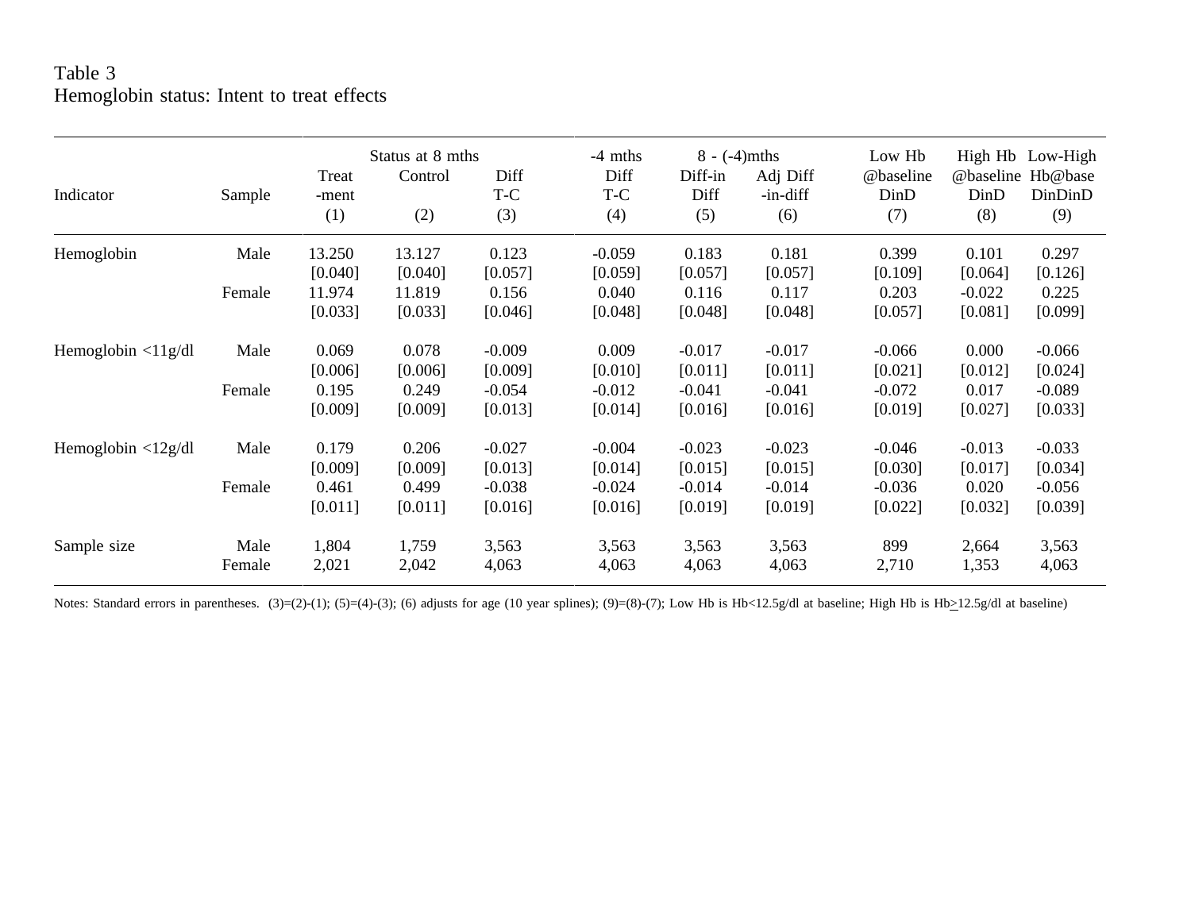Table 3
Hemoglobin status: Intent to treat effects

| Indicator | Sample | Status at 8 mths Treat-ment (1) | Control (2) | Diff T-C (3) | -4 mths Diff T-C (4) | 8 - (-4)mths Diff-in Diff (5) | Adj Diff -in-diff (6) | Low Hb @baseline DinD (7) | High Hb @baseline DinD (8) | Low-High Hb@base DinDinD (9) |
|---|---|---|---|---|---|---|---|---|---|---|
| Hemoglobin | Male | 13.250 | 13.127 | 0.123 | -0.059 | 0.183 | 0.181 | 0.399 | 0.101 | 0.297 |
| | | [0.040] | [0.040] | [0.057] | [0.059] | [0.057] | [0.057] | [0.109] | [0.064] | [0.126] |
| | Female | 11.974 | 11.819 | 0.156 | 0.040 | 0.116 | 0.117 | 0.203 | -0.022 | 0.225 |
| | | [0.033] | [0.033] | [0.046] | [0.048] | [0.048] | [0.048] | [0.057] | [0.081] | [0.099] |
| Hemoglobin <11g/dl | Male | 0.069 | 0.078 | -0.009 | 0.009 | -0.017 | -0.017 | -0.066 | 0.000 | -0.066 |
| | | [0.006] | [0.006] | [0.009] | [0.010] | [0.011] | [0.011] | [0.021] | [0.012] | [0.024] |
| | Female | 0.195 | 0.249 | -0.054 | -0.012 | -0.041 | -0.041 | -0.072 | 0.017 | -0.089 |
| | | [0.009] | [0.009] | [0.013] | [0.014] | [0.016] | [0.016] | [0.019] | [0.027] | [0.033] |
| Hemoglobin <12g/dl | Male | 0.179 | 0.206 | -0.027 | -0.004 | -0.023 | -0.023 | -0.046 | -0.013 | -0.033 |
| | | [0.009] | [0.009] | [0.013] | [0.014] | [0.015] | [0.015] | [0.030] | [0.017] | [0.034] |
| | Female | 0.461 | 0.499 | -0.038 | -0.024 | -0.014 | -0.014 | -0.036 | 0.020 | -0.056 |
| | | [0.011] | [0.011] | [0.016] | [0.016] | [0.019] | [0.019] | [0.022] | [0.032] | [0.039] |
| Sample size | Male | 1,804 | 1,759 | 3,563 | 3,563 | 3,563 | 3,563 | 899 | 2,664 | 3,563 |
| | Female | 2,021 | 2,042 | 4,063 | 4,063 | 4,063 | 4,063 | 2,710 | 1,353 | 4,063 |

Notes: Standard errors in parentheses. (3)=(2)-(1); (5)=(4)-(3); (6) adjusts for age (10 year splines); (9)=(8)-(7); Low Hb is Hb<12.5g/dl at baseline; High Hb is Hb≥12.5g/dl at baseline)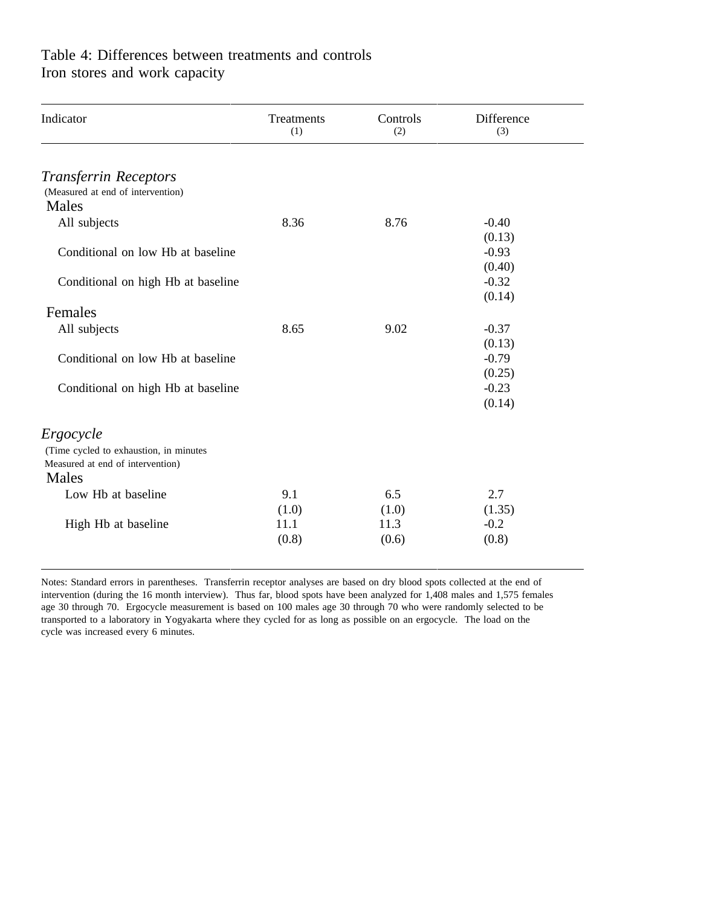Table 4: Differences between treatments and controls
Iron stores and work capacity

| Indicator | Treatments (1) | Controls (2) | Difference (3) |
|---|---|---|---|
| *Transferrin Receptors* | | | |
| (Measured at end of intervention) | | | |
| Males | | | |
| All subjects | 8.36 | 8.76 | -0.40 |
| | | | (0.13) |
| Conditional on low Hb at baseline | | | -0.93 |
| | | | (0.40) |
| Conditional on high Hb at baseline | | | -0.32 |
| | | | (0.14) |
| Females | | | |
| All subjects | 8.65 | 9.02 | -0.37 |
| | | | (0.13) |
| Conditional on low Hb at baseline | | | -0.79 |
| | | | (0.25) |
| Conditional on high Hb at baseline | | | -0.23 |
| | | | (0.14) |
| *Ergocycle* | | | |
| (Time cycled to exhaustion, in minutes Measured at end of intervention) | | | |
| Males | | | |
| Low Hb at baseline | 9.1 | 6.5 | 2.7 |
| | (1.0) | (1.0) | (1.35) |
| High Hb at baseline | 11.1 | 11.3 | -0.2 |
| | (0.8) | (0.6) | (0.8) |

Notes: Standard errors in parentheses. Transferrin receptor analyses are based on dry blood spots collected at the end of intervention (during the 16 month interview). Thus far, blood spots have been analyzed for 1,408 males and 1,575 females age 30 through 70. Ergocycle measurement is based on 100 males age 30 through 70 who were randomly selected to be transported to a laboratory in Yogyakarta where they cycled for as long as possible on an ergocycle. The load on the cycle was increased every 6 minutes.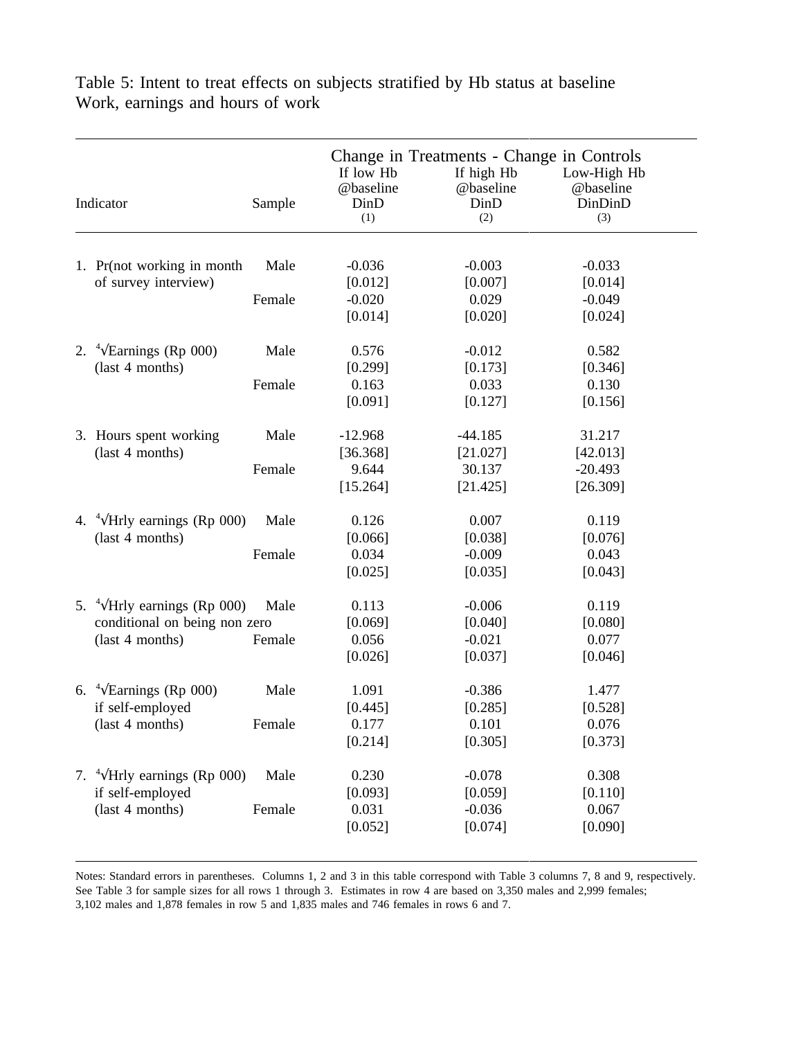Table 5: Intent to treat effects on subjects stratified by Hb status at baseline
Work, earnings and hours of work

| Indicator | Sample | Change in Treatments - Change in Controls<br>If low Hb @baseline DinD (1) | If high Hb @baseline DinD (2) | Low-High Hb @baseline DinDinD (3) |
|---|---|---|---|---|
| 1. Pr(not working in month of survey interview) | Male | -0.036 | -0.003 | -0.033 |
| | | [0.012] | [0.007] | [0.014] |
| | Female | -0.020 | 0.029 | -0.049 |
| | | [0.014] | [0.020] | [0.024] |
| 2. $\sqrt[4]{\text{Earnings}}$ (Rp 000) (last 4 months) | Male | 0.576 | -0.012 | 0.582 |
| | | [0.299] | [0.173] | [0.346] |
| | Female | 0.163 | 0.033 | 0.130 |
| | | [0.091] | [0.127] | [0.156] |
| 3. Hours spent working (last 4 months) | Male | -12.968 | -44.185 | 31.217 |
| | | [36.368] | [21.027] | [42.013] |
| | Female | 9.644 | 30.137 | -20.493 |
| | | [15.264] | [21.425] | [26.309] |
| 4. $\sqrt[4]{\text{Hrly earnings}}$ (Rp 000) (last 4 months) | Male | 0.126 | 0.007 | 0.119 |
| | | [0.066] | [0.038] | [0.076] |
| | Female | 0.034 | -0.009 | 0.043 |
| | | [0.025] | [0.035] | [0.043] |
| 5. $\sqrt[4]{\text{Hrly earnings}}$ (Rp 000) conditional on being non zero (last 4 months) | Male | 0.113 | -0.006 | 0.119 |
| | | [0.069] | [0.040] | [0.080] |
| | Female | 0.056 | -0.021 | 0.077 |
| | | [0.026] | [0.037] | [0.046] |
| 6. $\sqrt[4]{\text{Earnings}}$ (Rp 000) if self-employed (last 4 months) | Male | 1.091 | -0.386 | 1.477 |
| | | [0.445] | [0.285] | [0.528] |
| | Female | 0.177 | 0.101 | 0.076 |
| | | [0.214] | [0.305] | [0.373] |
| 7. $\sqrt[4]{\text{Hrly earnings}}$ (Rp 000) if self-employed (last 4 months) | Male | 0.230 | -0.078 | 0.308 |
| | | [0.093] | [0.059] | [0.110] |
| | Female | 0.031 | -0.036 | 0.067 |
| | | [0.052] | [0.074] | [0.090] |

Notes: Standard errors in parentheses. Columns 1, 2 and 3 in this table correspond with Table 3 columns 7, 8 and 9, respectively. See Table 3 for sample sizes for all rows 1 through 3. Estimates in row 4 are based on 3,350 males and 2,999 females; 3,102 males and 1,878 females in row 5 and 1,835 males and 746 females in rows 6 and 7.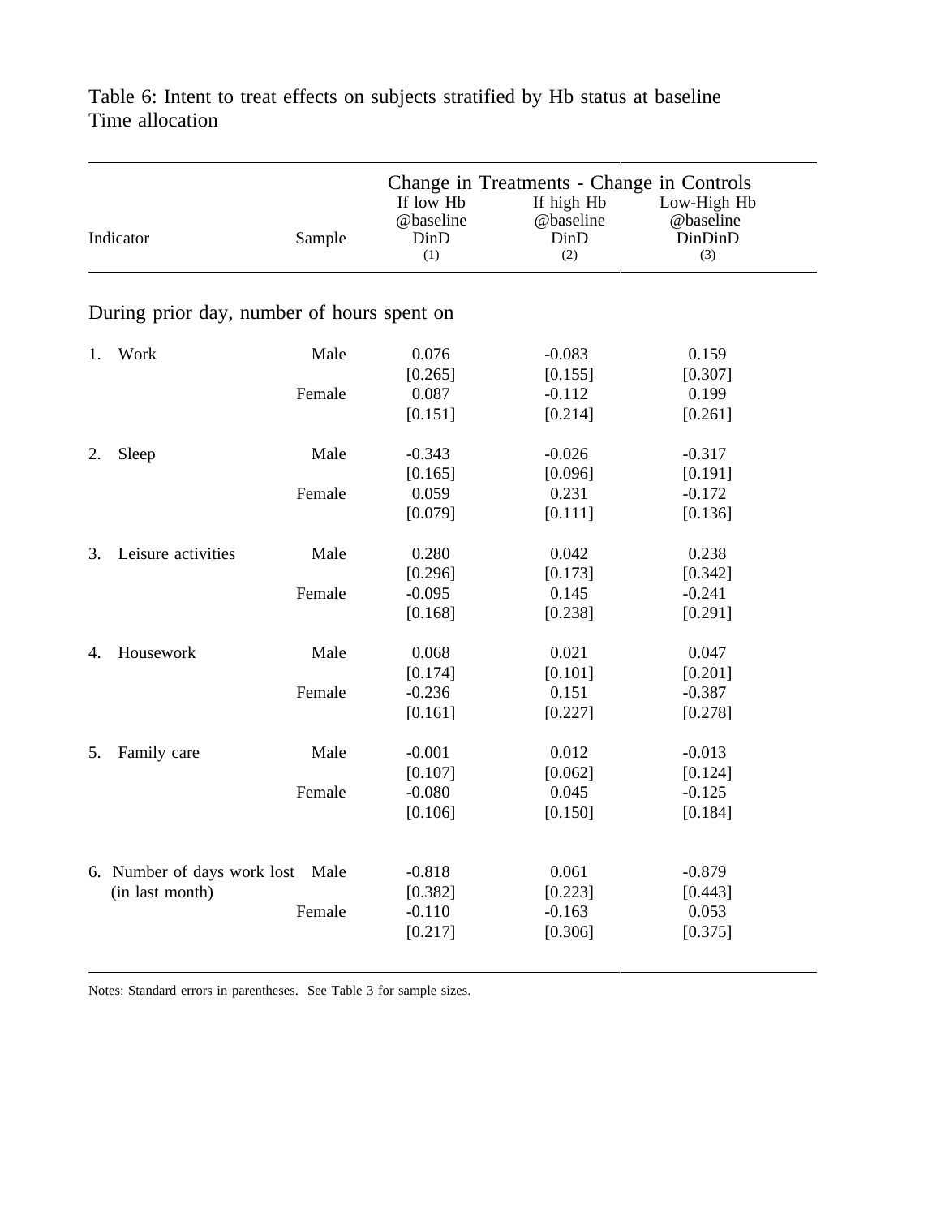Table 6: Intent to treat effects on subjects stratified by Hb status at baseline
Time allocation

| Indicator | Sample | Change in Treatments - Change in Controls | | |
|---|---|---|---|---|
| | | If low Hb @baseline DinD (1) | If high Hb @baseline DinD (2) | Low-High Hb @baseline DinDinD (3) |
| During prior day, number of hours spent on | | | | |
| 1. Work | Male | 0.076 | -0.083 | 0.159 |
| | | [0.265] | [0.155] | [0.307] |
| | Female | 0.087 | -0.112 | 0.199 |
| | | [0.151] | [0.214] | [0.261] |
| 2. Sleep | Male | -0.343 | -0.026 | -0.317 |
| | | [0.165] | [0.096] | [0.191] |
| | Female | 0.059 | 0.231 | -0.172 |
| | | [0.079] | [0.111] | [0.136] |
| 3. Leisure activities | Male | 0.280 | 0.042 | 0.238 |
| | | [0.296] | [0.173] | [0.342] |
| | Female | -0.095 | 0.145 | -0.241 |
| | | [0.168] | [0.238] | [0.291] |
| 4. Housework | Male | 0.068 | 0.021 | 0.047 |
| | | [0.174] | [0.101] | [0.201] |
| | Female | -0.236 | 0.151 | -0.387 |
| | | [0.161] | [0.227] | [0.278] |
| 5. Family care | Male | -0.001 | 0.012 | -0.013 |
| | | [0.107] | [0.062] | [0.124] |
| | Female | -0.080 | 0.045 | -0.125 |
| | | [0.106] | [0.150] | [0.184] |
| 6. Number of days work lost (in last month) | Male | -0.818 | 0.061 | -0.879 |
| | | [0.382] | [0.223] | [0.443] |
| | Female | -0.110 | -0.163 | 0.053 |
| | | [0.217] | [0.306] | [0.375] |

Notes: Standard errors in parentheses. See Table 3 for sample sizes.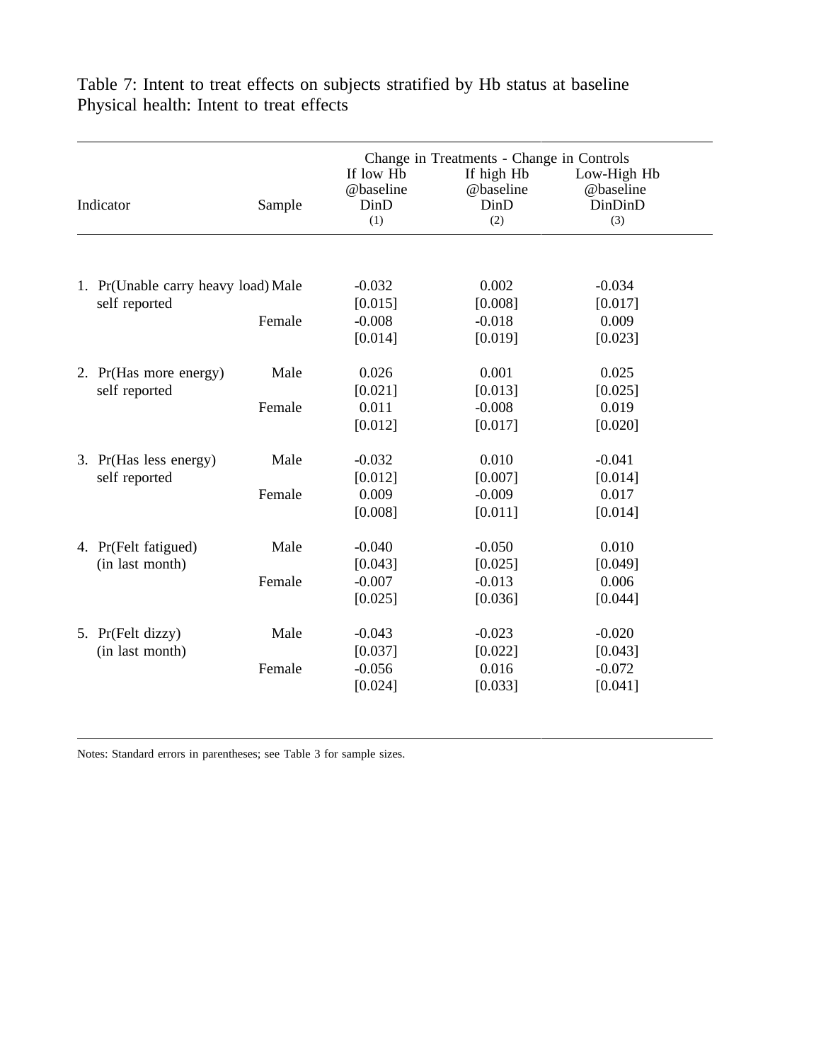Table 7: Intent to treat effects on subjects stratified by Hb status at baseline
Physical health: Intent to treat effects

| Indicator | Sample | Change in Treatments - Change in Controls | | |
|---|---|---|---|---|
| | | If low Hb @baseline DinD (1) | If high Hb @baseline DinD (2) | Low-High Hb @baseline DinDinD (3) |
| 1. Pr(Unable carry heavy load) self reported | Male | -0.032 | 0.002 | -0.034 |
| | | [0.015] | [0.008] | [0.017] |
| | Female | -0.008 | -0.018 | 0.009 |
| | | [0.014] | [0.019] | [0.023] |
| 2. Pr(Has more energy) self reported | Male | 0.026 | 0.001 | 0.025 |
| | | [0.021] | [0.013] | [0.025] |
| | Female | 0.011 | -0.008 | 0.019 |
| | | [0.012] | [0.017] | [0.020] |
| 3. Pr(Has less energy) self reported | Male | -0.032 | 0.010 | -0.041 |
| | | [0.012] | [0.007] | [0.014] |
| | Female | 0.009 | -0.009 | 0.017 |
| | | [0.008] | [0.011] | [0.014] |
| 4. Pr(Felt fatigued) (in last month) | Male | -0.040 | -0.050 | 0.010 |
| | | [0.043] | [0.025] | [0.049] |
| | Female | -0.007 | -0.013 | 0.006 |
| | | [0.025] | [0.036] | [0.044] |
| 5. Pr(Felt dizzy) (in last month) | Male | -0.043 | -0.023 | -0.020 |
| | | [0.037] | [0.022] | [0.043] |
| | Female | -0.056 | 0.016 | -0.072 |
| | | [0.024] | [0.033] | [0.041] |

Notes: Standard errors in parentheses; see Table 3 for sample sizes.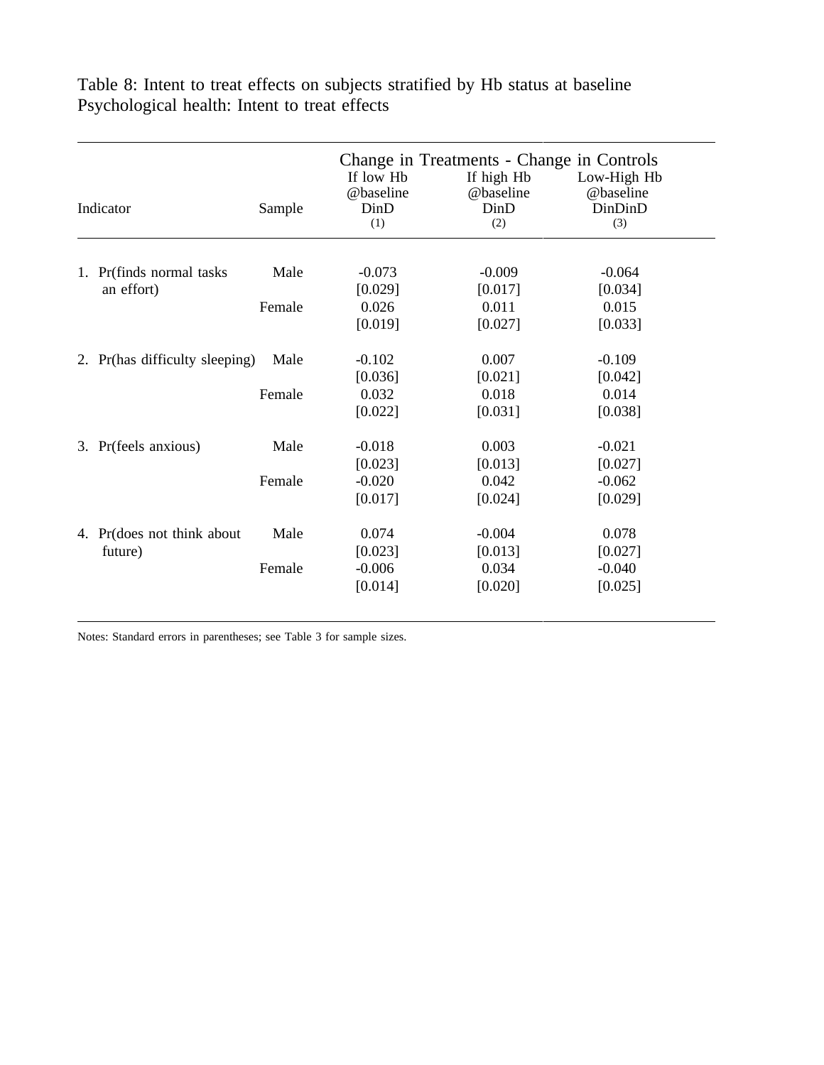Table 8: Intent to treat effects on subjects stratified by Hb status at baseline
Psychological health: Intent to treat effects

| Indicator | Sample | Change in Treatments - Change in Controls | | |
|---|---|---|---|---|
| | | If low Hb @baseline DinD (1) | If high Hb @baseline DinD (2) | Low-High Hb @baseline DinDinD (3) |
| 1. Pr(finds normal tasks an effort) | Male | -0.073 | -0.009 | -0.064 |
| | | [0.029] | [0.017] | [0.034] |
| | Female | 0.026 | 0.011 | 0.015 |
| | | [0.019] | [0.027] | [0.033] |
| 2. Pr(has difficulty sleeping) | Male | -0.102 | 0.007 | -0.109 |
| | | [0.036] | [0.021] | [0.042] |
| | Female | 0.032 | 0.018 | 0.014 |
| | | [0.022] | [0.031] | [0.038] |
| 3. Pr(feels anxious) | Male | -0.018 | 0.003 | -0.021 |
| | | [0.023] | [0.013] | [0.027] |
| | Female | -0.020 | 0.042 | -0.062 |
| | | [0.017] | [0.024] | [0.029] |
| 4. Pr(does not think about future) | Male | 0.074 | -0.004 | 0.078 |
| | | [0.023] | [0.013] | [0.027] |
| | Female | -0.006 | 0.034 | -0.040 |
| | | [0.014] | [0.020] | [0.025] |

Notes: Standard errors in parentheses; see Table 3 for sample sizes.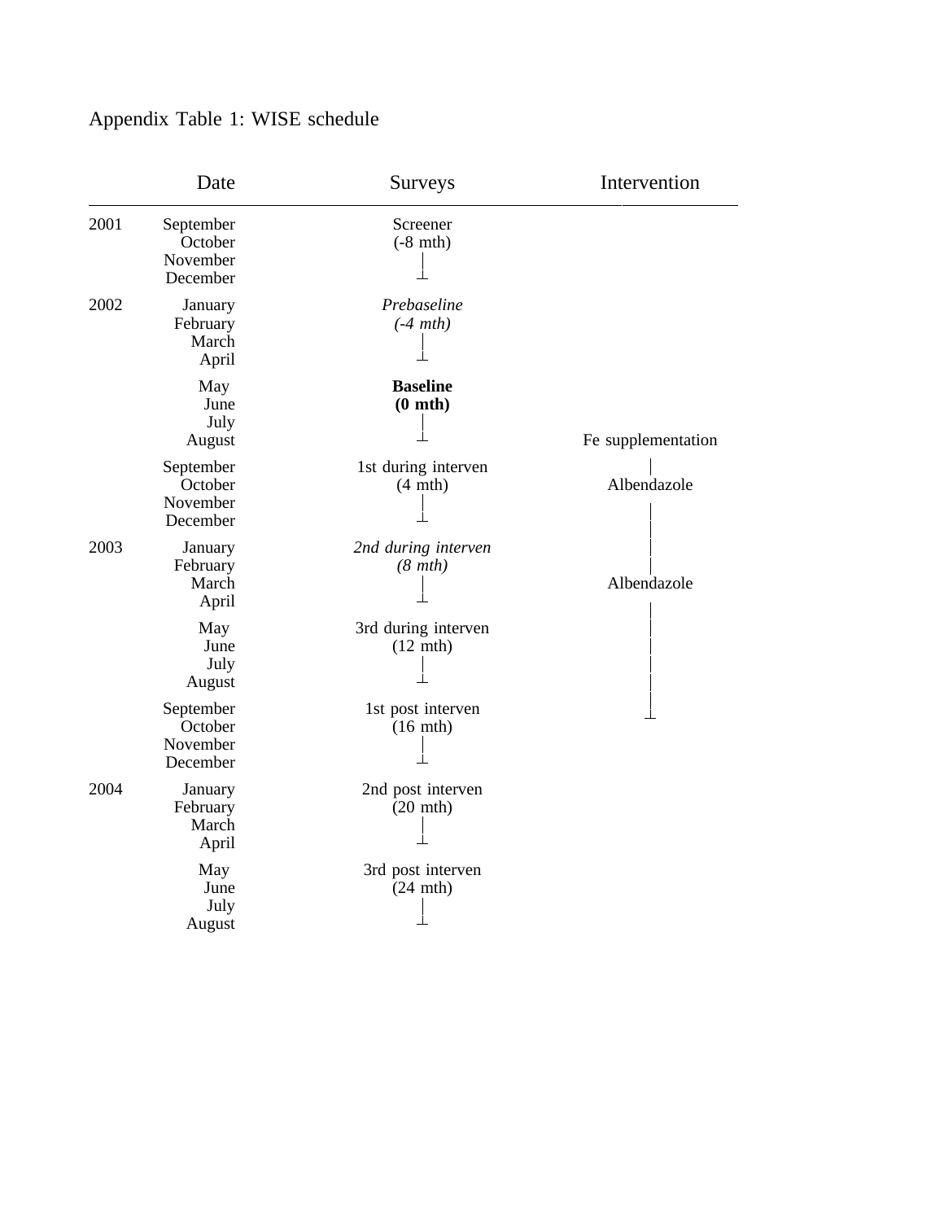Appendix Table 1: WISE schedule

| | Date | Surveys | Intervention |
|---|---|---|---|
| 2001 | September | Screener | |
| | October | (-8 mth) | |
| | November | | | |
| | December | ⊥ | |
| 2002 | January | *Prebaseline* | |
| | February | *(-4 mth)* | |
| | March | | | |
| | April | ⊥ | |
| | May | **Baseline** | |
| | June | **(0 mth)** | |
| | July | | | |
| | August | ⊥ | Fe supplementation |
| | September | 1st during interven | | |
| | October | (4 mth) | Albendazole |
| | November | | | | |
| | December | ⊥ | | |
| 2003 | January | *2nd during interven* | | |
| | February | *(8 mth)* | | |
| | March | | | Albendazole |
| | April | ⊥ | | |
| | May | 3rd during interven | | |
| | June | (12 mth) | | |
| | July | | | | |
| | August | ⊥ | | |
| | September | 1st post interven | ⊥ |
| | October | (16 mth) | |
| | November | | | |
| | December | ⊥ | |
| 2004 | January | 2nd post interven | |
| | February | (20 mth) | |
| | March | | | |
| | April | ⊥ | |
| | May | 3rd post interven | |
| | June | (24 mth) | |
| | July | | | |
| | August | ⊥ | |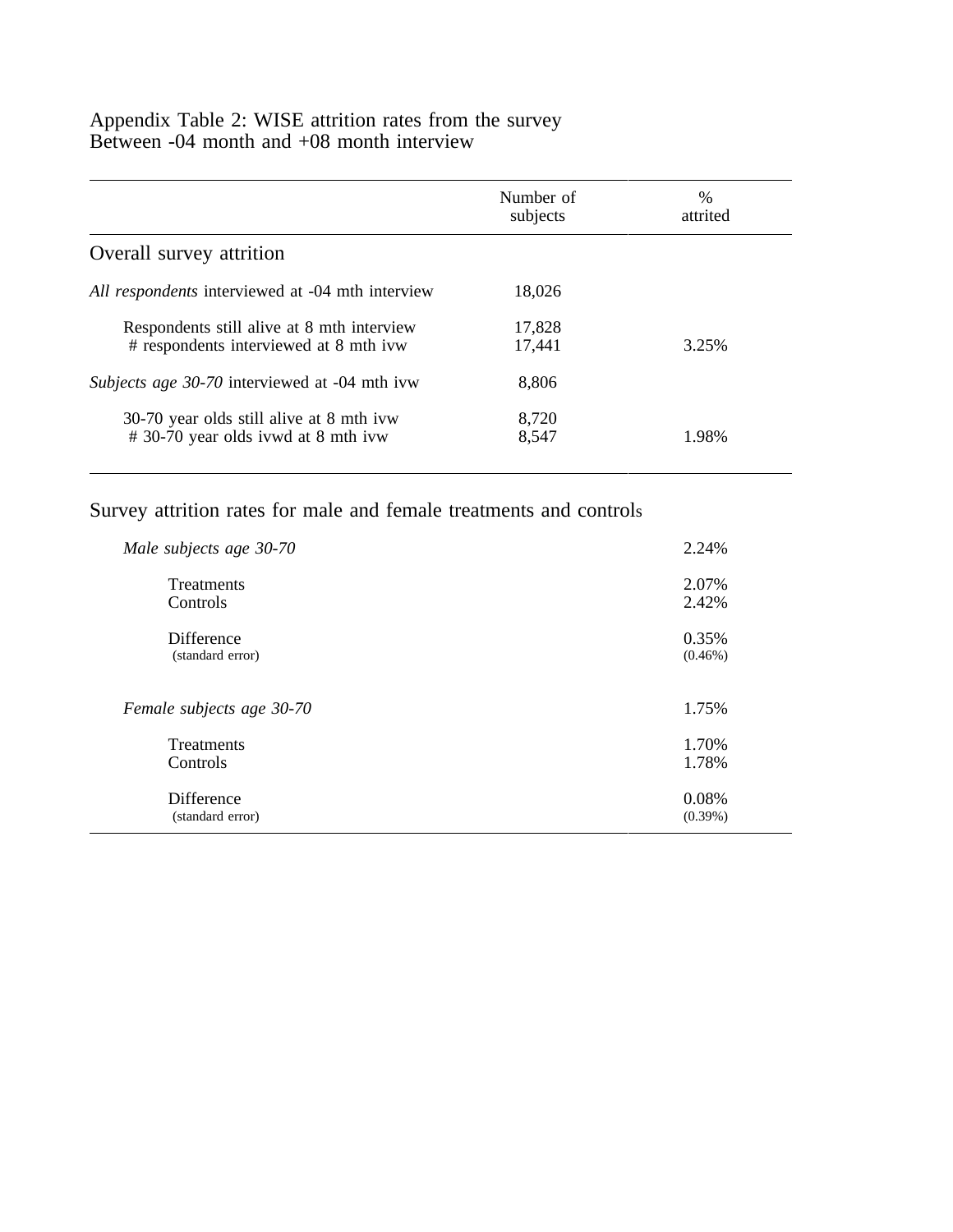Appendix Table 2: WISE attrition rates from the survey
Between -04 month and +08 month interview

| | Number of subjects | % attrited |
|---|---|---|
| **Overall survey attrition** | | |
| *All respondents* interviewed at -04 mth interview | 18,026 | |
| Respondents still alive at 8 mth interview | 17,828 | |
| # respondents interviewed at 8 mth ivw | 17,441 | 3.25% |
| *Subjects age 30-70* interviewed at -04 mth ivw | 8,806 | |
| 30-70 year olds still alive at 8 mth ivw | 8,720 | |
| # 30-70 year olds ivwd at 8 mth ivw | 8,547 | 1.98% |
| **Survey attrition rates for male and female treatments and controls** | | |
| *Male subjects age 30-70* | | 2.24% |
| Treatments | | 2.07% |
| Controls | | 2.42% |
| Difference | | 0.35% |
| (standard error) | | (0.46%) |
| *Female subjects age 30-70* | | 1.75% |
| Treatments | | 1.70% |
| Controls | | 1.78% |
| Difference | | 0.08% |
| (standard error) | | (0.39%) |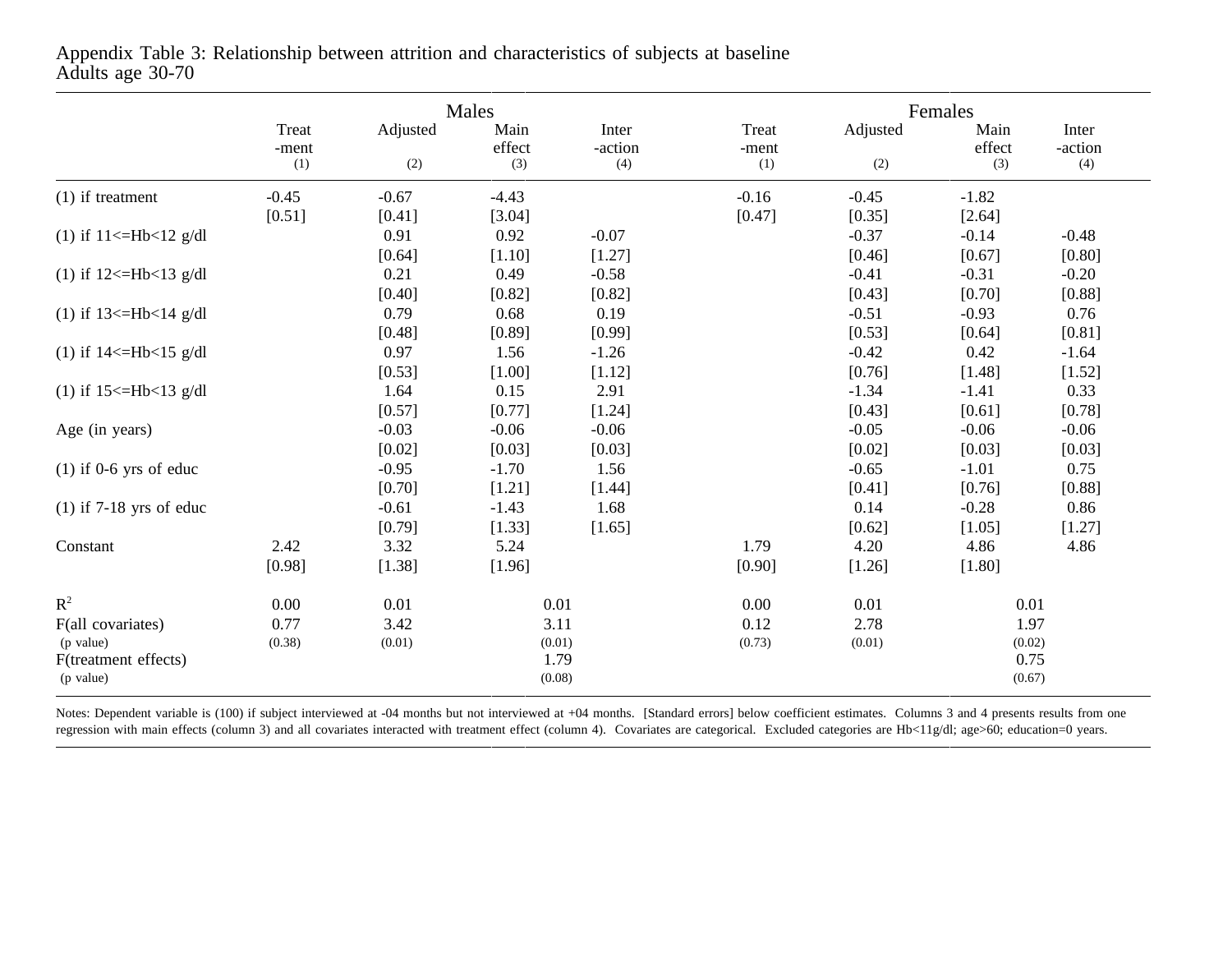Appendix Table 3: Relationship between attrition and characteristics of subjects at baseline
Adults age 30-70

| | Males | | | | Females | | | |
|---|---|---|---|---|---|---|---|---|
| | Treat -ment (1) | Adjusted (2) | Main effect (3) | Inter -action (4) | Treat -ment (1) | Adjusted (2) | Main effect (3) | Inter -action (4) |
| (1) if treatment | -0.45 | -0.67 | -4.43 | | -0.16 | -0.45 | -1.82 | |
| | [0.51] | [0.41] | [3.04] | | [0.47] | [0.35] | [2.64] | |
| (1) if 11<=Hb<12 g/dl | | 0.91 | 0.92 | -0.07 | | -0.37 | -0.14 | -0.48 |
| | | [0.64] | [1.10] | [1.27] | | [0.46] | [0.67] | [0.80] |
| (1) if 12<=Hb<13 g/dl | | 0.21 | 0.49 | -0.58 | | -0.41 | -0.31 | -0.20 |
| | | [0.40] | [0.82] | [0.82] | | [0.43] | [0.70] | [0.88] |
| (1) if 13<=Hb<14 g/dl | | 0.79 | 0.68 | 0.19 | | -0.51 | -0.93 | 0.76 |
| | | [0.48] | [0.89] | [0.99] | | [0.53] | [0.64] | [0.81] |
| (1) if 14<=Hb<15 g/dl | | 0.97 | 1.56 | -1.26 | | -0.42 | 0.42 | -1.64 |
| | | [0.53] | [1.00] | [1.12] | | [0.76] | [1.48] | [1.52] |
| (1) if 15<=Hb<13 g/dl | | 1.64 | 0.15 | 2.91 | | -1.34 | -1.41 | 0.33 |
| | | [0.57] | [0.77] | [1.24] | | [0.43] | [0.61] | [0.78] |
| Age (in years) | | -0.03 | -0.06 | -0.06 | | -0.05 | -0.06 | -0.06 |
| | | [0.02] | [0.03] | [0.03] | | [0.02] | [0.03] | [0.03] |
| (1) if 0-6 yrs of educ | | -0.95 | -1.70 | 1.56 | | -0.65 | -1.01 | 0.75 |
| | | [0.70] | [1.21] | [1.44] | | [0.41] | [0.76] | [0.88] |
| (1) if 7-18 yrs of educ | | -0.61 | -1.43 | 1.68 | | 0.14 | -0.28 | 0.86 |
| | | [0.79] | [1.33] | [1.65] | | [0.62] | [1.05] | [1.27] |
| Constant | 2.42 | 3.32 | 5.24 | | 1.79 | 4.20 | 4.86 | 4.86 |
| | [0.98] | [1.38] | [1.96] | | [0.90] | [1.26] | [1.80] | |
| $R^2$ | 0.00 | 0.01 | 0.01 | | 0.00 | 0.01 | 0.01 | |
| F(all covariates) | 0.77 | 3.42 | 3.11 | | 0.12 | 2.78 | 1.97 | |
| (p value) | (0.38) | (0.01) | (0.01) | | (0.73) | (0.01) | (0.02) | |
| F(treatment effects) | | | 1.79 | | | | 0.75 | |
| (p value) | | | (0.08) | | | | (0.67) | |

Notes: Dependent variable is (100) if subject interviewed at -04 months but not interviewed at +04 months. [Standard errors] below coefficient estimates. Columns 3 and 4 presents results from one regression with main effects (column 3) and all covariates interacted with treatment effect (column 4). Covariates are categorical. Excluded categories are Hb<11g/dl; age>60; education=0 years.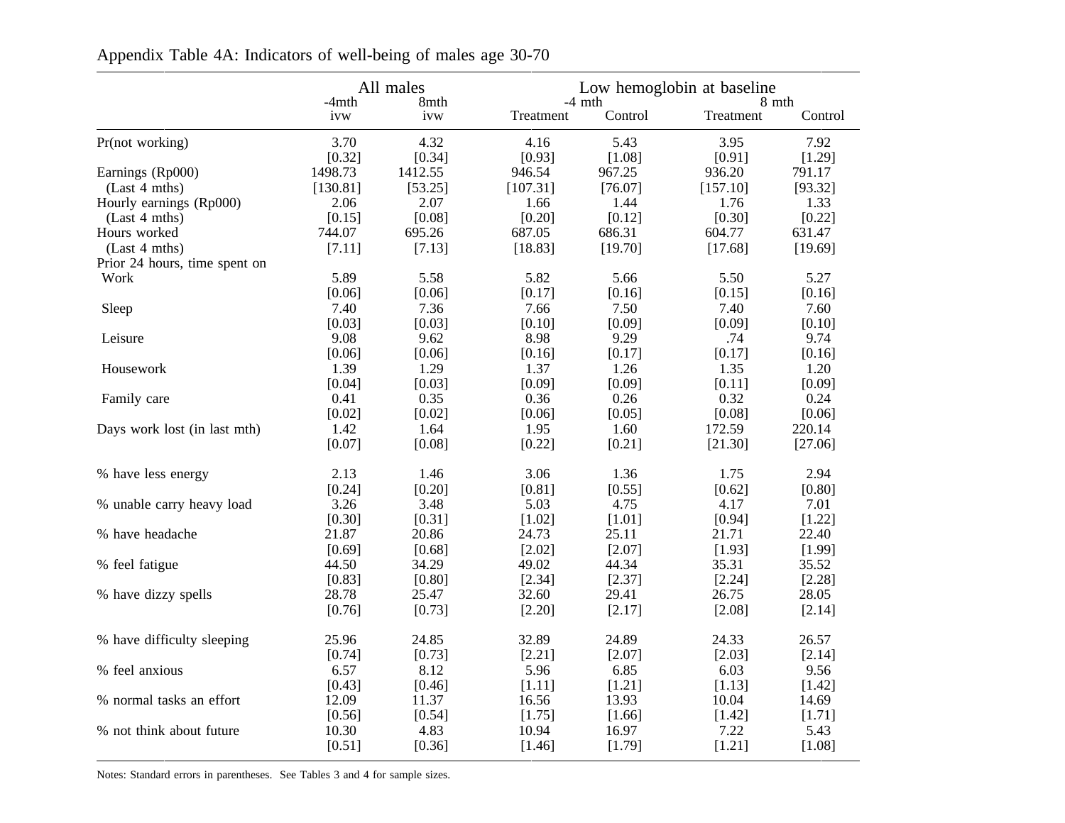Appendix Table 4A: Indicators of well-being of males age 30-70

| | All males | | Low hemoglobin at baseline | | | |
|---|---|---|---|---|---|---|
| | -4mth ivw | 8mth ivw | -4 mth Treatment | -4 mth Control | 8 mth Treatment | 8 mth Control |
| Pr(not working) | 3.70 | 4.32 | 4.16 | 5.43 | 3.95 | 7.92 |
| | [0.32] | [0.34] | [0.93] | [1.08] | [0.91] | [1.29] |
| Earnings (Rp000) | 1498.73 | 1412.55 | 946.54 | 967.25 | 936.20 | 791.17 |
| (Last 4 mths) | [130.81] | [53.25] | [107.31] | [76.07] | [157.10] | [93.32] |
| Hourly earnings (Rp000) | 2.06 | 2.07 | 1.66 | 1.44 | 1.76 | 1.33 |
| (Last 4 mths) | [0.15] | [0.08] | [0.20] | [0.12] | [0.30] | [0.22] |
| Hours worked | 744.07 | 695.26 | 687.05 | 686.31 | 604.77 | 631.47 |
| (Last 4 mths) | [7.11] | [7.13] | [18.83] | [19.70] | [17.68] | [19.69] |
| Prior 24 hours, time spent on | | | | | | |
| Work | 5.89 | 5.58 | 5.82 | 5.66 | 5.50 | 5.27 |
| | [0.06] | [0.06] | [0.17] | [0.16] | [0.15] | [0.16] |
| Sleep | 7.40 | 7.36 | 7.66 | 7.50 | 7.40 | 7.60 |
| | [0.03] | [0.03] | [0.10] | [0.09] | [0.09] | [0.10] |
| Leisure | 9.08 | 9.62 | 8.98 | 9.29 | .74 | 9.74 |
| | [0.06] | [0.06] | [0.16] | [0.17] | [0.17] | [0.16] |
| Housework | 1.39 | 1.29 | 1.37 | 1.26 | 1.35 | 1.20 |
| | [0.04] | [0.03] | [0.09] | [0.09] | [0.11] | [0.09] |
| Family care | 0.41 | 0.35 | 0.36 | 0.26 | 0.32 | 0.24 |
| | [0.02] | [0.02] | [0.06] | [0.05] | [0.08] | [0.06] |
| Days work lost (in last mth) | 1.42 | 1.64 | 1.95 | 1.60 | 172.59 | 220.14 |
| | [0.07] | [0.08] | [0.22] | [0.21] | [21.30] | [27.06] |
| % have less energy | 2.13 | 1.46 | 3.06 | 1.36 | 1.75 | 2.94 |
| | [0.24] | [0.20] | [0.81] | [0.55] | [0.62] | [0.80] |
| % unable carry heavy load | 3.26 | 3.48 | 5.03 | 4.75 | 4.17 | 7.01 |
| | [0.30] | [0.31] | [1.02] | [1.01] | [0.94] | [1.22] |
| % have headache | 21.87 | 20.86 | 24.73 | 25.11 | 21.71 | 22.40 |
| | [0.69] | [0.68] | [2.02] | [2.07] | [1.93] | [1.99] |
| % feel fatigue | 44.50 | 34.29 | 49.02 | 44.34 | 35.31 | 35.52 |
| | [0.83] | [0.80] | [2.34] | [2.37] | [2.24] | [2.28] |
| % have dizzy spells | 28.78 | 25.47 | 32.60 | 29.41 | 26.75 | 28.05 |
| | [0.76] | [0.73] | [2.20] | [2.17] | [2.08] | [2.14] |
| % have difficulty sleeping | 25.96 | 24.85 | 32.89 | 24.89 | 24.33 | 26.57 |
| | [0.74] | [0.73] | [2.21] | [2.07] | [2.03] | [2.14] |
| % feel anxious | 6.57 | 8.12 | 5.96 | 6.85 | 6.03 | 9.56 |
| | [0.43] | [0.46] | [1.11] | [1.21] | [1.13] | [1.42] |
| % normal tasks an effort | 12.09 | 11.37 | 16.56 | 13.93 | 10.04 | 14.69 |
| | [0.56] | [0.54] | [1.75] | [1.66] | [1.42] | [1.71] |
| % not think about future | 10.30 | 4.83 | 10.94 | 16.97 | 7.22 | 5.43 |
| | [0.51] | [0.36] | [1.46] | [1.79] | [1.21] | [1.08] |

Notes: Standard errors in parentheses. See Tables 3 and 4 for sample sizes.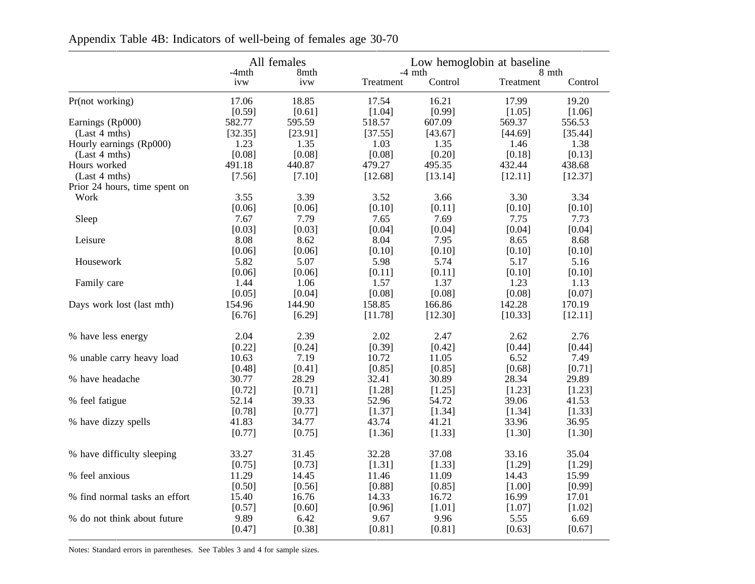# Appendix Table 4B: Indicators of well-being of females age 30-70

| | All females | | Low hemoglobin at baseline | | | |
|---|---|---|---|---|---|---|
| | -4mth ivw | 8mth ivw | -4 mth Treatment | -4 mth Control | 8 mth Treatment | 8 mth Control |
| Pr(not working) | 17.06 | 18.85 | 17.54 | 16.21 | 17.99 | 19.20 |
| | [0.59] | [0.61] | [1.04] | [0.99] | [1.05] | [1.06] |
| Earnings (Rp000) (Last 4 mths) | 582.77 | 595.59 | 518.57 | 607.09 | 569.37 | 556.53 |
| | [32.35] | [23.91] | [37.55] | [43.67] | [44.69] | [35.44] |
| Hourly earnings (Rp000) (Last 4 mths) | 1.23 | 1.35 | 1.03 | 1.35 | 1.46 | 1.38 |
| | [0.08] | [0.08] | [0.08] | [0.20] | [0.18] | [0.13] |
| Hours worked (Last 4 mths) | 491.18 | 440.87 | 479.27 | 495.35 | 432.44 | 438.68 |
| | [7.56] | [7.10] | [12.68] | [13.14] | [12.11] | [12.37] |
| Prior 24 hours, time spent on | | | | | | |
| Work | 3.55 | 3.39 | 3.52 | 3.66 | 3.30 | 3.34 |
| | [0.06] | [0.06] | [0.10] | [0.11] | [0.10] | [0.10] |
| Sleep | 7.67 | 7.79 | 7.65 | 7.69 | 7.75 | 7.73 |
| | [0.03] | [0.03] | [0.04] | [0.04] | [0.04] | [0.04] |
| Leisure | 8.08 | 8.62 | 8.04 | 7.95 | 8.65 | 8.68 |
| | [0.06] | [0.06] | [0.10] | [0.10] | [0.10] | [0.10] |
| Housework | 5.82 | 5.07 | 5.98 | 5.74 | 5.17 | 5.16 |
| | [0.06] | [0.06] | [0.11] | [0.11] | [0.10] | [0.10] |
| Family care | 1.44 | 1.06 | 1.57 | 1.37 | 1.23 | 1.13 |
| | [0.05] | [0.04] | [0.08] | [0.08] | [0.08] | [0.07] |
| Days work lost (last mth) | 154.96 | 144.90 | 158.85 | 166.86 | 142.28 | 170.19 |
| | [6.76] | [6.29] | [11.78] | [12.30] | [10.33] | [12.11] |
| % have less energy | 2.04 | 2.39 | 2.02 | 2.47 | 2.62 | 2.76 |
| | [0.22] | [0.24] | [0.39] | [0.42] | [0.44] | [0.44] |
| % unable carry heavy load | 10.63 | 7.19 | 10.72 | 11.05 | 6.52 | 7.49 |
| | [0.48] | [0.41] | [0.85] | [0.85] | [0.68] | [0.71] |
| % have headache | 30.77 | 28.29 | 32.41 | 30.89 | 28.34 | 29.89 |
| | [0.72] | [0.71] | [1.28] | [1.25] | [1.23] | [1.23] |
| % feel fatigue | 52.14 | 39.33 | 52.96 | 54.72 | 39.06 | 41.53 |
| | [0.78] | [0.77] | [1.37] | [1.34] | [1.34] | [1.33] |
| % have dizzy spells | 41.83 | 34.77 | 43.74 | 41.21 | 33.96 | 36.95 |
| | [0.77] | [0.75] | [1.36] | [1.33] | [1.30] | [1.30] |
| % have difficulty sleeping | 33.27 | 31.45 | 32.28 | 37.08 | 33.16 | 35.04 |
| | [0.75] | [0.73] | [1.31] | [1.33] | [1.29] | [1.29] |
| % feel anxious | 11.29 | 14.45 | 11.46 | 11.09 | 14.43 | 15.99 |
| | [0.50] | [0.56] | [0.88] | [0.85] | [1.00] | [0.99] |
| % find normal tasks an effort | 15.40 | 16.76 | 14.33 | 16.72 | 16.99 | 17.01 |
| | [0.57] | [0.60] | [0.96] | [1.01] | [1.07] | [1.02] |
| % do not think about future | 9.89 | 6.42 | 9.67 | 9.96 | 5.55 | 6.69 |
| | [0.47] | [0.38] | [0.81] | [0.81] | [0.63] | [0.67] |

Notes: Standard errors in parentheses. See Tables 3 and 4 for sample sizes.